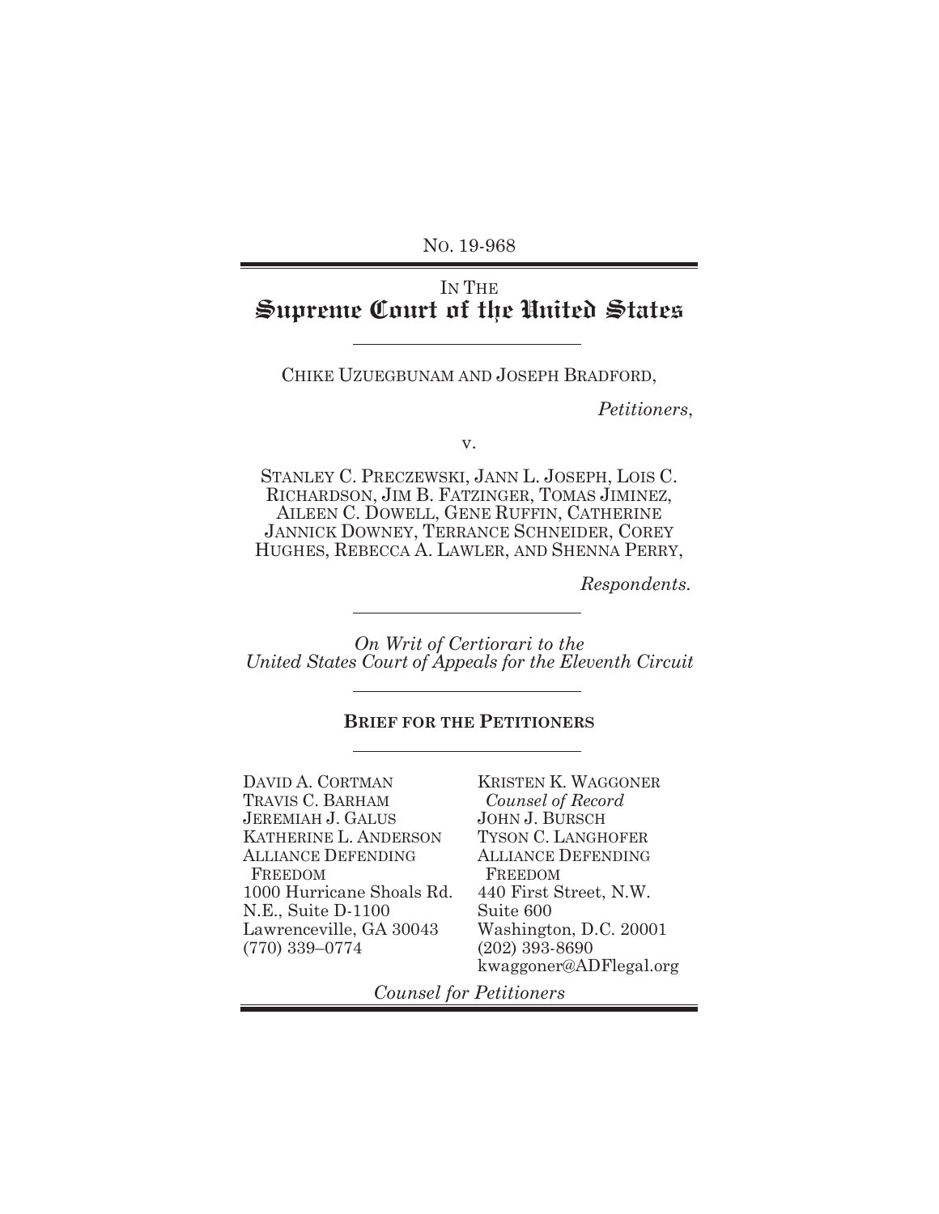No. 19-968

IN THE
# Supreme Court of the United States

CHIKE UZUEGBUNAM AND JOSEPH BRADFORD,

*Petitioners*,

v.

STANLEY C. PRECZEWSKI, JANN L. JOSEPH, LOIS C. RICHARDSON, JIM B. FATZINGER, TOMAS JIMINEZ, AILEEN C. DOWELL, GENE RUFFIN, CATHERINE JANNICK DOWNEY, TERRANCE SCHNEIDER, COREY HUGHES, REBECCA A. LAWLER, AND SHENNA PERRY,

*Respondents.*

*On Writ of Certiorari to the United States Court of Appeals for the Eleventh Circuit*

**BRIEF FOR THE PETITIONERS**

DAVID A. CORTMAN
TRAVIS C. BARHAM
JEREMIAH J. GALUS
KATHERINE L. ANDERSON
ALLIANCE DEFENDING FREEDOM
1000 Hurricane Shoals Rd. N.E., Suite D-1100
Lawrenceville, GA 30043
(770) 339–0774

KRISTEN K. WAGGONER
*Counsel of Record*
JOHN J. BURSCH
TYSON C. LANGHOFER
ALLIANCE DEFENDING FREEDOM
440 First Street, N.W.
Suite 600
Washington, D.C. 20001
(202) 393-8690
kwaggoner@ADFlegal.org

*Counsel for Petitioners*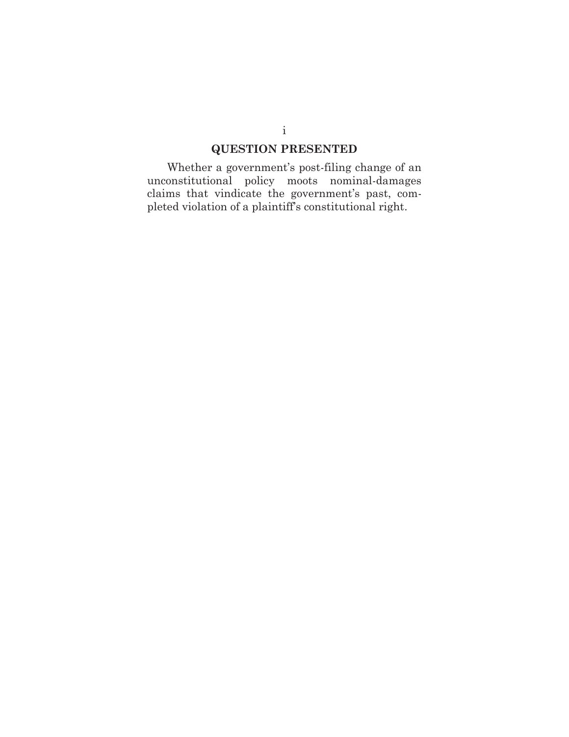## QUESTION PRESENTED

Whether a government's post-filing change of an unconstitutional policy moots nominal-damages claims that vindicate the government's past, completed violation of a plaintiff's constitutional right.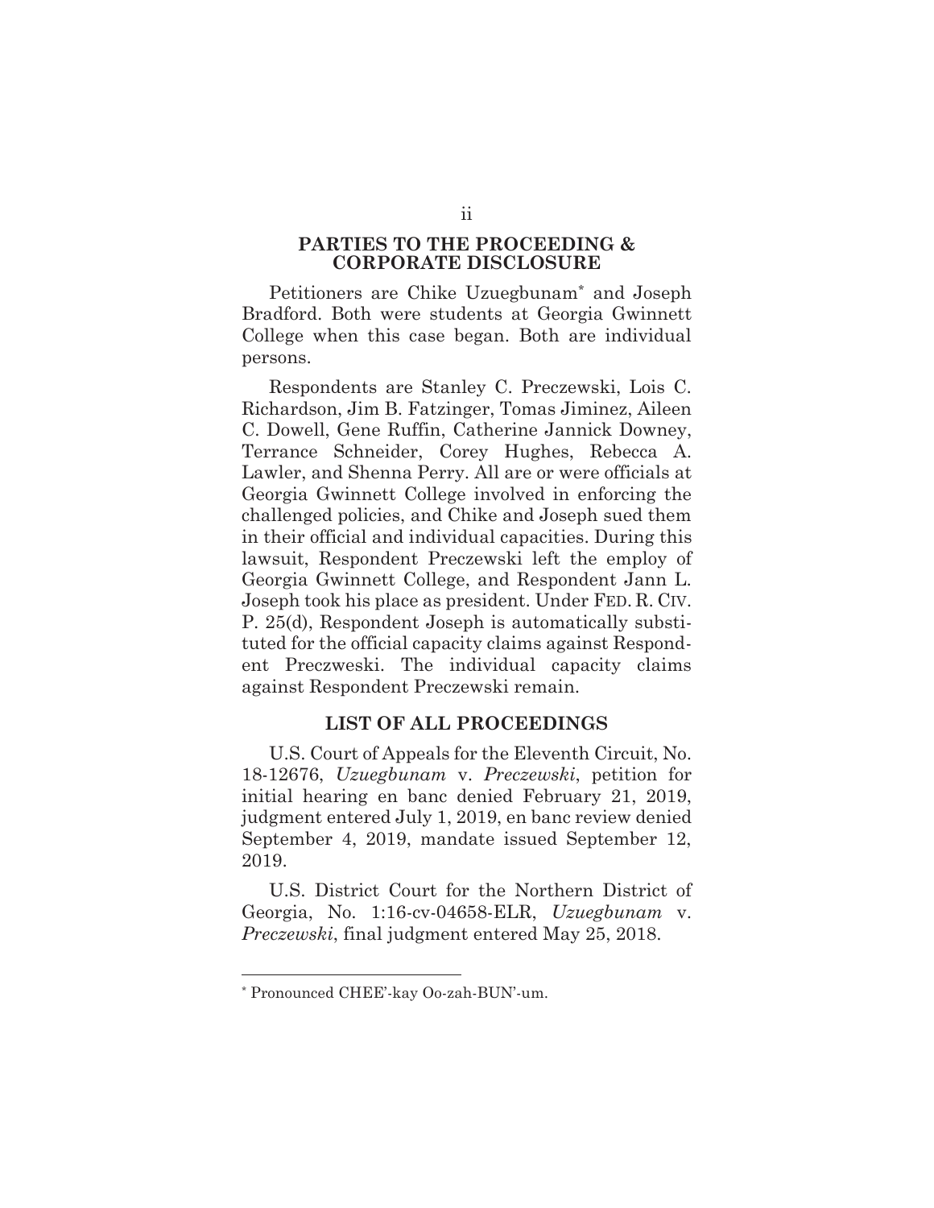## PARTIES TO THE PROCEEDING & CORPORATE DISCLOSURE

Petitioners are Chike Uzuegbunam* and Joseph Bradford. Both were students at Georgia Gwinnett College when this case began. Both are individual persons.

Respondents are Stanley C. Preczewski, Lois C. Richardson, Jim B. Fatzinger, Tomas Jiminez, Aileen C. Dowell, Gene Ruffin, Catherine Jannick Downey, Terrance Schneider, Corey Hughes, Rebecca A. Lawler, and Shenna Perry. All are or were officials at Georgia Gwinnett College involved in enforcing the challenged policies, and Chike and Joseph sued them in their official and individual capacities. During this lawsuit, Respondent Preczewski left the employ of Georgia Gwinnett College, and Respondent Jann L. Joseph took his place as president. Under FED. R. CIV. P. 25(d), Respondent Joseph is automatically substituted for the official capacity claims against Respondent Preczweski. The individual capacity claims against Respondent Preczewski remain.

## LIST OF ALL PROCEEDINGS

U.S. Court of Appeals for the Eleventh Circuit, No. 18-12676, *Uzuegbunam* v. *Preczewski*, petition for initial hearing en banc denied February 21, 2019, judgment entered July 1, 2019, en banc review denied September 4, 2019, mandate issued September 12, 2019.

U.S. District Court for the Northern District of Georgia, No. 1:16-cv-04658-ELR, *Uzuegbunam* v. *Preczewski*, final judgment entered May 25, 2018.

---

* Pronounced CHEE'-kay Oo-zah-BUN'-um.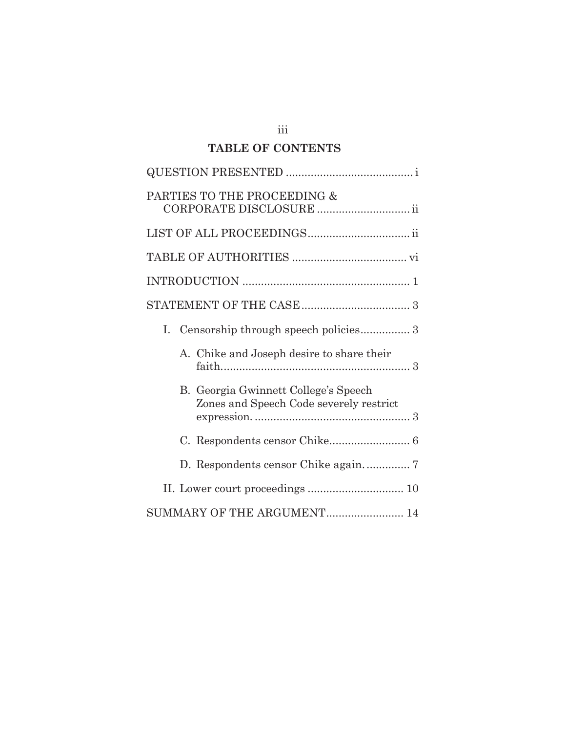## TABLE OF CONTENTS

QUESTION PRESENTED ........................................ i

PARTIES TO THE PROCEEDING & CORPORATE DISCLOSURE ............................ ii

LIST OF ALL PROCEEDINGS................................ ii

TABLE OF AUTHORITIES .................................... vi

INTRODUCTION ..................................................... 1

STATEMENT OF THE CASE.................................. 3

- I. Censorship through speech policies............... 3
  - A. Chike and Joseph desire to share their faith............................................................ 3
  - B. Georgia Gwinnett College's Speech Zones and Speech Code severely restrict expression. ................................................. 3
  - C. Respondents censor Chike......................... 6
  - D. Respondents censor Chike again. ............. 7
- II. Lower court proceedings .............................. 10

SUMMARY OF THE ARGUMENT........................ 14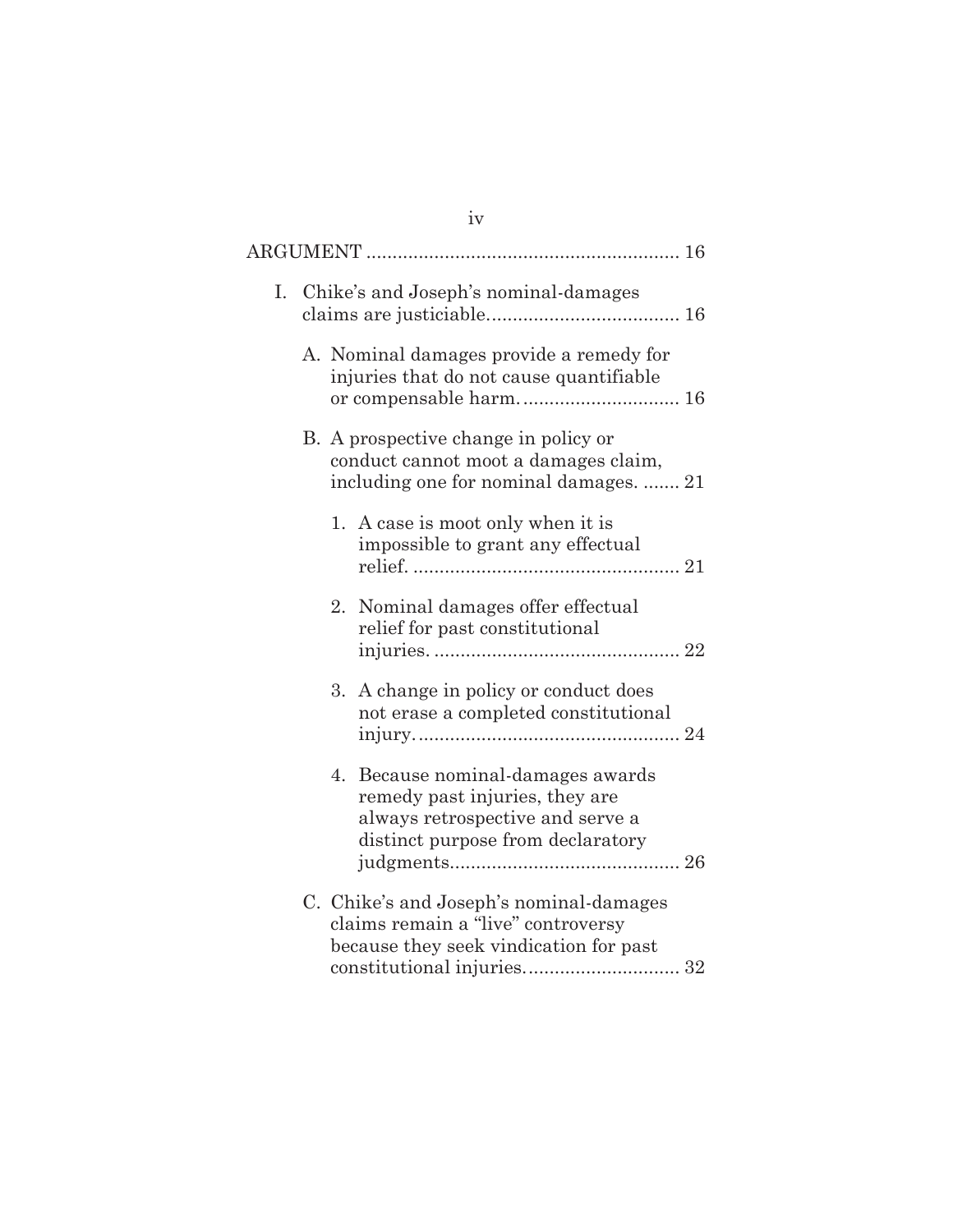ARGUMENT ............................................................ 16

I. Chike's and Joseph's nominal-damages claims are justiciable.................................... 16

   A. Nominal damages provide a remedy for injuries that do not cause quantifiable or compensable harm.............................. 16

   B. A prospective change in policy or conduct cannot moot a damages claim, including one for nominal damages. ....... 21

      1. A case is moot only when it is impossible to grant any effectual relief. .................................................. 21

      2. Nominal damages offer effectual relief for past constitutional injuries. ............................................... 22

      3. A change in policy or conduct does not erase a completed constitutional injury.................................................. 24

      4. Because nominal-damages awards remedy past injuries, they are always retrospective and serve a distinct purpose from declaratory judgments........................................... 26

   C. Chike's and Joseph's nominal-damages claims remain a "live" controversy because they seek vindication for past constitutional injuries............................. 32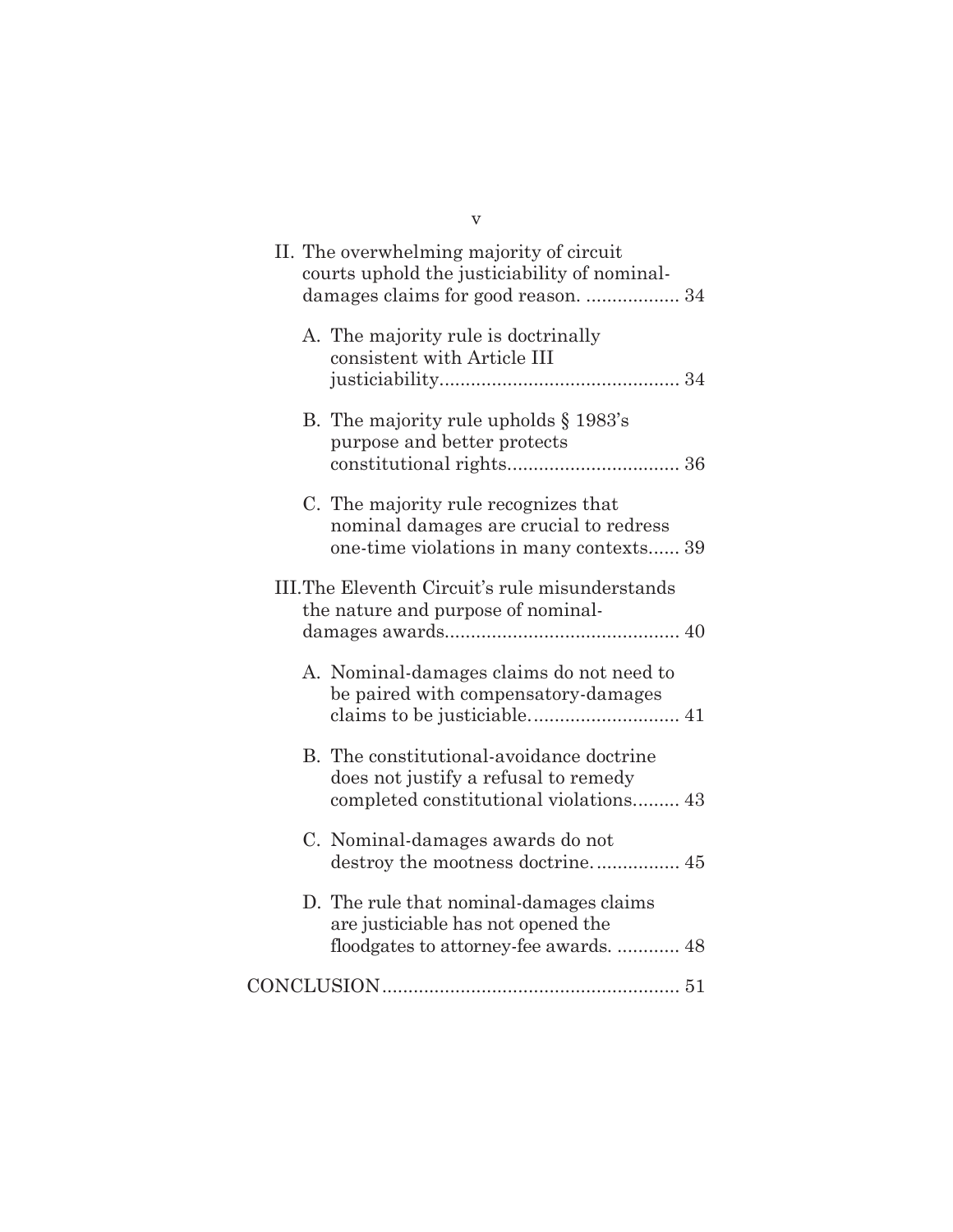II. The overwhelming majority of circuit courts uphold the justiciability of nominal-damages claims for good reason. .................. 34

   A. The majority rule is doctrinally consistent with Article III justiciability............................................. 34

   B. The majority rule upholds § 1983's purpose and better protects constitutional rights................................ 36

   C. The majority rule recognizes that nominal damages are crucial to redress one-time violations in many contexts...... 39

III. The Eleventh Circuit's rule misunderstands the nature and purpose of nominal-damages awards............................................ 40

   A. Nominal-damages claims do not need to be paired with compensatory-damages claims to be justiciable............................ 41

   B. The constitutional-avoidance doctrine does not justify a refusal to remedy completed constitutional violations......... 43

   C. Nominal-damages awards do not destroy the mootness doctrine................ 45

   D. The rule that nominal-damages claims are justiciable has not opened the floodgates to attorney-fee awards. ............ 48

CONCLUSION........................................................ 51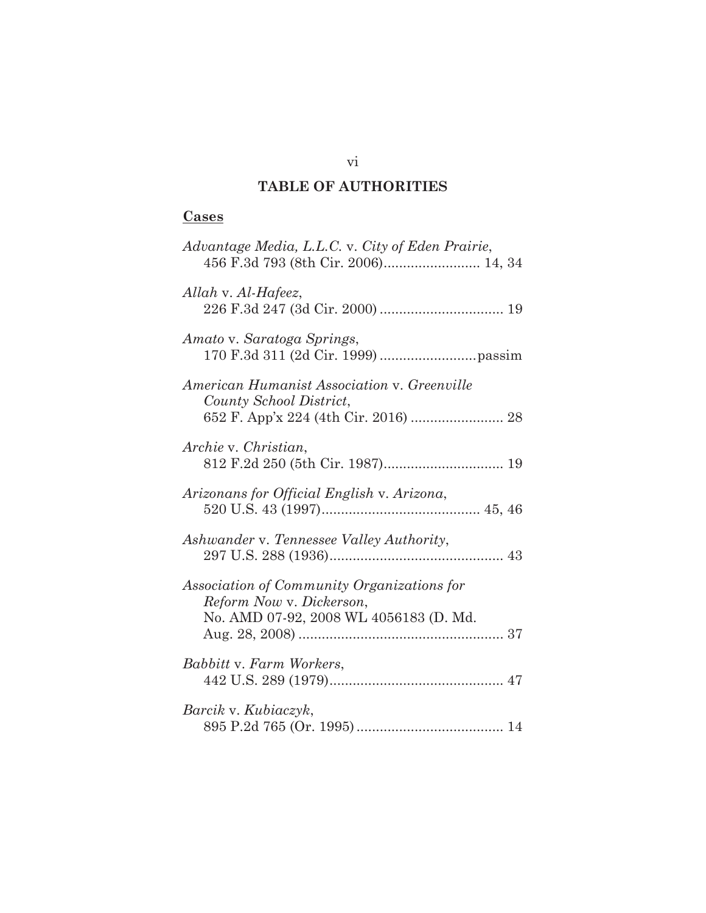# TABLE OF AUTHORITIES

## Cases

*Advantage Media, L.L.C.* v. *City of Eden Prairie*, 456 F.3d 793 (8th Cir. 2006)......................... 14, 34

*Allah* v. *Al-Hafeez*, 226 F.3d 247 (3d Cir. 2000) ................................ 19

*Amato* v. *Saratoga Springs*, 170 F.3d 311 (2d Cir. 1999) .........................passim

*American Humanist Association* v. *Greenville County School District*, 652 F. App'x 224 (4th Cir. 2016) ........................ 28

*Archie* v. *Christian*, 812 F.2d 250 (5th Cir. 1987)............................... 19

*Arizonans for Official English* v. *Arizona*, 520 U.S. 43 (1997)......................................... 45, 46

*Ashwander* v. *Tennessee Valley Authority*, 297 U.S. 288 (1936)............................................. 43

*Association of Community Organizations for Reform Now* v. *Dickerson*, No. AMD 07-92, 2008 WL 4056183 (D. Md. Aug. 28, 2008) ..................................................... 37

*Babbitt* v. *Farm Workers*, 442 U.S. 289 (1979)............................................. 47

*Barcik* v. *Kubiaczyk*, 895 P.2d 765 (Or. 1995) ...................................... 14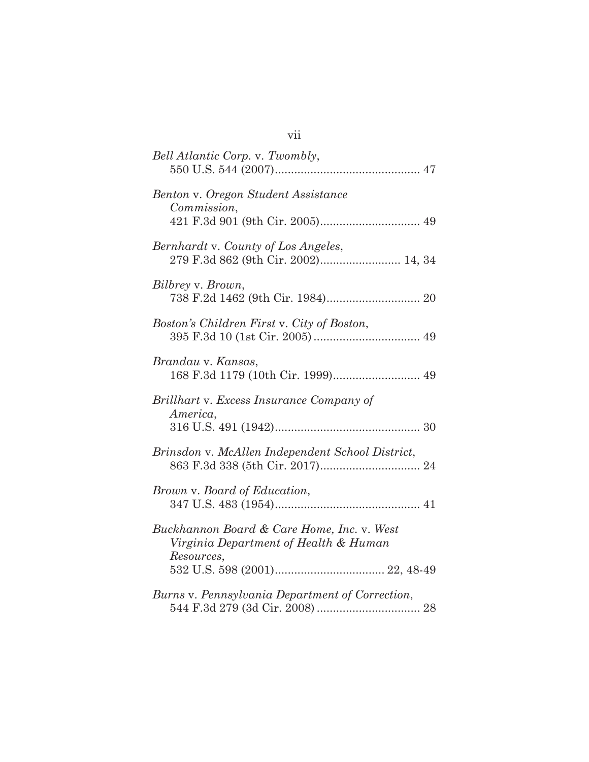*Bell Atlantic Corp.* v. *Twombly*,
550 U.S. 544 (2007)............................................. 47

*Benton* v. *Oregon Student Assistance Commission*,
421 F.3d 901 (9th Cir. 2005)............................... 49

*Bernhardt* v. *County of Los Angeles*,
279 F.3d 862 (9th Cir. 2002)......................... 14, 34

*Bilbrey* v. *Brown*,
738 F.2d 1462 (9th Cir. 1984)............................. 20

*Boston's Children First* v. *City of Boston*,
395 F.3d 10 (1st Cir. 2005) ................................. 49

*Brandau* v. *Kansas*,
168 F.3d 1179 (10th Cir. 1999)........................... 49

*Brillhart* v. *Excess Insurance Company of America*,
316 U.S. 491 (1942)............................................. 30

*Brinsdon* v. *McAllen Independent School District*,
863 F.3d 338 (5th Cir. 2017)............................... 24

*Brown* v. *Board of Education*,
347 U.S. 483 (1954)............................................. 41

*Buckhannon Board & Care Home, Inc.* v. *West Virginia Department of Health & Human Resources*,
532 U.S. 598 (2001).................................. 22, 48-49

*Burns* v. *Pennsylvania Department of Correction*,
544 F.3d 279 (3d Cir. 2008) ................................ 28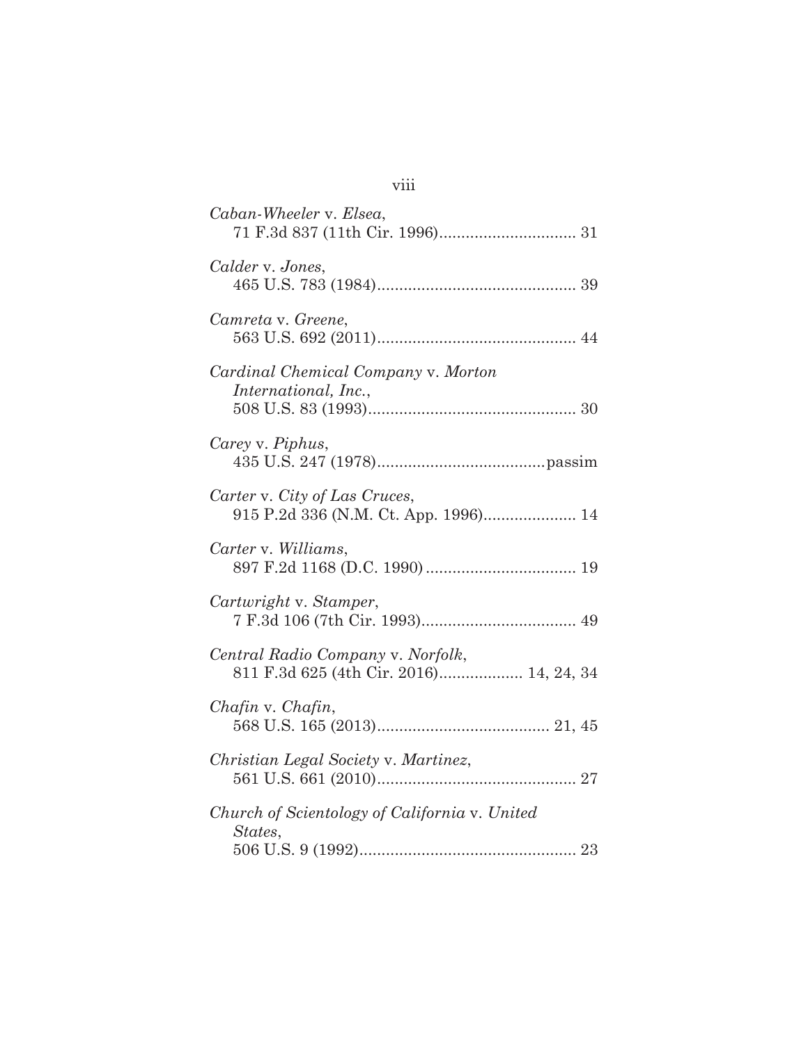*Caban-Wheeler* v. *Elsea*,
71 F.3d 837 (11th Cir. 1996)............................... 31

*Calder* v. *Jones*,
465 U.S. 783 (1984)............................................ 39

*Camreta* v. *Greene*,
563 U.S. 692 (2011)............................................ 44

*Cardinal Chemical Company* v. *Morton International, Inc.*,
508 U.S. 83 (1993).............................................. 30

*Carey* v. *Piphus*,
435 U.S. 247 (1978).....................................passim

*Carter* v. *City of Las Cruces*,
915 P.2d 336 (N.M. Ct. App. 1996).................... 14

*Carter* v. *Williams*,
897 F.2d 1168 (D.C. 1990) ................................. 19

*Cartwright* v. *Stamper*,
7 F.3d 106 (7th Cir. 1993).................................. 49

*Central Radio Company* v. *Norfolk*,
811 F.3d 625 (4th Cir. 2016).................. 14, 24, 34

*Chafin* v. *Chafin*,
568 U.S. 165 (2013)...................................... 21, 45

*Christian Legal Society* v. *Martinez*,
561 U.S. 661 (2010)............................................ 27

*Church of Scientology of California* v. *United States*,
506 U.S. 9 (1992)................................................ 23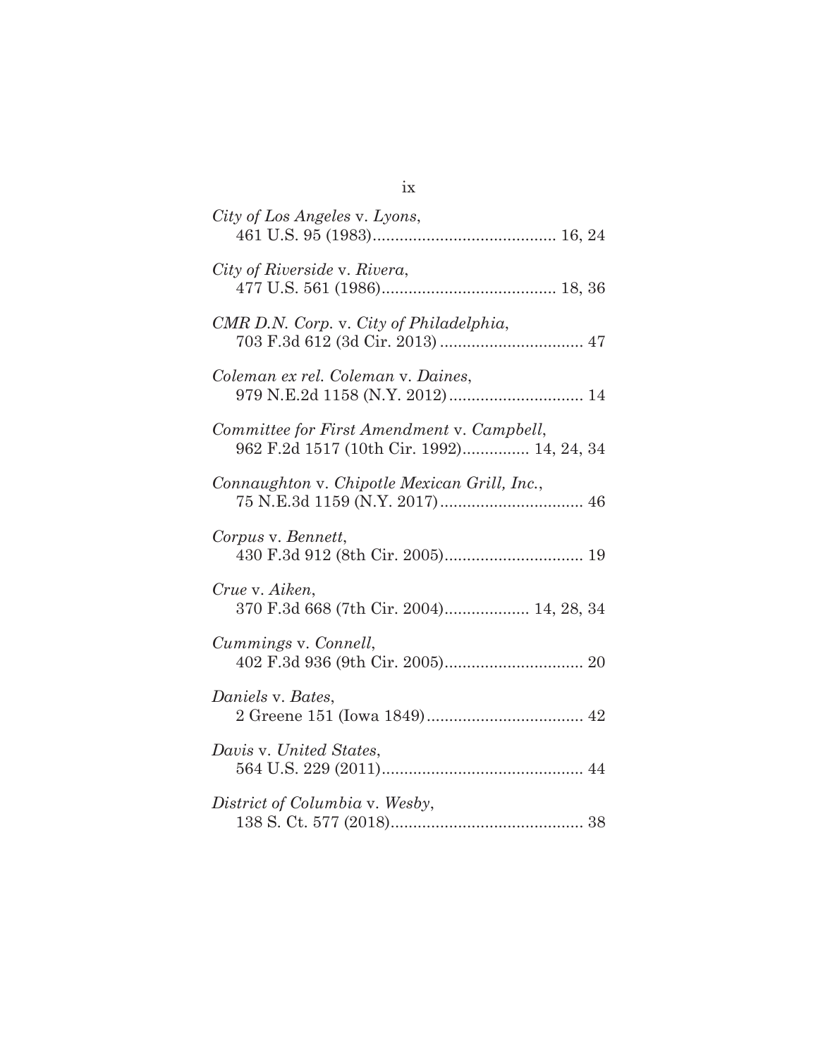*City of Los Angeles* v. *Lyons*,
461 U.S. 95 (1983)......................................... 16, 24

*City of Riverside* v. *Rivera*,
477 U.S. 561 (1986)....................................... 18, 36

*CMR D.N. Corp.* v. *City of Philadelphia*,
703 F.3d 612 (3d Cir. 2013) ................................ 47

*Coleman ex rel. Coleman* v. *Daines*,
979 N.E.2d 1158 (N.Y. 2012) .............................. 14

*Committee for First Amendment* v. *Campbell*,
962 F.2d 1517 (10th Cir. 1992)............... 14, 24, 34

*Connaughton* v. *Chipotle Mexican Grill, Inc.*,
75 N.E.3d 1159 (N.Y. 2017) ................................ 46

*Corpus* v. *Bennett*,
430 F.3d 912 (8th Cir. 2005)............................... 19

*Crue* v. *Aiken*,
370 F.3d 668 (7th Cir. 2004).................. 14, 28, 34

*Cummings* v. *Connell*,
402 F.3d 936 (9th Cir. 2005)............................... 20

*Daniels* v. *Bates*,
2 Greene 151 (Iowa 1849)................................... 42

*Davis* v. *United States*,
564 U.S. 229 (2011)............................................. 44

*District of Columbia* v. *Wesby*,
138 S. Ct. 577 (2018)........................................... 38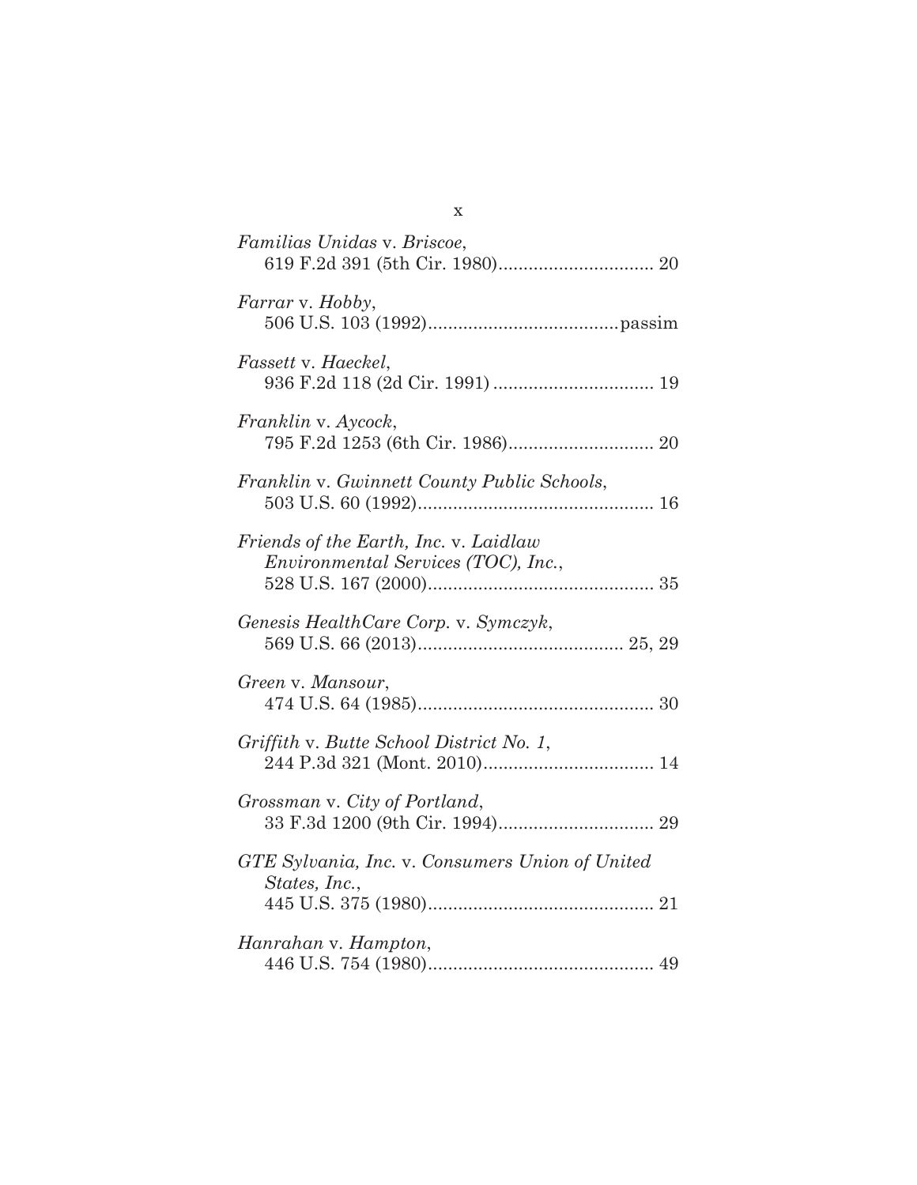*Familias Unidas* v. *Briscoe*,
619 F.2d 391 (5th Cir. 1980)............................... 20

*Farrar* v. *Hobby*,
506 U.S. 103 (1992).....................................passim

*Fassett* v. *Haeckel*,
936 F.2d 118 (2d Cir. 1991) ................................ 19

*Franklin* v. *Aycock*,
795 F.2d 1253 (6th Cir. 1986)............................. 20

*Franklin* v. *Gwinnett County Public Schools*,
503 U.S. 60 (1992)............................................... 16

*Friends of the Earth, Inc.* v. *Laidlaw Environmental Services (TOC), Inc.*,
528 U.S. 167 (2000)............................................. 35

*Genesis HealthCare Corp.* v. *Symczyk*,
569 U.S. 66 (2013)......................................... 25, 29

*Green* v. *Mansour*,
474 U.S. 64 (1985)............................................... 30

*Griffith* v. *Butte School District No. 1*,
244 P.3d 321 (Mont. 2010).................................. 14

*Grossman* v. *City of Portland*,
33 F.3d 1200 (9th Cir. 1994)............................... 29

*GTE Sylvania, Inc.* v. *Consumers Union of United States, Inc.*,
445 U.S. 375 (1980)............................................. 21

*Hanrahan* v. *Hampton*,
446 U.S. 754 (1980)............................................. 49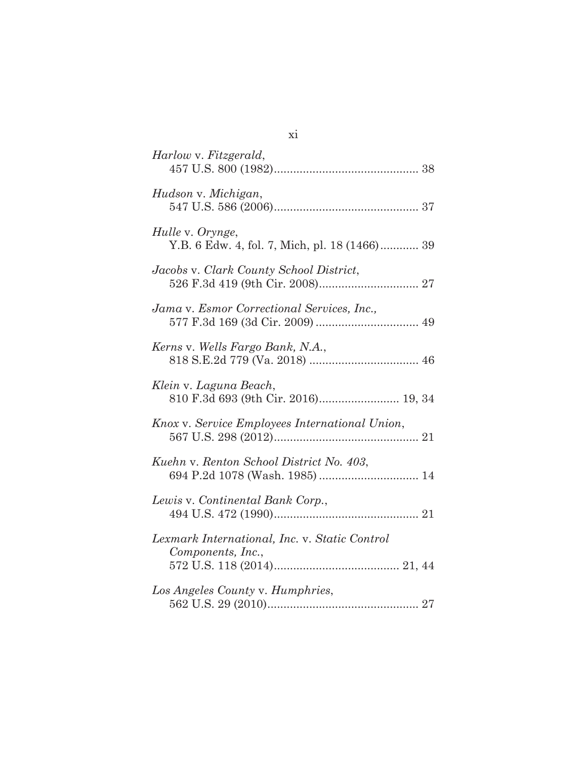*Harlow* v. *Fitzgerald*,
457 U.S. 800 (1982)............................................ 38

*Hudson* v. *Michigan*,
547 U.S. 586 (2006)............................................ 37

*Hulle* v. *Orynge*,
Y.B. 6 Edw. 4, fol. 7, Mich, pl. 18 (1466)............ 39

*Jacobs* v. *Clark County School District*,
526 F.3d 419 (9th Cir. 2008)............................... 27

*Jama* v. *Esmor Correctional Services, Inc.*,
577 F.3d 169 (3d Cir. 2009) ................................ 49

*Kerns* v. *Wells Fargo Bank, N.A.*,
818 S.E.2d 779 (Va. 2018) .................................. 46

*Klein* v. *Laguna Beach*,
810 F.3d 693 (9th Cir. 2016)......................... 19, 34

*Knox* v. *Service Employees International Union*,
567 U.S. 298 (2012)............................................ 21

*Kuehn* v. *Renton School District No. 403*,
694 P.2d 1078 (Wash. 1985) ............................... 14

*Lewis* v. *Continental Bank Corp.*,
494 U.S. 472 (1990)............................................ 21

*Lexmark International, Inc.* v. *Static Control Components, Inc.*,
572 U.S. 118 (2014)...................................... 21, 44

*Los Angeles County* v. *Humphries*,
562 U.S. 29 (2010).............................................. 27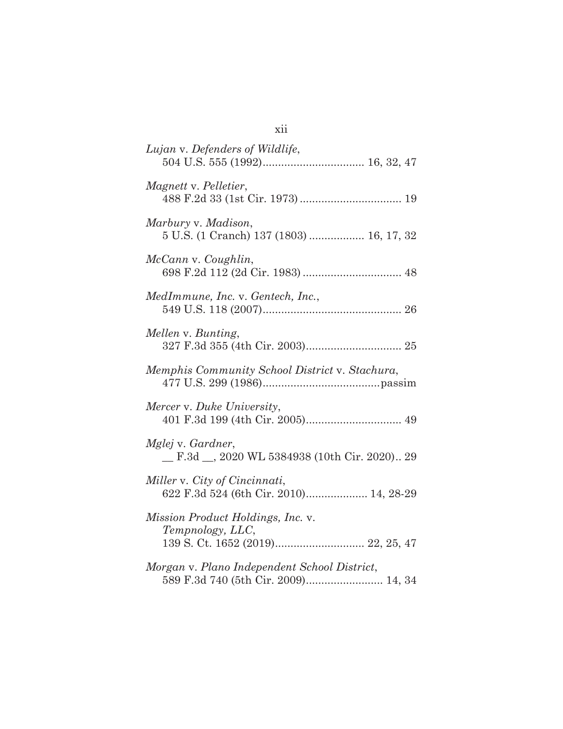*Lujan* v. *Defenders of Wildlife*,
504 U.S. 555 (1992)................................ 16, 32, 47

*Magnett* v. *Pelletier*,
488 F.2d 33 (1st Cir. 1973) ................................ 19

*Marbury* v. *Madison*,
5 U.S. (1 Cranch) 137 (1803) .................. 16, 17, 32

*McCann* v. *Coughlin*,
698 F.2d 112 (2d Cir. 1983) ................................ 48

*MedImmune, Inc.* v. *Gentech, Inc.*,
549 U.S. 118 (2007)............................................ 26

*Mellen* v. *Bunting*,
327 F.3d 355 (4th Cir. 2003)............................... 25

*Memphis Community School District* v. *Stachura*,
477 U.S. 299 (1986).....................................passim

*Mercer* v. *Duke University*,
401 F.3d 199 (4th Cir. 2005)............................... 49

*Mglej* v. *Gardner*,
__ F.3d __, 2020 WL 5384938 (10th Cir. 2020).. 29

*Miller* v. *City of Cincinnati*,
622 F.3d 524 (6th Cir. 2010).................... 14, 28-29

*Mission Product Holdings, Inc.* v.
*Tempnology, LLC*,
139 S. Ct. 1652 (2019)............................ 22, 25, 47

*Morgan* v. *Plano Independent School District*,
589 F.3d 740 (5th Cir. 2009)........................ 14, 34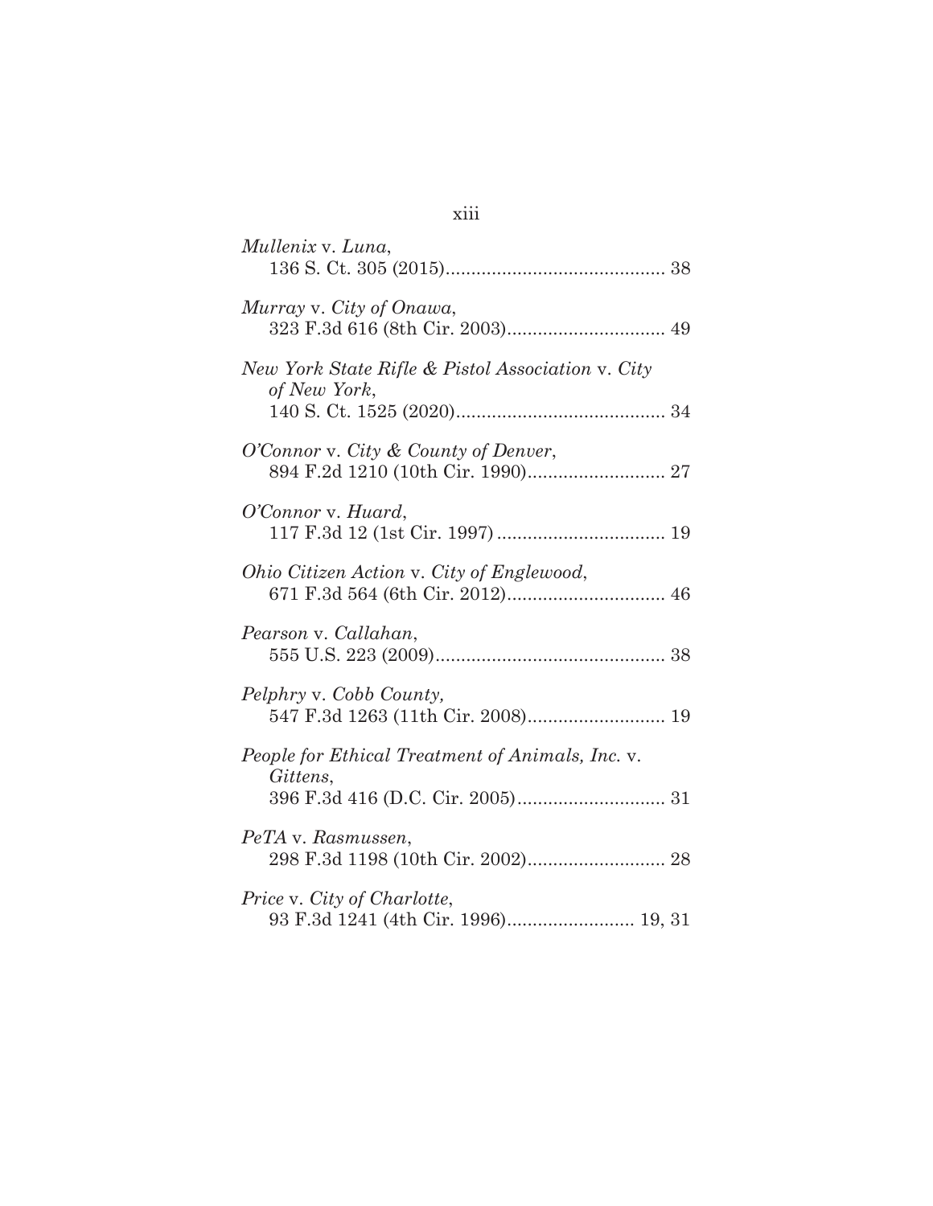*Mullenix* v. *Luna*,
136 S. Ct. 305 (2015)........................................... 38

*Murray* v. *City of Onawa*,
323 F.3d 616 (8th Cir. 2003)............................... 49

*New York State Rifle & Pistol Association* v. *City of New York*,
140 S. Ct. 1525 (2020)......................................... 34

*O'Connor* v. *City & County of Denver*,
894 F.2d 1210 (10th Cir. 1990)........................... 27

*O'Connor* v. *Huard*,
117 F.3d 12 (1st Cir. 1997) ................................. 19

*Ohio Citizen Action* v. *City of Englewood*,
671 F.3d 564 (6th Cir. 2012)............................... 46

*Pearson* v. *Callahan*,
555 U.S. 223 (2009)............................................. 38

*Pelphry* v. *Cobb County,*
547 F.3d 1263 (11th Cir. 2008)........................... 19

*People for Ethical Treatment of Animals, Inc.* v. *Gittens*,
396 F.3d 416 (D.C. Cir. 2005)............................. 31

*PeTA* v. *Rasmussen*,
298 F.3d 1198 (10th Cir. 2002)........................... 28

*Price* v. *City of Charlotte*,
93 F.3d 1241 (4th Cir. 1996)......................... 19, 31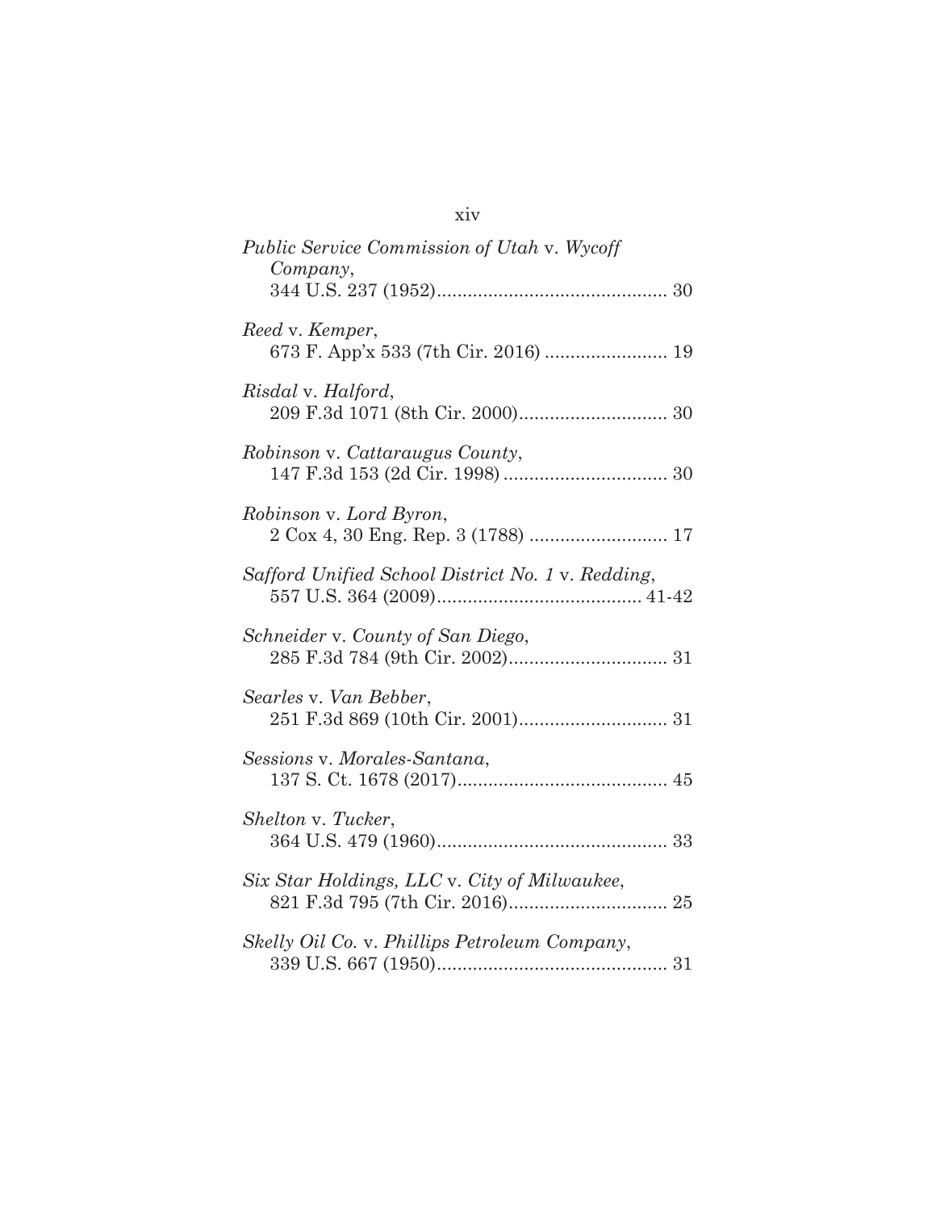*Public Service Commission of Utah* v. *Wycoff Company*,
344 U.S. 237 (1952)............................................ 30

*Reed* v. *Kemper*,
673 F. App'x 533 (7th Cir. 2016) ........................ 19

*Risdal* v. *Halford*,
209 F.3d 1071 (8th Cir. 2000)............................. 30

*Robinson* v. *Cattaraugus County*,
147 F.3d 153 (2d Cir. 1998) ................................ 30

*Robinson* v. *Lord Byron*,
2 Cox 4, 30 Eng. Rep. 3 (1788) ........................... 17

*Safford Unified School District No. 1* v. *Redding*,
557 U.S. 364 (2009)........................................ 41-42

*Schneider* v. *County of San Diego*,
285 F.3d 784 (9th Cir. 2002)............................... 31

*Searles* v. *Van Bebber*,
251 F.3d 869 (10th Cir. 2001)............................. 31

*Sessions* v. *Morales-Santana*,
137 S. Ct. 1678 (2017)......................................... 45

*Shelton* v. *Tucker*,
364 U.S. 479 (1960)............................................ 33

*Six Star Holdings, LLC* v. *City of Milwaukee*,
821 F.3d 795 (7th Cir. 2016)............................... 25

*Skelly Oil Co.* v. *Phillips Petroleum Company*,
339 U.S. 667 (1950)............................................ 31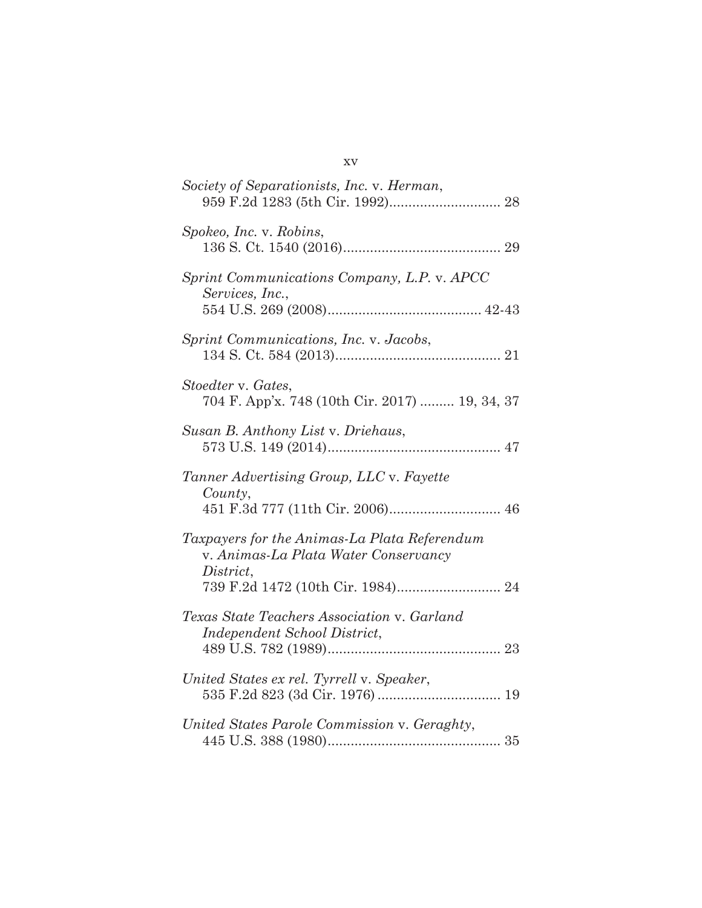*Society of Separationists, Inc.* v. *Herman*,
959 F.2d 1283 (5th Cir. 1992)............................ 28

*Spokeo, Inc.* v. *Robins*,
136 S. Ct. 1540 (2016)........................................ 29

*Sprint Communications Company, L.P.* v. *APCC Services, Inc.*,
554 U.S. 269 (2008)....................................... 42-43

*Sprint Communications, Inc.* v. *Jacobs*,
134 S. Ct. 584 (2013).......................................... 21

*Stoedter* v. *Gates*,
704 F. App'x. 748 (10th Cir. 2017) ......... 19, 34, 37

*Susan B. Anthony List* v. *Driehaus*,
573 U.S. 149 (2014)............................................ 47

*Tanner Advertising Group, LLC* v. *Fayette County*,
451 F.3d 777 (11th Cir. 2006)............................ 46

*Taxpayers for the Animas-La Plata Referendum* v. *Animas-La Plata Water Conservancy District*,
739 F.2d 1472 (10th Cir. 1984).......................... 24

*Texas State Teachers Association* v. *Garland Independent School District*,
489 U.S. 782 (1989)............................................ 23

*United States ex rel. Tyrrell* v. *Speaker*,
535 F.2d 823 (3d Cir. 1976) ............................... 19

*United States Parole Commission* v. *Geraghty*,
445 U.S. 388 (1980)............................................ 35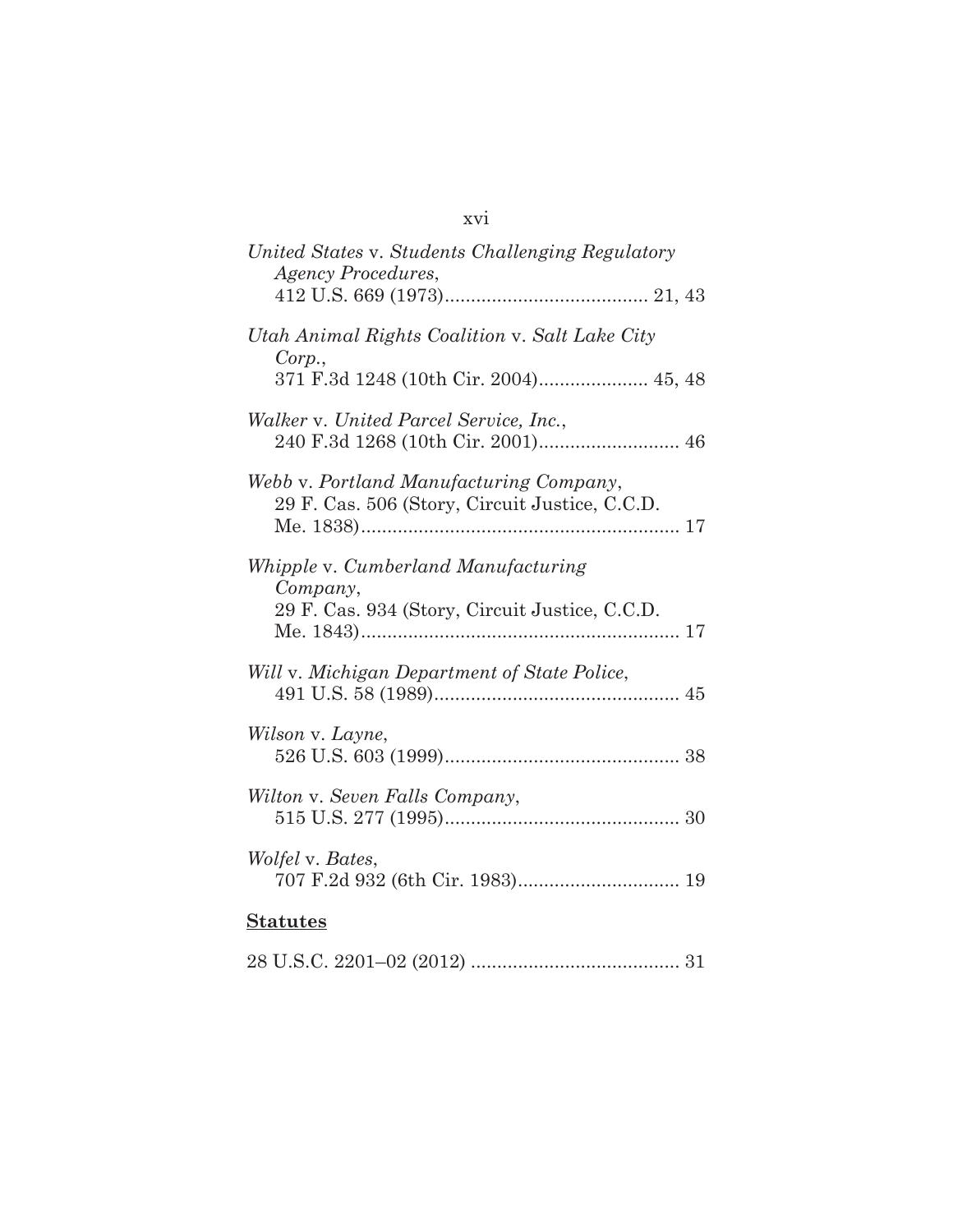*United States* v. *Students Challenging Regulatory Agency Procedures*,
412 U.S. 669 (1973)....................................... 21, 43

*Utah Animal Rights Coalition* v. *Salt Lake City Corp.*,
371 F.3d 1248 (10th Cir. 2004)..................... 45, 48

*Walker* v. *United Parcel Service, Inc.*,
240 F.3d 1268 (10th Cir. 2001)........................... 46

*Webb* v. *Portland Manufacturing Company*,
29 F. Cas. 506 (Story, Circuit Justice, C.C.D. Me. 1838)............................................................. 17

*Whipple* v. *Cumberland Manufacturing Company*,
29 F. Cas. 934 (Story, Circuit Justice, C.C.D. Me. 1843)............................................................. 17

*Will* v. *Michigan Department of State Police*,
491 U.S. 58 (1989)............................................... 45

*Wilson* v. *Layne*,
526 U.S. 603 (1999)............................................. 38

*Wilton* v. *Seven Falls Company*,
515 U.S. 277 (1995)............................................. 30

*Wolfel* v. *Bates*,
707 F.2d 932 (6th Cir. 1983)............................... 19

**Statutes**

28 U.S.C. 2201–02 (2012) ........................................ 31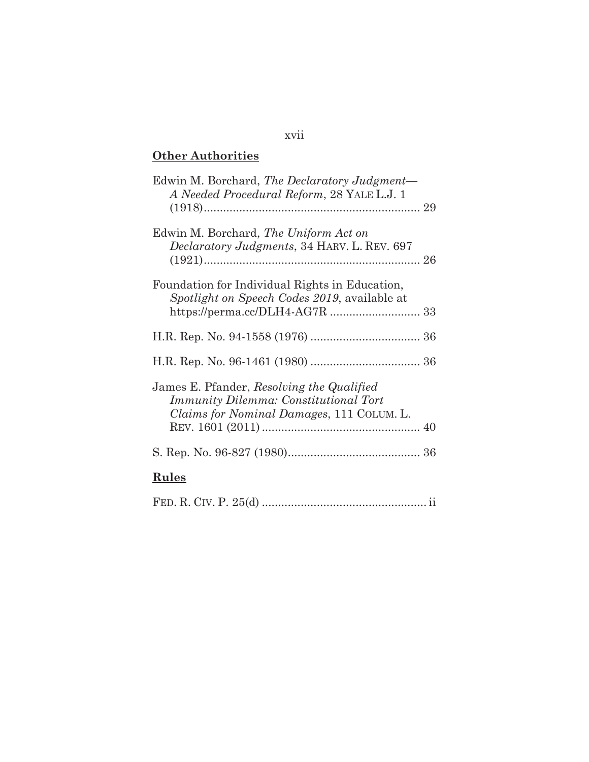## Other Authorities

Edwin M. Borchard, *The Declaratory Judgment—A Needed Procedural Reform*, 28 YALE L.J. 1 (1918) .................................................................. 29

Edwin M. Borchard, *The Uniform Act on Declaratory Judgments*, 34 HARV. L. REV. 697 (1921) .................................................................. 26

Foundation for Individual Rights in Education, *Spotlight on Speech Codes 2019*, available at https://perma.cc/DLH4-AG7R ........................... 33

H.R. Rep. No. 94-1558 (1976) ................................. 36

H.R. Rep. No. 96-1461 (1980) ................................. 36

James E. Pfander, *Resolving the Qualified Immunity Dilemma: Constitutional Tort Claims for Nominal Damages*, 111 COLUM. L. REV. 1601 (2011) ................................................ 40

S. Rep. No. 96-827 (1980) ........................................ 36

## Rules

FED. R. CIV. P. 25(d) .................................................. ii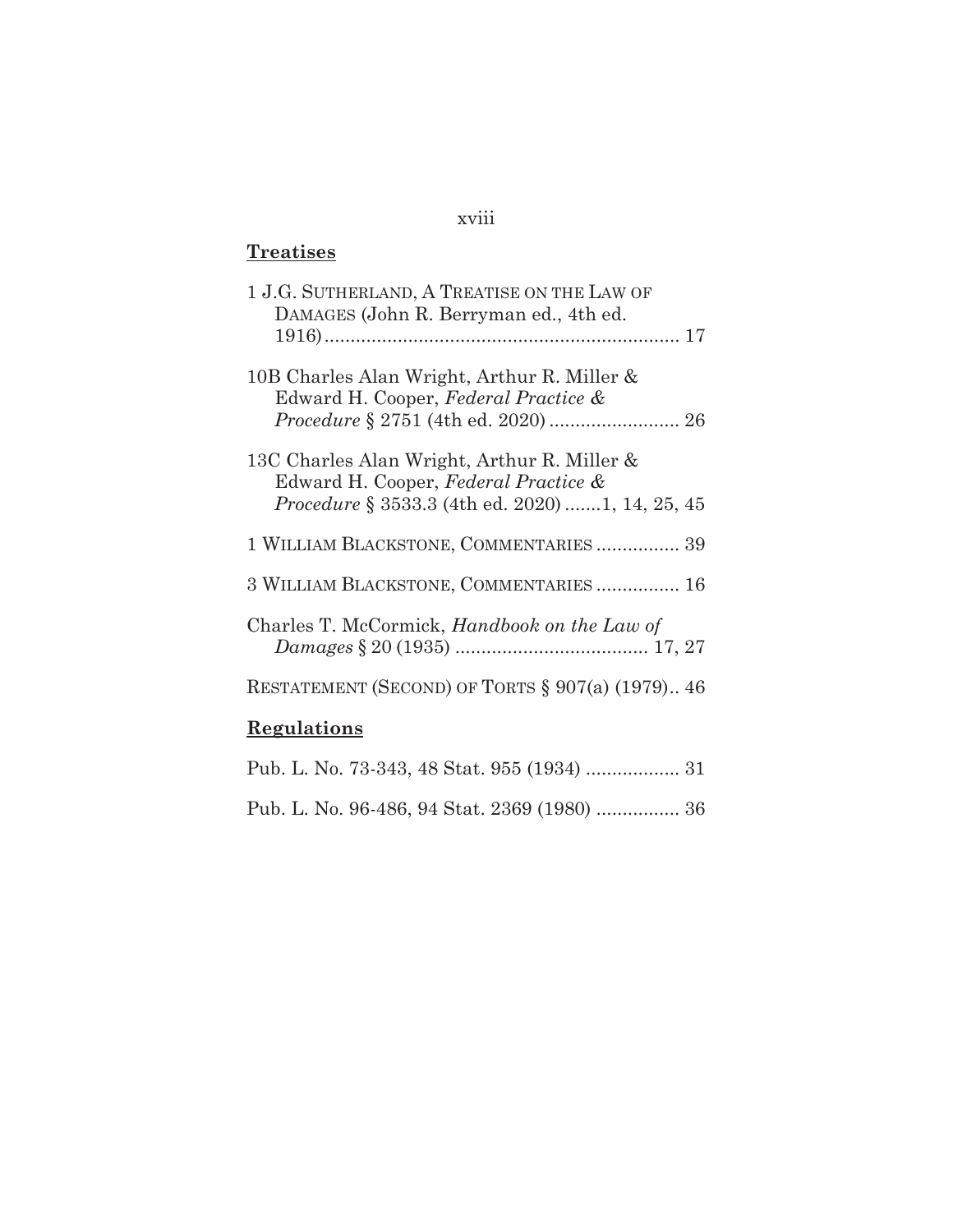**Treatises**

1 J.G. SUTHERLAND, A TREATISE ON THE LAW OF DAMAGES (John R. Berryman ed., 4th ed. 1916) .................................................................. 17

10B Charles Alan Wright, Arthur R. Miller & Edward H. Cooper, *Federal Practice & Procedure* § 2751 (4th ed. 2020) ......................... 26

13C Charles Alan Wright, Arthur R. Miller & Edward H. Cooper, *Federal Practice & Procedure* § 3533.3 (4th ed. 2020) .......1, 14, 25, 45

1 WILLIAM BLACKSTONE, COMMENTARIES ................ 39

3 WILLIAM BLACKSTONE, COMMENTARIES ................ 16

Charles T. McCormick, *Handbook on the Law of Damages* § 20 (1935) ..................................... 17, 27

RESTATEMENT (SECOND) OF TORTS § 907(a) (1979).. 46

**Regulations**

Pub. L. No. 73-343, 48 Stat. 955 (1934) .................. 31

Pub. L. No. 96-486, 94 Stat. 2369 (1980) ................ 36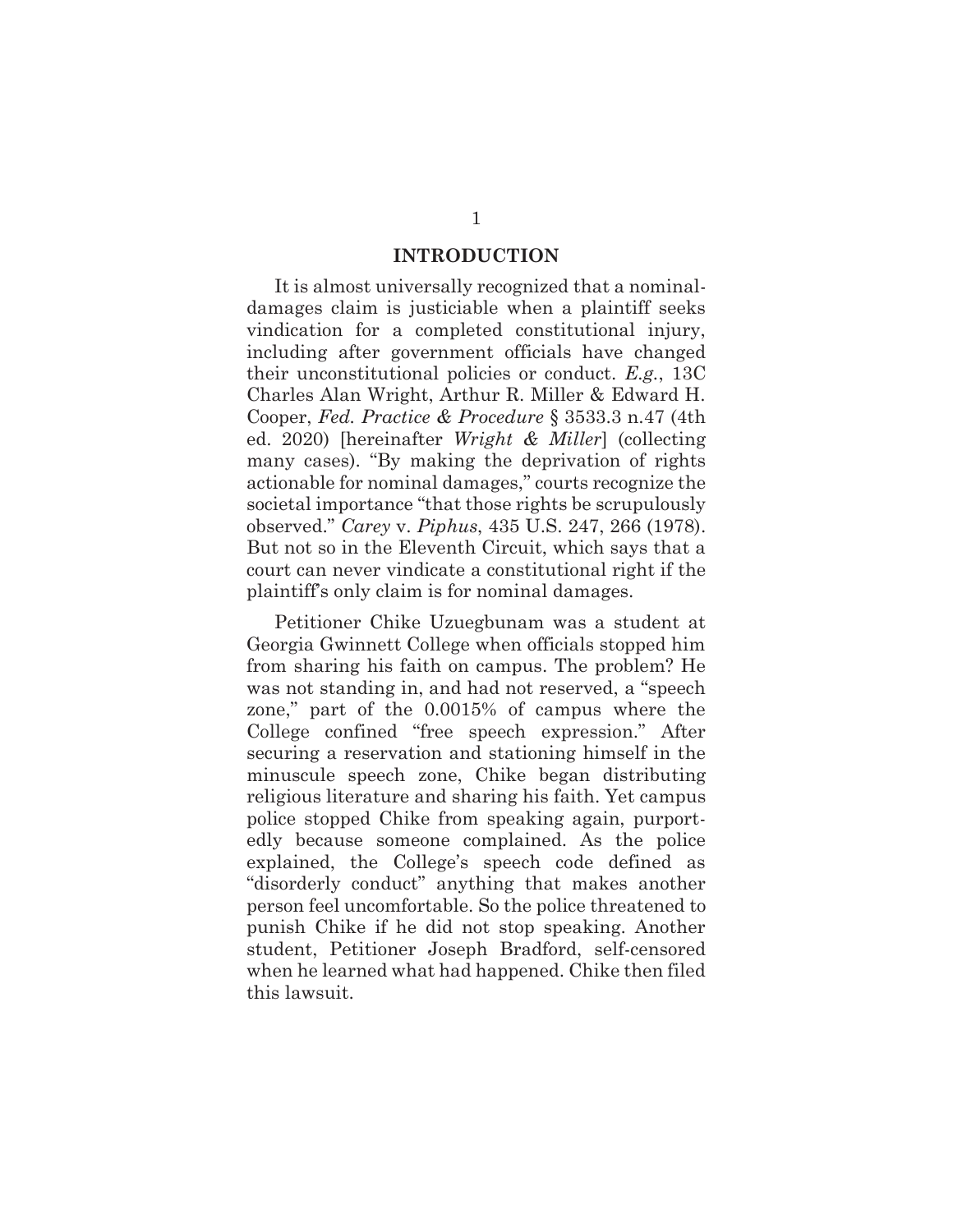## INTRODUCTION

It is almost universally recognized that a nominal-damages claim is justiciable when a plaintiff seeks vindication for a completed constitutional injury, including after government officials have changed their unconstitutional policies or conduct. *E.g.*, 13C Charles Alan Wright, Arthur R. Miller & Edward H. Cooper, *Fed. Practice & Procedure* § 3533.3 n.47 (4th ed. 2020) [hereinafter *Wright & Miller*] (collecting many cases). "By making the deprivation of rights actionable for nominal damages," courts recognize the societal importance "that those rights be scrupulously observed." *Carey* v. *Piphus*, 435 U.S. 247, 266 (1978). But not so in the Eleventh Circuit, which says that a court can never vindicate a constitutional right if the plaintiff's only claim is for nominal damages.

Petitioner Chike Uzuegbunam was a student at Georgia Gwinnett College when officials stopped him from sharing his faith on campus. The problem? He was not standing in, and had not reserved, a "speech zone," part of the 0.0015% of campus where the College confined "free speech expression." After securing a reservation and stationing himself in the minuscule speech zone, Chike began distributing religious literature and sharing his faith. Yet campus police stopped Chike from speaking again, purportedly because someone complained. As the police explained, the College's speech code defined as "disorderly conduct" anything that makes another person feel uncomfortable. So the police threatened to punish Chike if he did not stop speaking. Another student, Petitioner Joseph Bradford, self-censored when he learned what had happened. Chike then filed this lawsuit.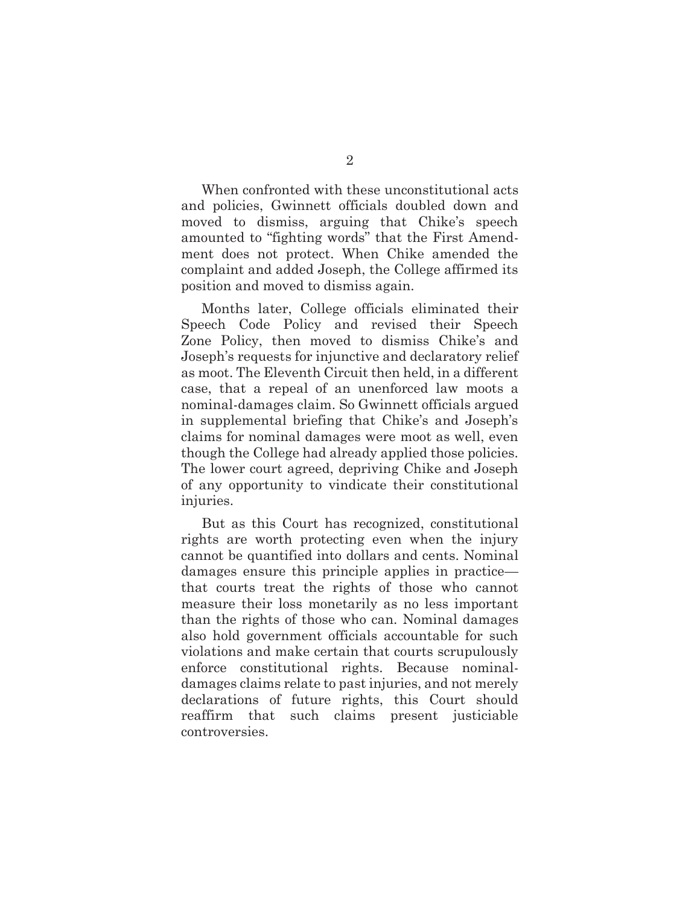When confronted with these unconstitutional acts and policies, Gwinnett officials doubled down and moved to dismiss, arguing that Chike's speech amounted to "fighting words" that the First Amendment does not protect. When Chike amended the complaint and added Joseph, the College affirmed its position and moved to dismiss again.

Months later, College officials eliminated their Speech Code Policy and revised their Speech Zone Policy, then moved to dismiss Chike's and Joseph's requests for injunctive and declaratory relief as moot. The Eleventh Circuit then held, in a different case, that a repeal of an unenforced law moots a nominal-damages claim. So Gwinnett officials argued in supplemental briefing that Chike's and Joseph's claims for nominal damages were moot as well, even though the College had already applied those policies. The lower court agreed, depriving Chike and Joseph of any opportunity to vindicate their constitutional injuries.

But as this Court has recognized, constitutional rights are worth protecting even when the injury cannot be quantified into dollars and cents. Nominal damages ensure this principle applies in practice—that courts treat the rights of those who cannot measure their loss monetarily as no less important than the rights of those who can. Nominal damages also hold government officials accountable for such violations and make certain that courts scrupulously enforce constitutional rights. Because nominal-damages claims relate to past injuries, and not merely declarations of future rights, this Court should reaffirm that such claims present justiciable controversies.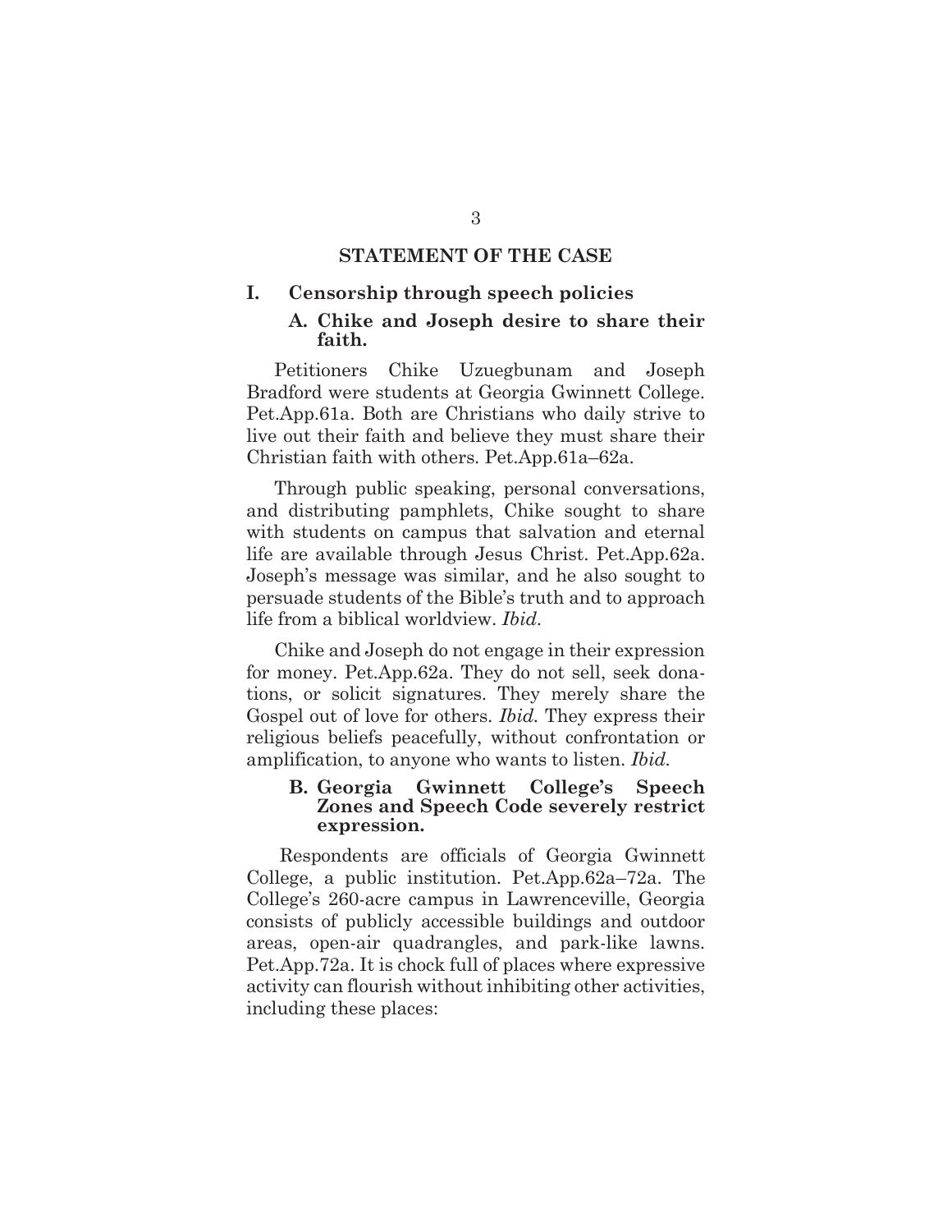## STATEMENT OF THE CASE

### I. Censorship through speech policies

#### A. Chike and Joseph desire to share their faith.

Petitioners Chike Uzuegbunam and Joseph Bradford were students at Georgia Gwinnett College. Pet.App.61a. Both are Christians who daily strive to live out their faith and believe they must share their Christian faith with others. Pet.App.61a–62a.

Through public speaking, personal conversations, and distributing pamphlets, Chike sought to share with students on campus that salvation and eternal life are available through Jesus Christ. Pet.App.62a. Joseph's message was similar, and he also sought to persuade students of the Bible's truth and to approach life from a biblical worldview. *Ibid.*

Chike and Joseph do not engage in their expression for money. Pet.App.62a. They do not sell, seek donations, or solicit signatures. They merely share the Gospel out of love for others. *Ibid.* They express their religious beliefs peacefully, without confrontation or amplification, to anyone who wants to listen. *Ibid.*

#### B. Georgia Gwinnett College's Speech Zones and Speech Code severely restrict expression.

Respondents are officials of Georgia Gwinnett College, a public institution. Pet.App.62a–72a. The College's 260-acre campus in Lawrenceville, Georgia consists of publicly accessible buildings and outdoor areas, open-air quadrangles, and park-like lawns. Pet.App.72a. It is chock full of places where expressive activity can flourish without inhibiting other activities, including these places: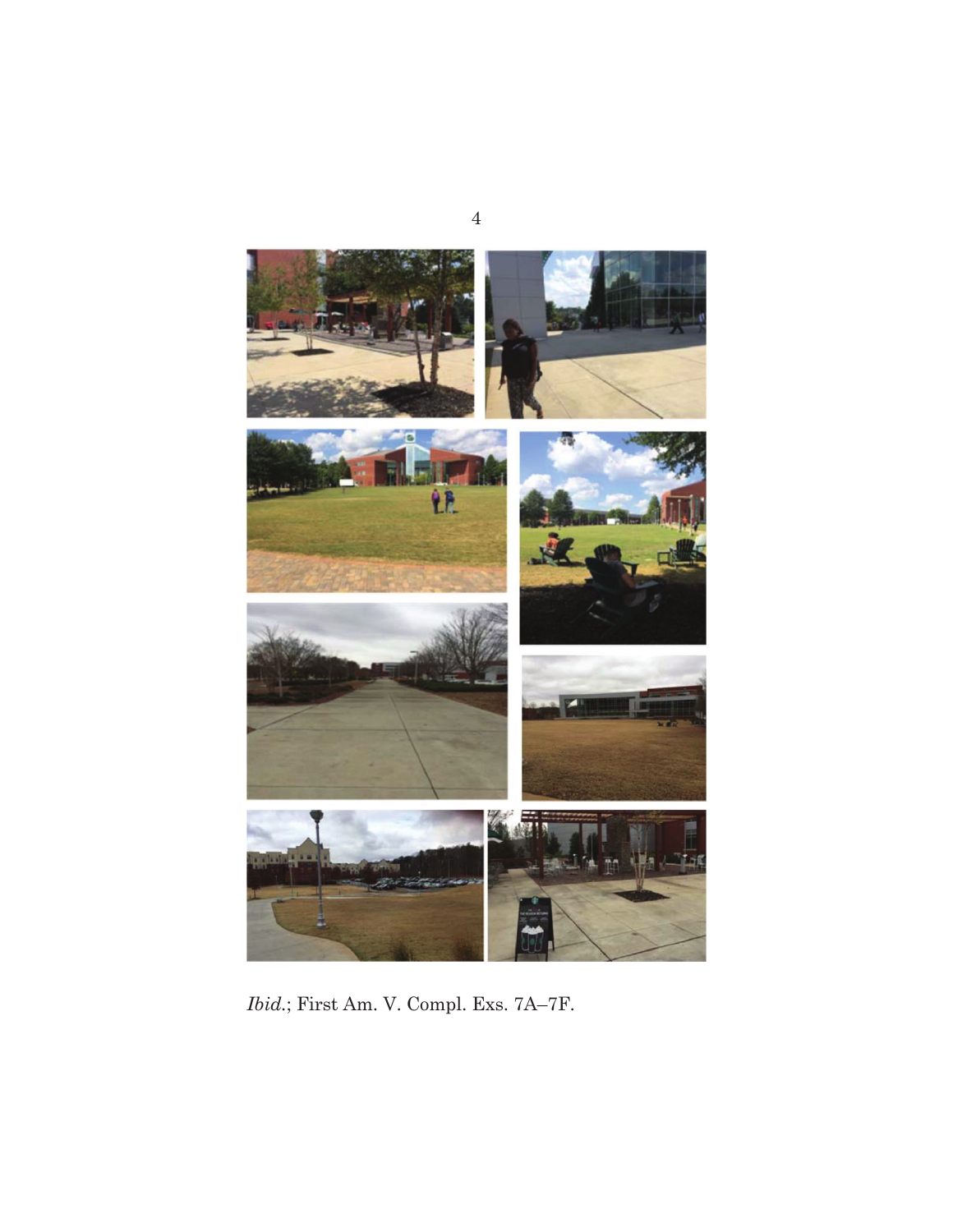*Ibid.*; First Am. V. Compl. Exs. 7A–7F.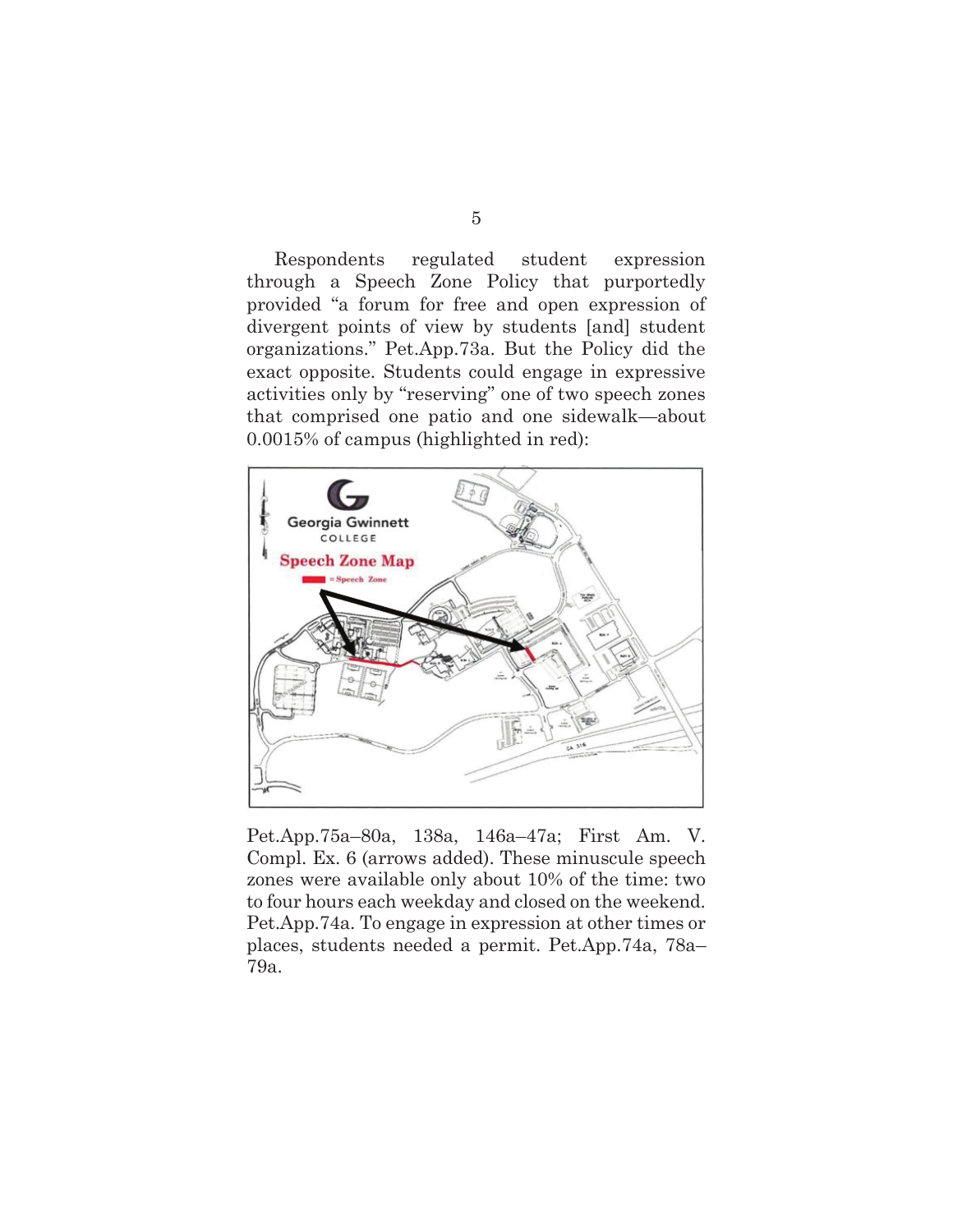Respondents regulated student expression through a Speech Zone Policy that purportedly provided "a forum for free and open expression of divergent points of view by students [and] student organizations." Pet.App.73a. But the Policy did the exact opposite. Students could engage in expressive activities only by "reserving" one of two speech zones that comprised one patio and one sidewalk—about 0.0015% of campus (highlighted in red):

Pet.App.75a–80a, 138a, 146a–47a; First Am. V. Compl. Ex. 6 (arrows added). These minuscule speech zones were available only about 10% of the time: two to four hours each weekday and closed on the weekend. Pet.App.74a. To engage in expression at other times or places, students needed a permit. Pet.App.74a, 78a–79a.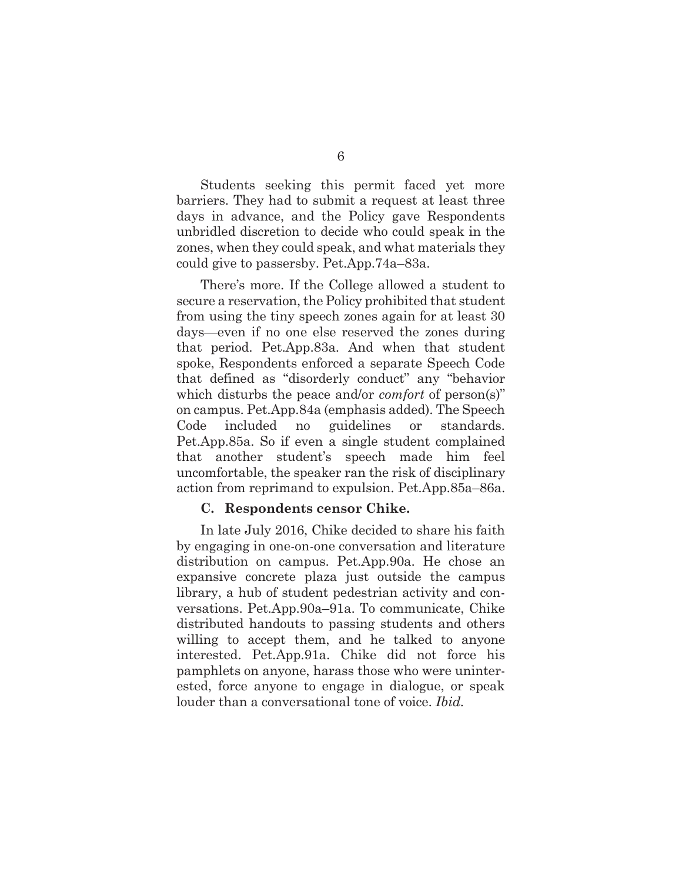Students seeking this permit faced yet more barriers. They had to submit a request at least three days in advance, and the Policy gave Respondents unbridled discretion to decide who could speak in the zones, when they could speak, and what materials they could give to passersby. Pet.App.74a–83a.

There's more. If the College allowed a student to secure a reservation, the Policy prohibited that student from using the tiny speech zones again for at least 30 days—even if no one else reserved the zones during that period. Pet.App.83a. And when that student spoke, Respondents enforced a separate Speech Code that defined as "disorderly conduct" any "behavior which disturbs the peace and/or *comfort* of person(s)" on campus. Pet.App.84a (emphasis added). The Speech Code included no guidelines or standards. Pet.App.85a. So if even a single student complained that another student's speech made him feel uncomfortable, the speaker ran the risk of disciplinary action from reprimand to expulsion. Pet.App.85a–86a.

### C. Respondents censor Chike.

In late July 2016, Chike decided to share his faith by engaging in one-on-one conversation and literature distribution on campus. Pet.App.90a. He chose an expansive concrete plaza just outside the campus library, a hub of student pedestrian activity and conversations. Pet.App.90a–91a. To communicate, Chike distributed handouts to passing students and others willing to accept them, and he talked to anyone interested. Pet.App.91a. Chike did not force his pamphlets on anyone, harass those who were uninterested, force anyone to engage in dialogue, or speak louder than a conversational tone of voice. *Ibid.*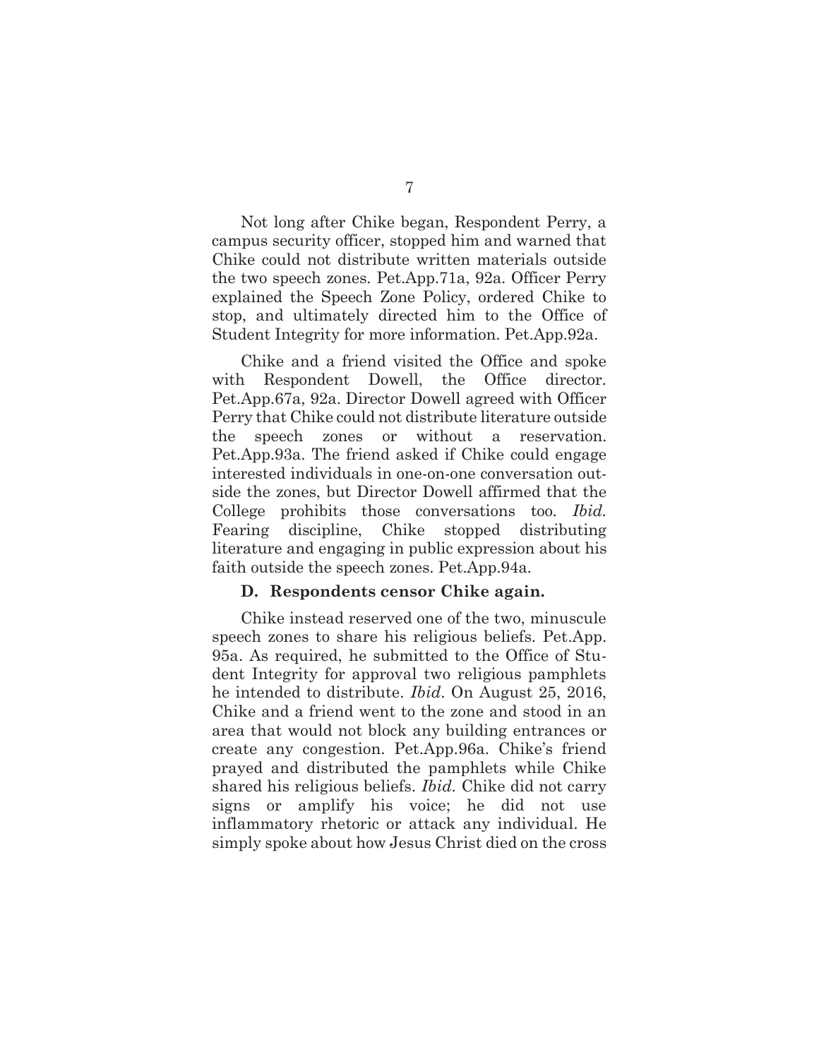Not long after Chike began, Respondent Perry, a campus security officer, stopped him and warned that Chike could not distribute written materials outside the two speech zones. Pet.App.71a, 92a. Officer Perry explained the Speech Zone Policy, ordered Chike to stop, and ultimately directed him to the Office of Student Integrity for more information. Pet.App.92a.

Chike and a friend visited the Office and spoke with Respondent Dowell, the Office director. Pet.App.67a, 92a. Director Dowell agreed with Officer Perry that Chike could not distribute literature outside the speech zones or without a reservation. Pet.App.93a. The friend asked if Chike could engage interested individuals in one-on-one conversation outside the zones, but Director Dowell affirmed that the College prohibits those conversations too. *Ibid.* Fearing discipline, Chike stopped distributing literature and engaging in public expression about his faith outside the speech zones. Pet.App.94a.

### D. Respondents censor Chike again.

Chike instead reserved one of the two, minuscule speech zones to share his religious beliefs. Pet.App. 95a. As required, he submitted to the Office of Student Integrity for approval two religious pamphlets he intended to distribute. *Ibid.* On August 25, 2016, Chike and a friend went to the zone and stood in an area that would not block any building entrances or create any congestion. Pet.App.96a. Chike's friend prayed and distributed the pamphlets while Chike shared his religious beliefs. *Ibid.* Chike did not carry signs or amplify his voice; he did not use inflammatory rhetoric or attack any individual. He simply spoke about how Jesus Christ died on the cross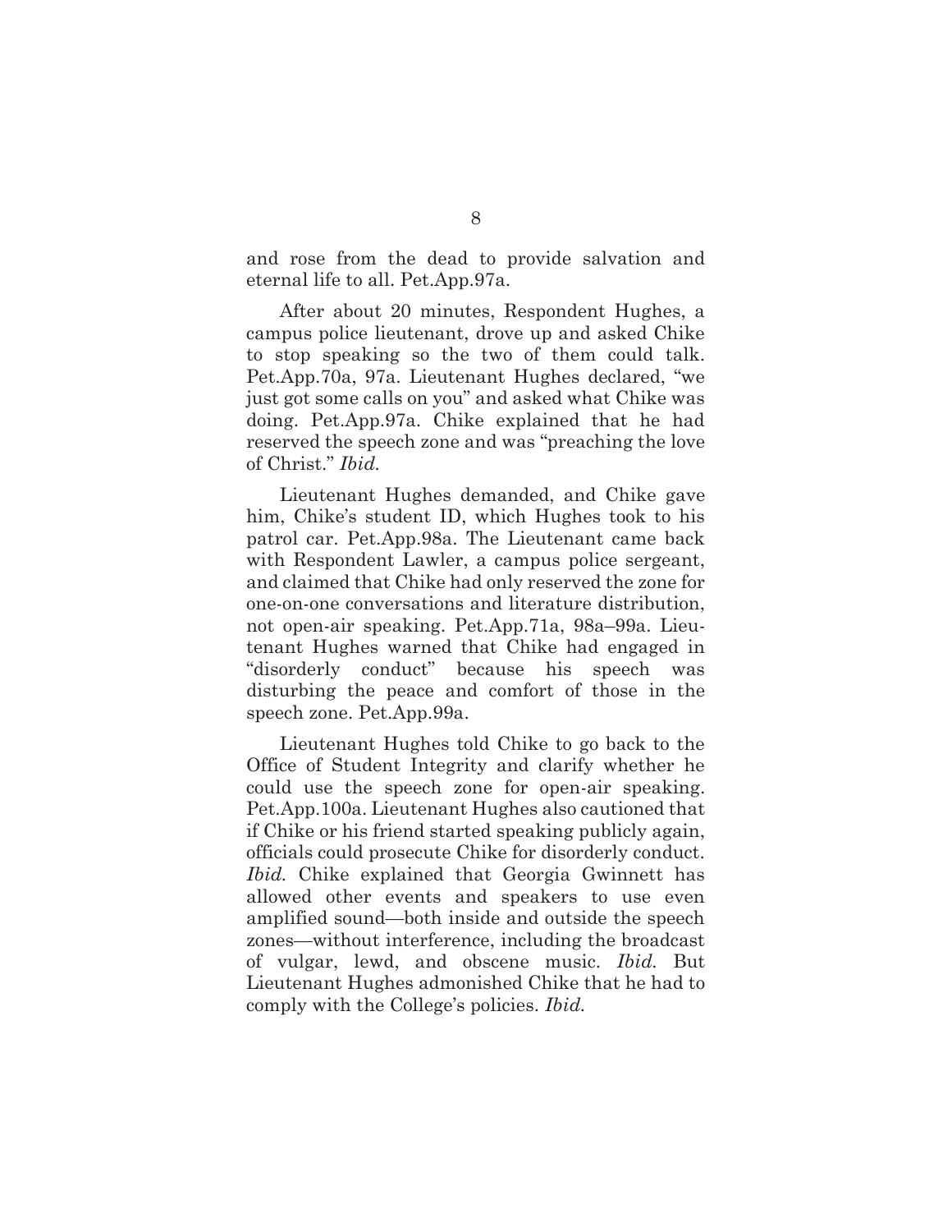and rose from the dead to provide salvation and eternal life to all. Pet.App.97a.

After about 20 minutes, Respondent Hughes, a campus police lieutenant, drove up and asked Chike to stop speaking so the two of them could talk. Pet.App.70a, 97a. Lieutenant Hughes declared, "we just got some calls on you" and asked what Chike was doing. Pet.App.97a. Chike explained that he had reserved the speech zone and was "preaching the love of Christ." *Ibid.*

Lieutenant Hughes demanded, and Chike gave him, Chike's student ID, which Hughes took to his patrol car. Pet.App.98a. The Lieutenant came back with Respondent Lawler, a campus police sergeant, and claimed that Chike had only reserved the zone for one-on-one conversations and literature distribution, not open-air speaking. Pet.App.71a, 98a–99a. Lieutenant Hughes warned that Chike had engaged in "disorderly conduct" because his speech was disturbing the peace and comfort of those in the speech zone. Pet.App.99a.

Lieutenant Hughes told Chike to go back to the Office of Student Integrity and clarify whether he could use the speech zone for open-air speaking. Pet.App.100a. Lieutenant Hughes also cautioned that if Chike or his friend started speaking publicly again, officials could prosecute Chike for disorderly conduct. *Ibid.* Chike explained that Georgia Gwinnett has allowed other events and speakers to use even amplified sound—both inside and outside the speech zones—without interference, including the broadcast of vulgar, lewd, and obscene music. *Ibid.* But Lieutenant Hughes admonished Chike that he had to comply with the College's policies. *Ibid.*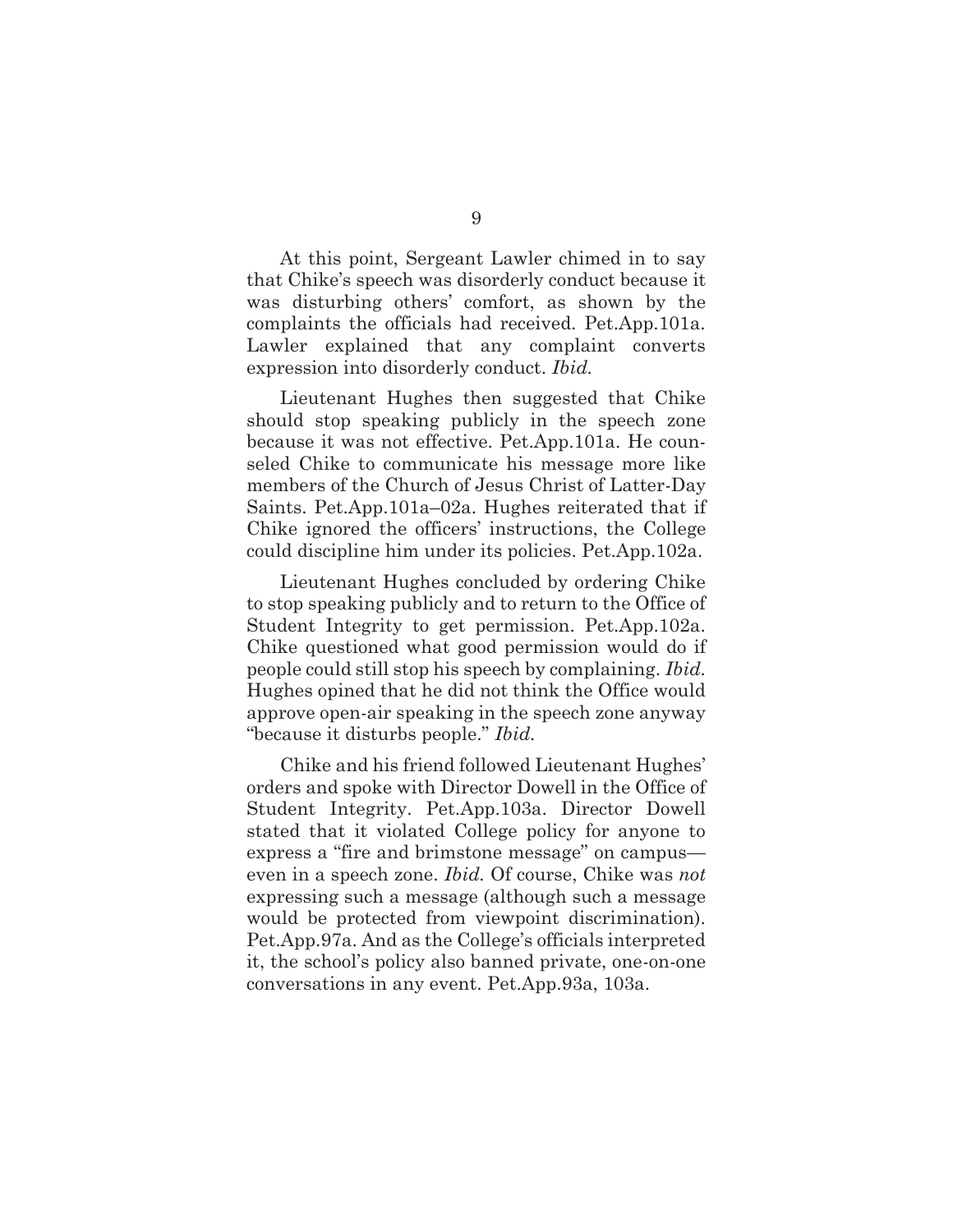At this point, Sergeant Lawler chimed in to say that Chike's speech was disorderly conduct because it was disturbing others' comfort, as shown by the complaints the officials had received. Pet.App.101a. Lawler explained that any complaint converts expression into disorderly conduct. *Ibid.*

Lieutenant Hughes then suggested that Chike should stop speaking publicly in the speech zone because it was not effective. Pet.App.101a. He counseled Chike to communicate his message more like members of the Church of Jesus Christ of Latter-Day Saints. Pet.App.101a–02a. Hughes reiterated that if Chike ignored the officers' instructions, the College could discipline him under its policies. Pet.App.102a.

Lieutenant Hughes concluded by ordering Chike to stop speaking publicly and to return to the Office of Student Integrity to get permission. Pet.App.102a. Chike questioned what good permission would do if people could still stop his speech by complaining. *Ibid.* Hughes opined that he did not think the Office would approve open-air speaking in the speech zone anyway "because it disturbs people." *Ibid.*

Chike and his friend followed Lieutenant Hughes' orders and spoke with Director Dowell in the Office of Student Integrity. Pet.App.103a. Director Dowell stated that it violated College policy for anyone to express a "fire and brimstone message" on campus—even in a speech zone. *Ibid.* Of course, Chike was *not* expressing such a message (although such a message would be protected from viewpoint discrimination). Pet.App.97a. And as the College's officials interpreted it, the school's policy also banned private, one-on-one conversations in any event. Pet.App.93a, 103a.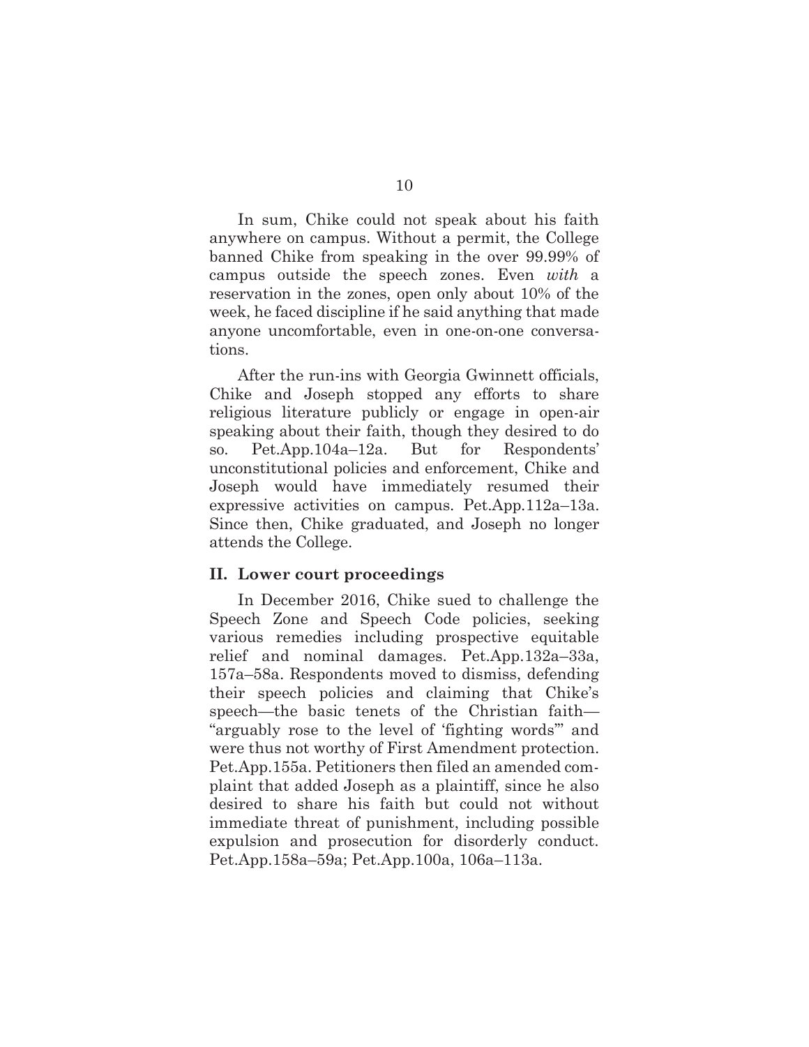In sum, Chike could not speak about his faith anywhere on campus. Without a permit, the College banned Chike from speaking in the over 99.99% of campus outside the speech zones. Even *with* a reservation in the zones, open only about 10% of the week, he faced discipline if he said anything that made anyone uncomfortable, even in one-on-one conversations.

After the run-ins with Georgia Gwinnett officials, Chike and Joseph stopped any efforts to share religious literature publicly or engage in open-air speaking about their faith, though they desired to do so. Pet.App.104a–12a. But for Respondents' unconstitutional policies and enforcement, Chike and Joseph would have immediately resumed their expressive activities on campus. Pet.App.112a–13a. Since then, Chike graduated, and Joseph no longer attends the College.

## II. Lower court proceedings

In December 2016, Chike sued to challenge the Speech Zone and Speech Code policies, seeking various remedies including prospective equitable relief and nominal damages. Pet.App.132a–33a, 157a–58a. Respondents moved to dismiss, defending their speech policies and claiming that Chike's speech—the basic tenets of the Christian faith—"arguably rose to the level of 'fighting words'" and were thus not worthy of First Amendment protection. Pet.App.155a. Petitioners then filed an amended complaint that added Joseph as a plaintiff, since he also desired to share his faith but could not without immediate threat of punishment, including possible expulsion and prosecution for disorderly conduct. Pet.App.158a–59a; Pet.App.100a, 106a–113a.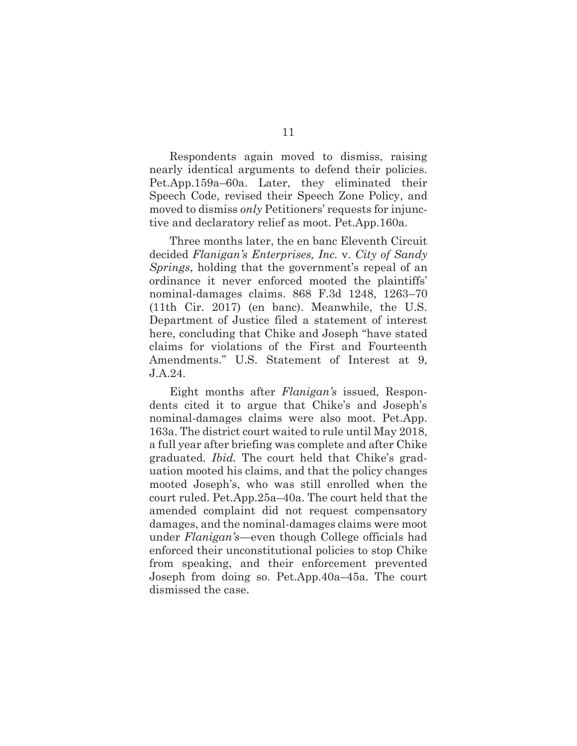Respondents again moved to dismiss, raising nearly identical arguments to defend their policies. Pet.App.159a–60a. Later, they eliminated their Speech Code, revised their Speech Zone Policy, and moved to dismiss *only* Petitioners' requests for injunctive and declaratory relief as moot. Pet.App.160a.

Three months later, the en banc Eleventh Circuit decided *Flanigan's Enterprises, Inc.* v. *City of Sandy Springs*, holding that the government's repeal of an ordinance it never enforced mooted the plaintiffs' nominal-damages claims. 868 F.3d 1248, 1263–70 (11th Cir. 2017) (en banc). Meanwhile, the U.S. Department of Justice filed a statement of interest here, concluding that Chike and Joseph "have stated claims for violations of the First and Fourteenth Amendments." U.S. Statement of Interest at 9, J.A.24.

Eight months after *Flanigan's* issued, Respondents cited it to argue that Chike's and Joseph's nominal-damages claims were also moot. Pet.App. 163a. The district court waited to rule until May 2018, a full year after briefing was complete and after Chike graduated. *Ibid.* The court held that Chike's graduation mooted his claims, and that the policy changes mooted Joseph's, who was still enrolled when the court ruled. Pet.App.25a–40a. The court held that the amended complaint did not request compensatory damages, and the nominal-damages claims were moot under *Flanigan's*—even though College officials had enforced their unconstitutional policies to stop Chike from speaking, and their enforcement prevented Joseph from doing so. Pet.App.40a–45a. The court dismissed the case.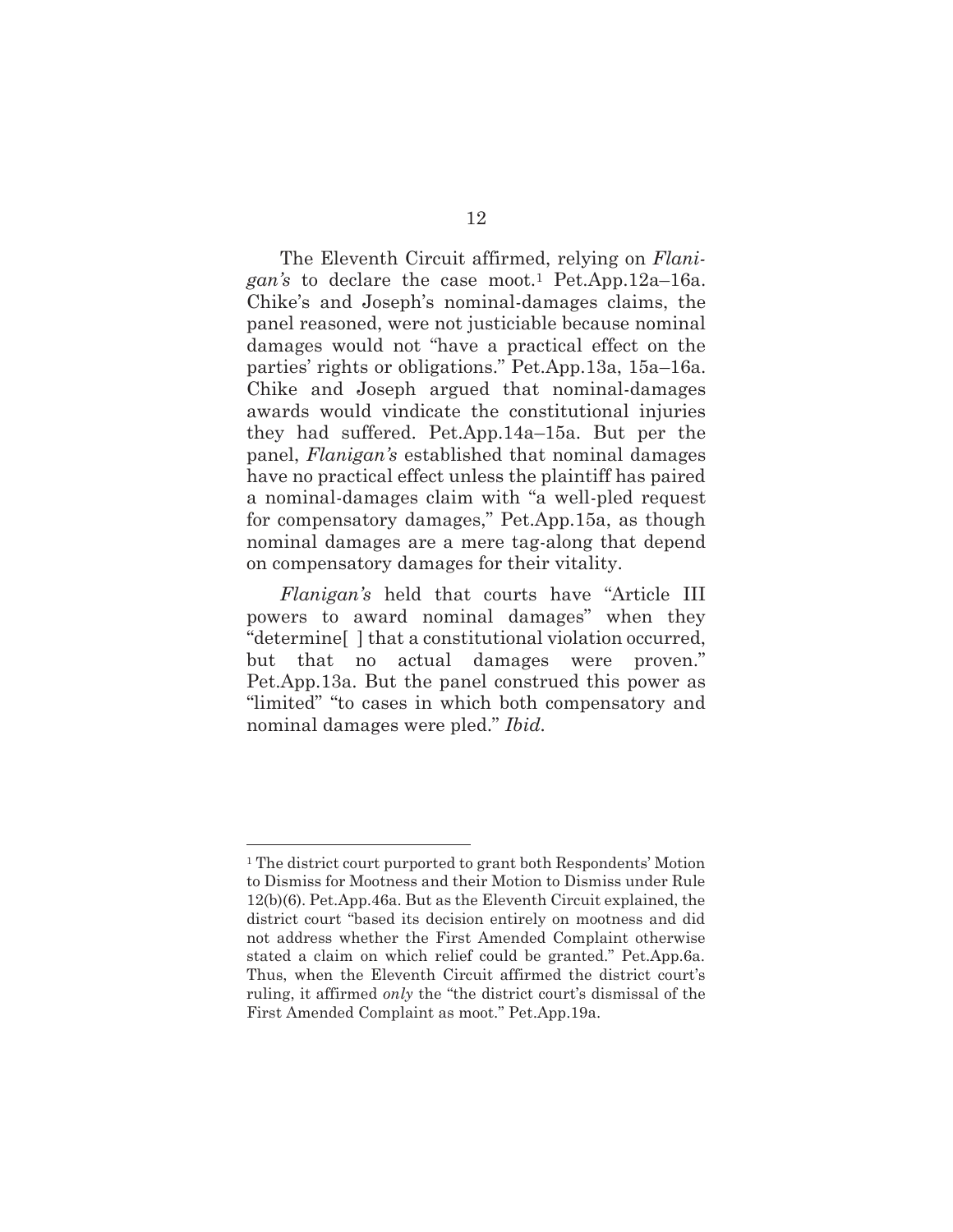The Eleventh Circuit affirmed, relying on *Flanigan's* to declare the case moot.[1] Pet.App.12a–16a. Chike's and Joseph's nominal-damages claims, the panel reasoned, were not justiciable because nominal damages would not "have a practical effect on the parties' rights or obligations." Pet.App.13a, 15a–16a. Chike and Joseph argued that nominal-damages awards would vindicate the constitutional injuries they had suffered. Pet.App.14a–15a. But per the panel, *Flanigan's* established that nominal damages have no practical effect unless the plaintiff has paired a nominal-damages claim with "a well-pled request for compensatory damages," Pet.App.15a, as though nominal damages are a mere tag-along that depend on compensatory damages for their vitality.

*Flanigan's* held that courts have "Article III powers to award nominal damages" when they "determine[ ] that a constitutional violation occurred, but that no actual damages were proven." Pet.App.13a. But the panel construed this power as "limited" "to cases in which both compensatory and nominal damages were pled." *Ibid.*

---

[1] The district court purported to grant both Respondents' Motion to Dismiss for Mootness and their Motion to Dismiss under Rule 12(b)(6). Pet.App.46a. But as the Eleventh Circuit explained, the district court "based its decision entirely on mootness and did not address whether the First Amended Complaint otherwise stated a claim on which relief could be granted." Pet.App.6a. Thus, when the Eleventh Circuit affirmed the district court's ruling, it affirmed *only* the "the district court's dismissal of the First Amended Complaint as moot." Pet.App.19a.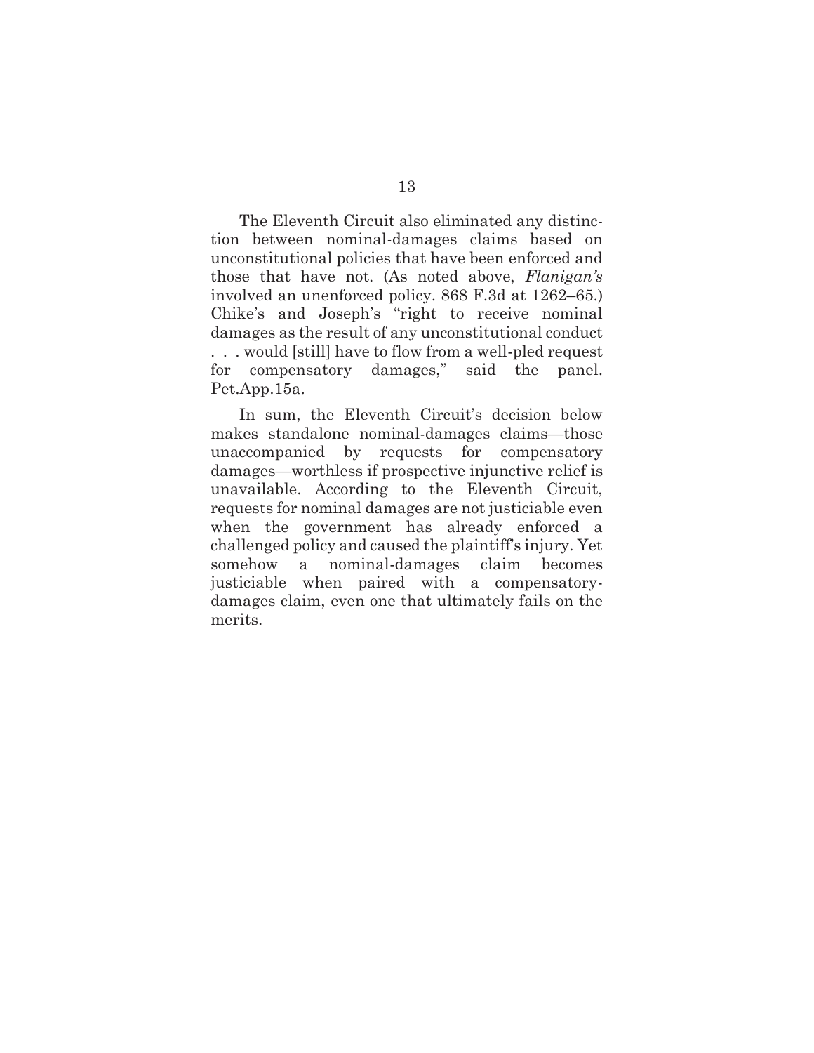The Eleventh Circuit also eliminated any distinction between nominal-damages claims based on unconstitutional policies that have been enforced and those that have not. (As noted above, *Flanigan's* involved an unenforced policy. 868 F.3d at 1262–65.) Chike's and Joseph's "right to receive nominal damages as the result of any unconstitutional conduct . . . would [still] have to flow from a well-pled request for compensatory damages," said the panel. Pet.App.15a.

In sum, the Eleventh Circuit's decision below makes standalone nominal-damages claims—those unaccompanied by requests for compensatory damages—worthless if prospective injunctive relief is unavailable. According to the Eleventh Circuit, requests for nominal damages are not justiciable even when the government has already enforced a challenged policy and caused the plaintiff's injury. Yet somehow a nominal-damages claim becomes justiciable when paired with a compensatory-damages claim, even one that ultimately fails on the merits.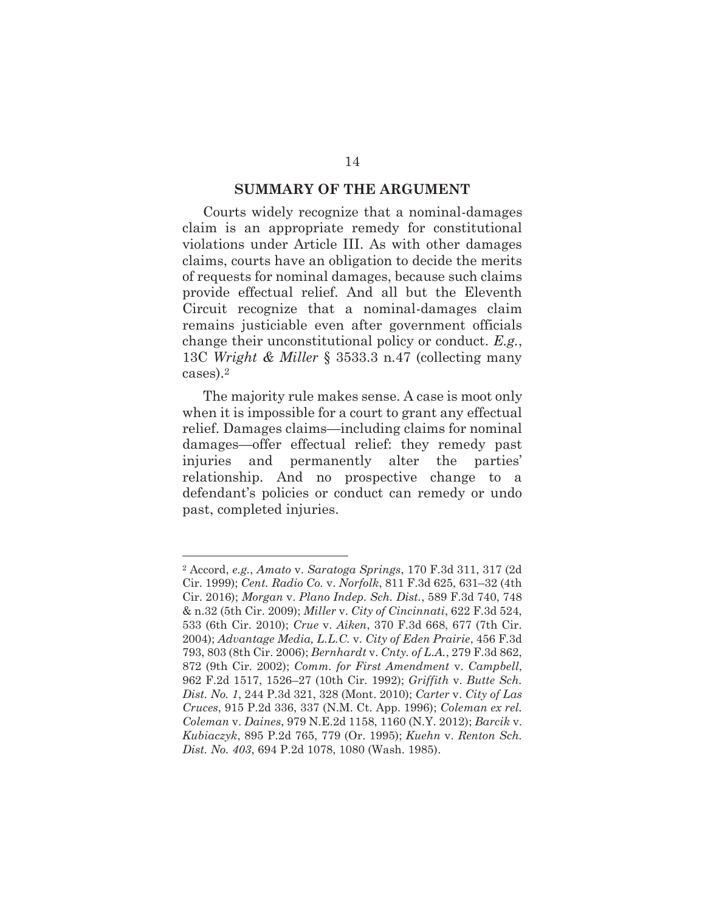## SUMMARY OF THE ARGUMENT

Courts widely recognize that a nominal-damages claim is an appropriate remedy for constitutional violations under Article III. As with other damages claims, courts have an obligation to decide the merits of requests for nominal damages, because such claims provide effectual relief. And all but the Eleventh Circuit recognize that a nominal-damages claim remains justiciable even after government officials change their unconstitutional policy or conduct. *E.g.*, 13C *Wright & Miller* § 3533.3 n.47 (collecting many cases).[2]

The majority rule makes sense. A case is moot only when it is impossible for a court to grant any effectual relief. Damages claims—including claims for nominal damages—offer effectual relief: they remedy past injuries and permanently alter the parties' relationship. And no prospective change to a defendant's policies or conduct can remedy or undo past, completed injuries.

---

[2] Accord, *e.g.*, *Amato* v. *Saratoga Springs*, 170 F.3d 311, 317 (2d Cir. 1999); *Cent. Radio Co.* v. *Norfolk*, 811 F.3d 625, 631–32 (4th Cir. 2016); *Morgan* v. *Plano Indep. Sch. Dist.*, 589 F.3d 740, 748 & n.32 (5th Cir. 2009); *Miller* v. *City of Cincinnati*, 622 F.3d 524, 533 (6th Cir. 2010); *Crue* v. *Aiken*, 370 F.3d 668, 677 (7th Cir. 2004); *Advantage Media, L.L.C.* v. *City of Eden Prairie*, 456 F.3d 793, 803 (8th Cir. 2006); *Bernhardt* v. *Cnty. of L.A.*, 279 F.3d 862, 872 (9th Cir. 2002); *Comm. for First Amendment* v. *Campbell*, 962 F.2d 1517, 1526–27 (10th Cir. 1992); *Griffith* v. *Butte Sch. Dist. No. 1*, 244 P.3d 321, 328 (Mont. 2010); *Carter* v. *City of Las Cruces*, 915 P.2d 336, 337 (N.M. Ct. App. 1996); *Coleman ex rel. Coleman* v. *Daines*, 979 N.E.2d 1158, 1160 (N.Y. 2012); *Barcik* v. *Kubiaczyk*, 895 P.2d 765, 779 (Or. 1995); *Kuehn* v. *Renton Sch. Dist. No. 403*, 694 P.2d 1078, 1080 (Wash. 1985).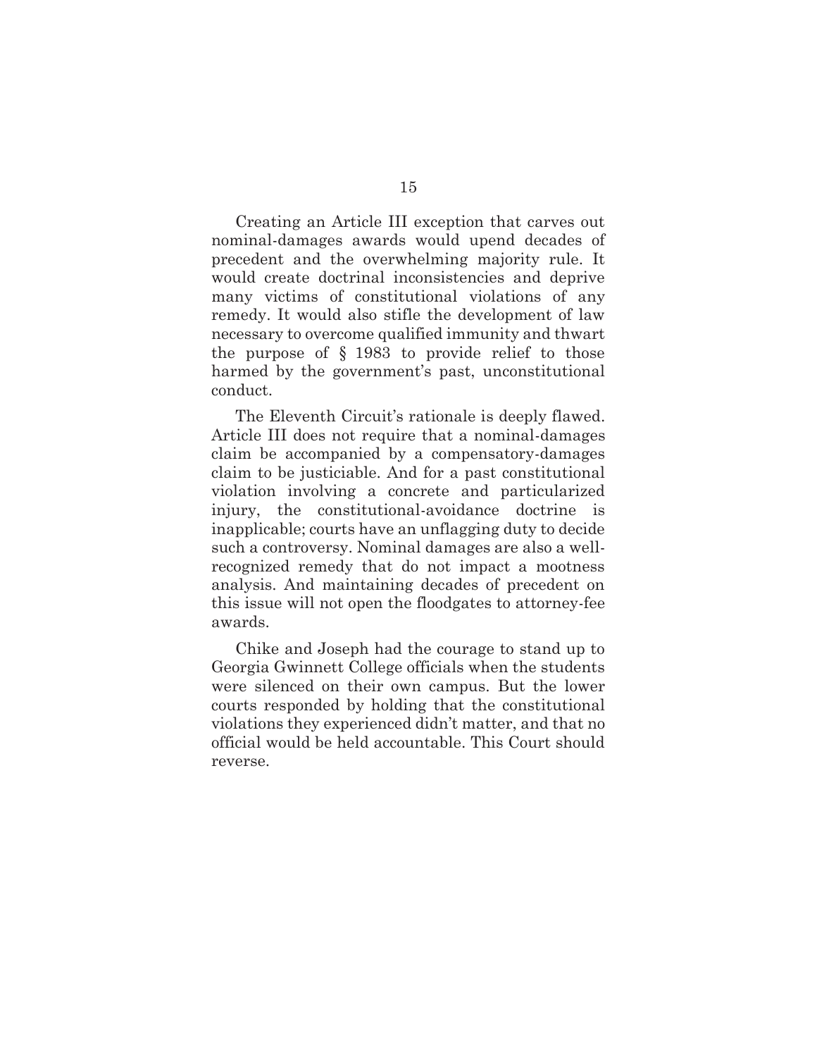Creating an Article III exception that carves out nominal-damages awards would upend decades of precedent and the overwhelming majority rule. It would create doctrinal inconsistencies and deprive many victims of constitutional violations of any remedy. It would also stifle the development of law necessary to overcome qualified immunity and thwart the purpose of § 1983 to provide relief to those harmed by the government's past, unconstitutional conduct.

The Eleventh Circuit's rationale is deeply flawed. Article III does not require that a nominal-damages claim be accompanied by a compensatory-damages claim to be justiciable. And for a past constitutional violation involving a concrete and particularized injury, the constitutional-avoidance doctrine is inapplicable; courts have an unflagging duty to decide such a controversy. Nominal damages are also a well-recognized remedy that do not impact a mootness analysis. And maintaining decades of precedent on this issue will not open the floodgates to attorney-fee awards.

Chike and Joseph had the courage to stand up to Georgia Gwinnett College officials when the students were silenced on their own campus. But the lower courts responded by holding that the constitutional violations they experienced didn't matter, and that no official would be held accountable. This Court should reverse.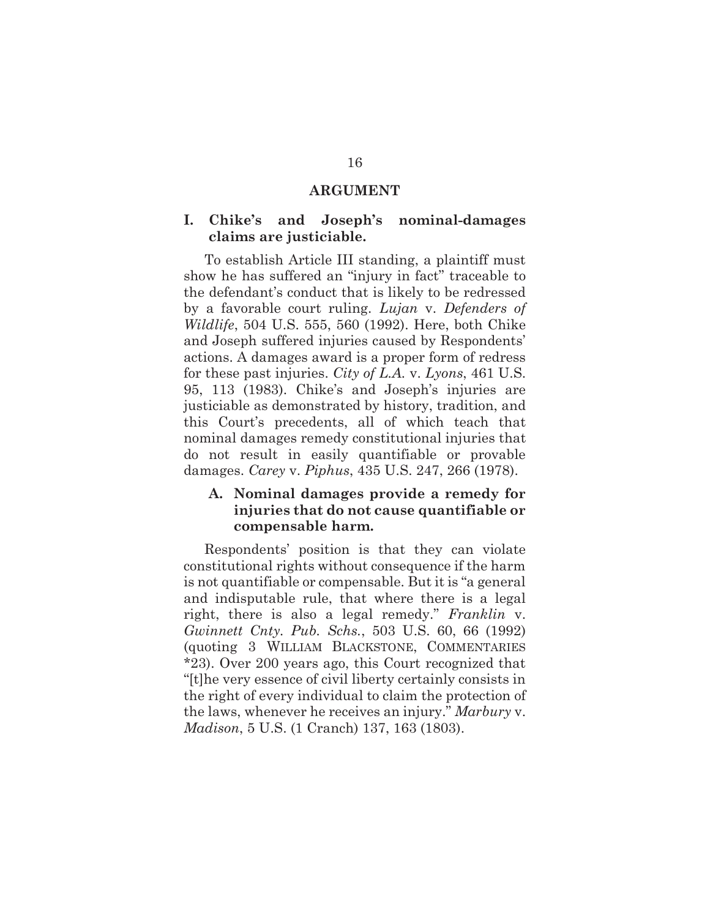## ARGUMENT

### I. Chike's and Joseph's nominal-damages claims are justiciable.

To establish Article III standing, a plaintiff must show he has suffered an "injury in fact" traceable to the defendant's conduct that is likely to be redressed by a favorable court ruling. *Lujan* v. *Defenders of Wildlife*, 504 U.S. 555, 560 (1992). Here, both Chike and Joseph suffered injuries caused by Respondents' actions. A damages award is a proper form of redress for these past injuries. *City of L.A.* v. *Lyons*, 461 U.S. 95, 113 (1983). Chike's and Joseph's injuries are justiciable as demonstrated by history, tradition, and this Court's precedents, all of which teach that nominal damages remedy constitutional injuries that do not result in easily quantifiable or provable damages. *Carey* v. *Piphus*, 435 U.S. 247, 266 (1978).

#### A. Nominal damages provide a remedy for injuries that do not cause quantifiable or compensable harm.

Respondents' position is that they can violate constitutional rights without consequence if the harm is not quantifiable or compensable. But it is "a general and indisputable rule, that where there is a legal right, there is also a legal remedy." *Franklin* v. *Gwinnett Cnty. Pub. Schs.*, 503 U.S. 60, 66 (1992) (quoting 3 WILLIAM BLACKSTONE, COMMENTARIES *23). Over 200 years ago, this Court recognized that "[t]he very essence of civil liberty certainly consists in the right of every individual to claim the protection of the laws, whenever he receives an injury." *Marbury* v. *Madison*, 5 U.S. (1 Cranch) 137, 163 (1803).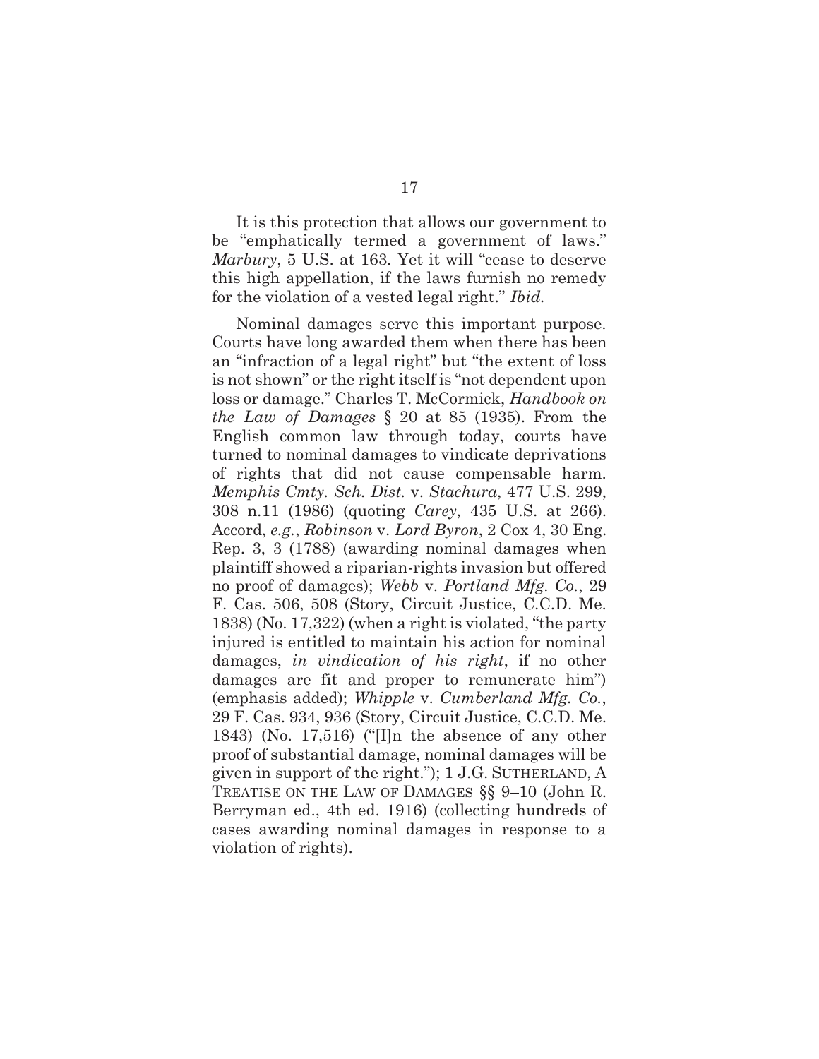It is this protection that allows our government to be "emphatically termed a government of laws." *Marbury*, 5 U.S. at 163. Yet it will "cease to deserve this high appellation, if the laws furnish no remedy for the violation of a vested legal right." *Ibid.*

Nominal damages serve this important purpose. Courts have long awarded them when there has been an "infraction of a legal right" but "the extent of loss is not shown" or the right itself is "not dependent upon loss or damage." Charles T. McCormick, *Handbook on the Law of Damages* § 20 at 85 (1935). From the English common law through today, courts have turned to nominal damages to vindicate deprivations of rights that did not cause compensable harm. *Memphis Cmty. Sch. Dist.* v. *Stachura*, 477 U.S. 299, 308 n.11 (1986) (quoting *Carey*, 435 U.S. at 266). Accord, *e.g.*, *Robinson* v. *Lord Byron*, 2 Cox 4, 30 Eng. Rep. 3, 3 (1788) (awarding nominal damages when plaintiff showed a riparian-rights invasion but offered no proof of damages); *Webb* v. *Portland Mfg. Co.*, 29 F. Cas. 506, 508 (Story, Circuit Justice, C.C.D. Me. 1838) (No. 17,322) (when a right is violated, "the party injured is entitled to maintain his action for nominal damages, *in vindication of his right*, if no other damages are fit and proper to remunerate him") (emphasis added); *Whipple* v. *Cumberland Mfg. Co.*, 29 F. Cas. 934, 936 (Story, Circuit Justice, C.C.D. Me. 1843) (No. 17,516) ("[I]n the absence of any other proof of substantial damage, nominal damages will be given in support of the right."); 1 J.G. SUTHERLAND, A TREATISE ON THE LAW OF DAMAGES §§ 9–10 (John R. Berryman ed., 4th ed. 1916) (collecting hundreds of cases awarding nominal damages in response to a violation of rights).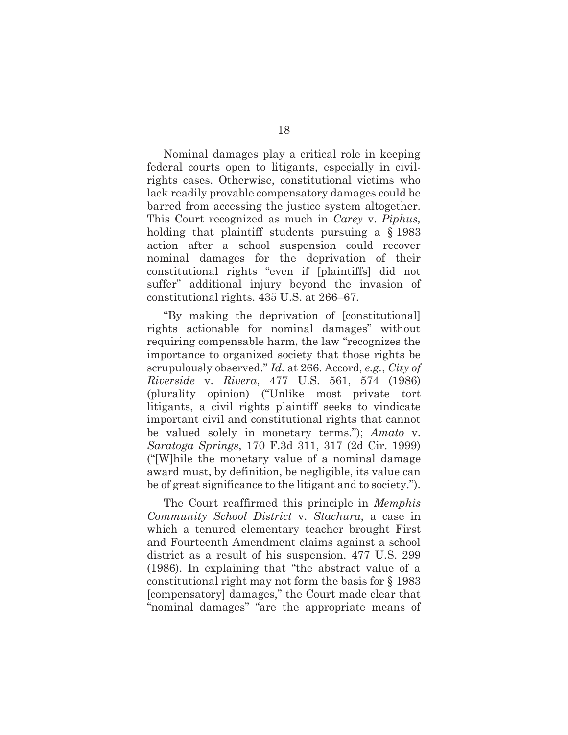Nominal damages play a critical role in keeping federal courts open to litigants, especially in civil-rights cases. Otherwise, constitutional victims who lack readily provable compensatory damages could be barred from accessing the justice system altogether. This Court recognized as much in *Carey* v. *Piphus,* holding that plaintiff students pursuing a § 1983 action after a school suspension could recover nominal damages for the deprivation of their constitutional rights "even if [plaintiffs] did not suffer" additional injury beyond the invasion of constitutional rights. 435 U.S. at 266–67.

"By making the deprivation of [constitutional] rights actionable for nominal damages" without requiring compensable harm, the law "recognizes the importance to organized society that those rights be scrupulously observed." *Id.* at 266. Accord, *e.g.*, *City of Riverside* v. *Rivera*, 477 U.S. 561, 574 (1986) (plurality opinion) ("Unlike most private tort litigants, a civil rights plaintiff seeks to vindicate important civil and constitutional rights that cannot be valued solely in monetary terms."); *Amato* v. *Saratoga Springs*, 170 F.3d 311, 317 (2d Cir. 1999) ("[W]hile the monetary value of a nominal damage award must, by definition, be negligible, its value can be of great significance to the litigant and to society.").

The Court reaffirmed this principle in *Memphis Community School District* v. *Stachura*, a case in which a tenured elementary teacher brought First and Fourteenth Amendment claims against a school district as a result of his suspension. 477 U.S. 299 (1986). In explaining that "the abstract value of a constitutional right may not form the basis for § 1983 [compensatory] damages," the Court made clear that "nominal damages" "are the appropriate means of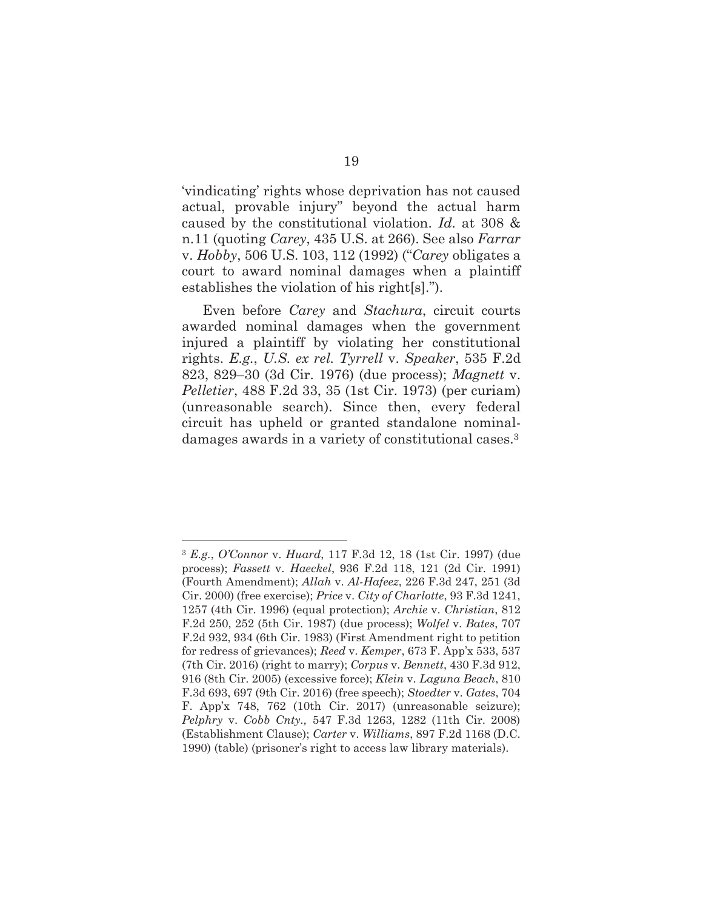'vindicating' rights whose deprivation has not caused actual, provable injury" beyond the actual harm caused by the constitutional violation. *Id.* at 308 & n.11 (quoting *Carey*, 435 U.S. at 266). See also *Farrar* v. *Hobby*, 506 U.S. 103, 112 (1992) ("*Carey* obligates a court to award nominal damages when a plaintiff establishes the violation of his right[s].").

Even before *Carey* and *Stachura*, circuit courts awarded nominal damages when the government injured a plaintiff by violating her constitutional rights. *E.g.*, *U.S. ex rel. Tyrrell* v. *Speaker*, 535 F.2d 823, 829–30 (3d Cir. 1976) (due process); *Magnett* v. *Pelletier*, 488 F.2d 33, 35 (1st Cir. 1973) (per curiam) (unreasonable search). Since then, every federal circuit has upheld or granted standalone nominal-damages awards in a variety of constitutional cases.[3]

---

[3] *E.g.*, *O'Connor* v. *Huard*, 117 F.3d 12, 18 (1st Cir. 1997) (due process); *Fassett* v. *Haeckel*, 936 F.2d 118, 121 (2d Cir. 1991) (Fourth Amendment); *Allah* v. *Al-Hafeez*, 226 F.3d 247, 251 (3d Cir. 2000) (free exercise); *Price* v. *City of Charlotte*, 93 F.3d 1241, 1257 (4th Cir. 1996) (equal protection); *Archie* v. *Christian*, 812 F.2d 250, 252 (5th Cir. 1987) (due process); *Wolfel* v. *Bates*, 707 F.2d 932, 934 (6th Cir. 1983) (First Amendment right to petition for redress of grievances); *Reed* v. *Kemper*, 673 F. App'x 533, 537 (7th Cir. 2016) (right to marry); *Corpus* v. *Bennett*, 430 F.3d 912, 916 (8th Cir. 2005) (excessive force); *Klein* v. *Laguna Beach*, 810 F.3d 693, 697 (9th Cir. 2016) (free speech); *Stoedter* v. *Gates*, 704 F. App'x 748, 762 (10th Cir. 2017) (unreasonable seizure); *Pelphry* v. *Cobb Cnty.,* 547 F.3d 1263, 1282 (11th Cir. 2008) (Establishment Clause); *Carter* v. *Williams*, 897 F.2d 1168 (D.C. 1990) (table) (prisoner's right to access law library materials).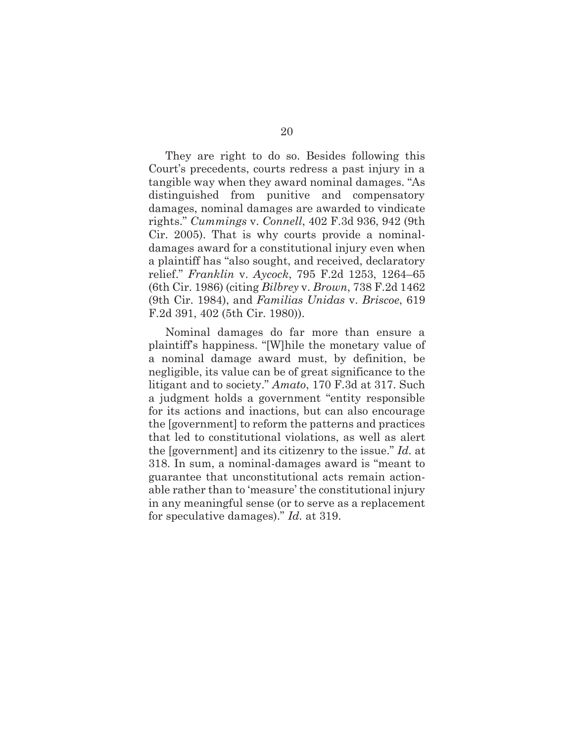They are right to do so. Besides following this Court's precedents, courts redress a past injury in a tangible way when they award nominal damages. "As distinguished from punitive and compensatory damages, nominal damages are awarded to vindicate rights." *Cummings* v. *Connell*, 402 F.3d 936, 942 (9th Cir. 2005). That is why courts provide a nominal-damages award for a constitutional injury even when a plaintiff has "also sought, and received, declaratory relief." *Franklin* v. *Aycock*, 795 F.2d 1253, 1264–65 (6th Cir. 1986) (citing *Bilbrey* v. *Brown*, 738 F.2d 1462 (9th Cir. 1984), and *Familias Unidas* v. *Briscoe*, 619 F.2d 391, 402 (5th Cir. 1980)).

Nominal damages do far more than ensure a plaintiff's happiness. "[W]hile the monetary value of a nominal damage award must, by definition, be negligible, its value can be of great significance to the litigant and to society." *Amato*, 170 F.3d at 317. Such a judgment holds a government "entity responsible for its actions and inactions, but can also encourage the [government] to reform the patterns and practices that led to constitutional violations, as well as alert the [government] and its citizenry to the issue." *Id.* at 318. In sum, a nominal-damages award is "meant to guarantee that unconstitutional acts remain actionable rather than to 'measure' the constitutional injury in any meaningful sense (or to serve as a replacement for speculative damages)." *Id.* at 319.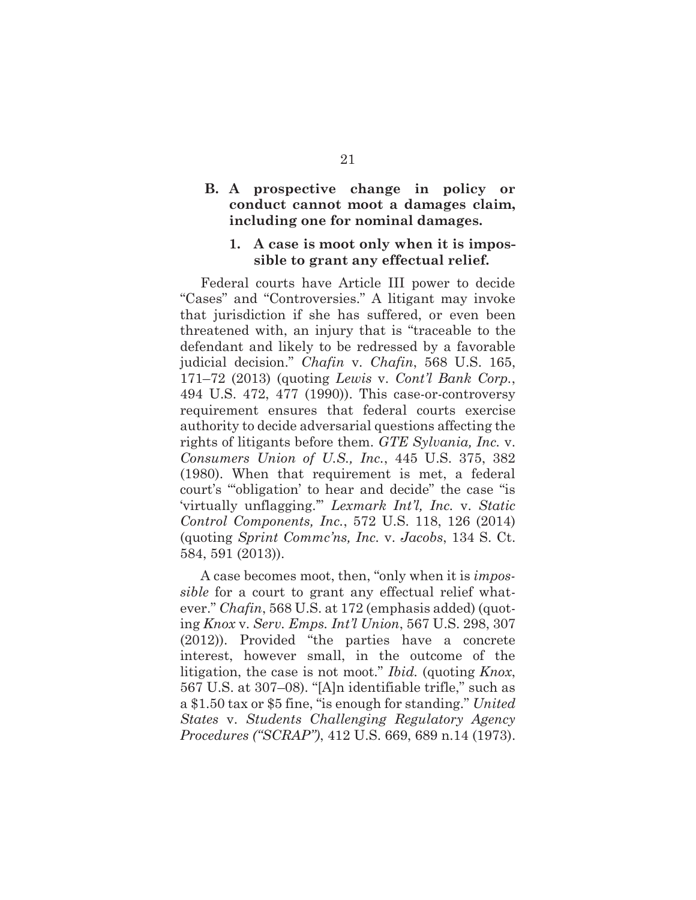### B. A prospective change in policy or conduct cannot moot a damages claim, including one for nominal damages.

#### 1. A case is moot only when it is impossible to grant any effectual relief.

Federal courts have Article III power to decide "Cases" and "Controversies." A litigant may invoke that jurisdiction if she has suffered, or even been threatened with, an injury that is "traceable to the defendant and likely to be redressed by a favorable judicial decision." *Chafin* v. *Chafin*, 568 U.S. 165, 171–72 (2013) (quoting *Lewis* v. *Cont'l Bank Corp.*, 494 U.S. 472, 477 (1990)). This case-or-controversy requirement ensures that federal courts exercise authority to decide adversarial questions affecting the rights of litigants before them. *GTE Sylvania, Inc.* v. *Consumers Union of U.S., Inc.*, 445 U.S. 375, 382 (1980). When that requirement is met, a federal court's "'obligation' to hear and decide" the case "is 'virtually unflagging.'" *Lexmark Int'l, Inc.* v. *Static Control Components, Inc.*, 572 U.S. 118, 126 (2014) (quoting *Sprint Commc'ns, Inc.* v. *Jacobs*, 134 S. Ct. 584, 591 (2013)).

A case becomes moot, then, "only when it is *impossible* for a court to grant any effectual relief whatever." *Chafin*, 568 U.S. at 172 (emphasis added) (quoting *Knox* v. *Serv. Emps. Int'l Union*, 567 U.S. 298, 307 (2012)). Provided "the parties have a concrete interest, however small, in the outcome of the litigation, the case is not moot." *Ibid.* (quoting *Knox*, 567 U.S. at 307–08). "[A]n identifiable trifle," such as a $1.50 tax or $5 fine, "is enough for standing." *United States* v. *Students Challenging Regulatory Agency Procedures ("SCRAP")*, 412 U.S. 669, 689 n.14 (1973).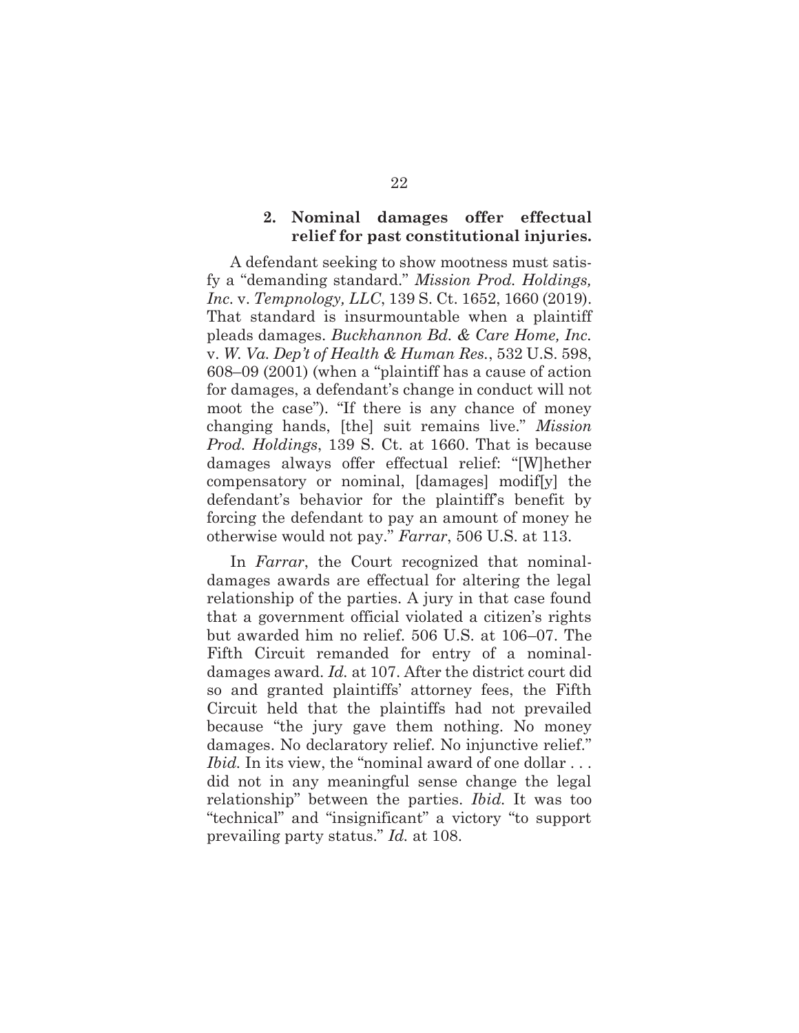### 2. Nominal damages offer effectual relief for past constitutional injuries.

A defendant seeking to show mootness must satisfy a "demanding standard." *Mission Prod. Holdings, Inc.* v. *Tempnology, LLC*, 139 S. Ct. 1652, 1660 (2019). That standard is insurmountable when a plaintiff pleads damages. *Buckhannon Bd. & Care Home, Inc.* v. *W. Va. Dep't of Health & Human Res.*, 532 U.S. 598, 608–09 (2001) (when a "plaintiff has a cause of action for damages, a defendant's change in conduct will not moot the case"). "If there is any chance of money changing hands, [the] suit remains live." *Mission Prod. Holdings*, 139 S. Ct. at 1660. That is because damages always offer effectual relief: "[W]hether compensatory or nominal, [damages] modif[y] the defendant's behavior for the plaintiff's benefit by forcing the defendant to pay an amount of money he otherwise would not pay." *Farrar*, 506 U.S. at 113.

In *Farrar*, the Court recognized that nominal-damages awards are effectual for altering the legal relationship of the parties. A jury in that case found that a government official violated a citizen's rights but awarded him no relief. 506 U.S. at 106–07. The Fifth Circuit remanded for entry of a nominal-damages award. *Id.* at 107. After the district court did so and granted plaintiffs' attorney fees, the Fifth Circuit held that the plaintiffs had not prevailed because "the jury gave them nothing. No money damages. No declaratory relief. No injunctive relief." *Ibid.* In its view, the "nominal award of one dollar . . . did not in any meaningful sense change the legal relationship" between the parties. *Ibid.* It was too "technical" and "insignificant" a victory "to support prevailing party status." *Id.* at 108.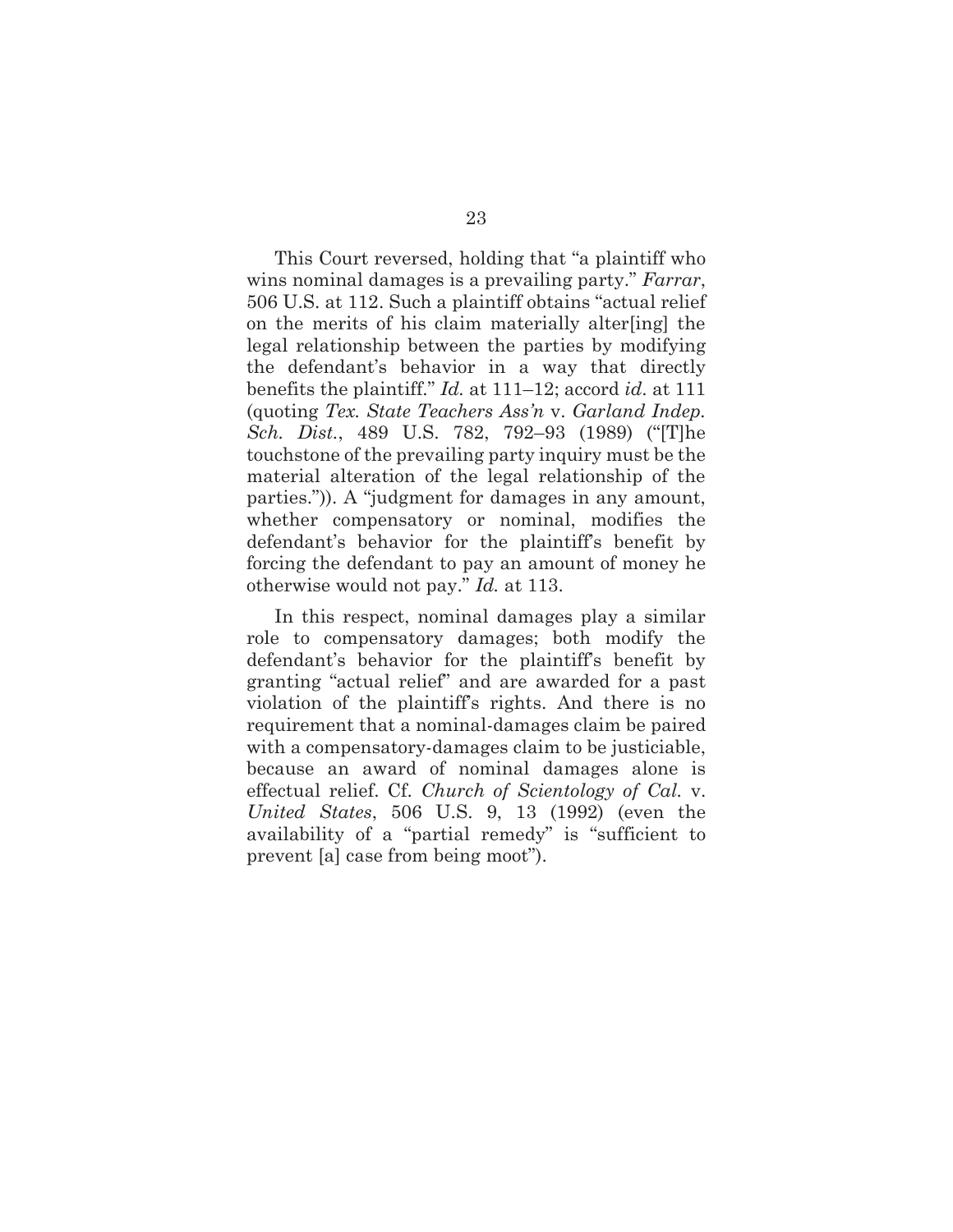This Court reversed, holding that "a plaintiff who wins nominal damages is a prevailing party." *Farrar*, 506 U.S. at 112. Such a plaintiff obtains "actual relief on the merits of his claim materially alter[ing] the legal relationship between the parties by modifying the defendant's behavior in a way that directly benefits the plaintiff." *Id.* at 111–12; accord *id*. at 111 (quoting *Tex. State Teachers Ass'n* v. *Garland Indep. Sch. Dist.*, 489 U.S. 782, 792–93 (1989) ("[T]he touchstone of the prevailing party inquiry must be the material alteration of the legal relationship of the parties.")). A "judgment for damages in any amount, whether compensatory or nominal, modifies the defendant's behavior for the plaintiff's benefit by forcing the defendant to pay an amount of money he otherwise would not pay." *Id.* at 113.

In this respect, nominal damages play a similar role to compensatory damages; both modify the defendant's behavior for the plaintiff's benefit by granting "actual relief" and are awarded for a past violation of the plaintiff's rights. And there is no requirement that a nominal-damages claim be paired with a compensatory-damages claim to be justiciable, because an award of nominal damages alone is effectual relief. Cf. *Church of Scientology of Cal.* v. *United States*, 506 U.S. 9, 13 (1992) (even the availability of a "partial remedy" is "sufficient to prevent [a] case from being moot").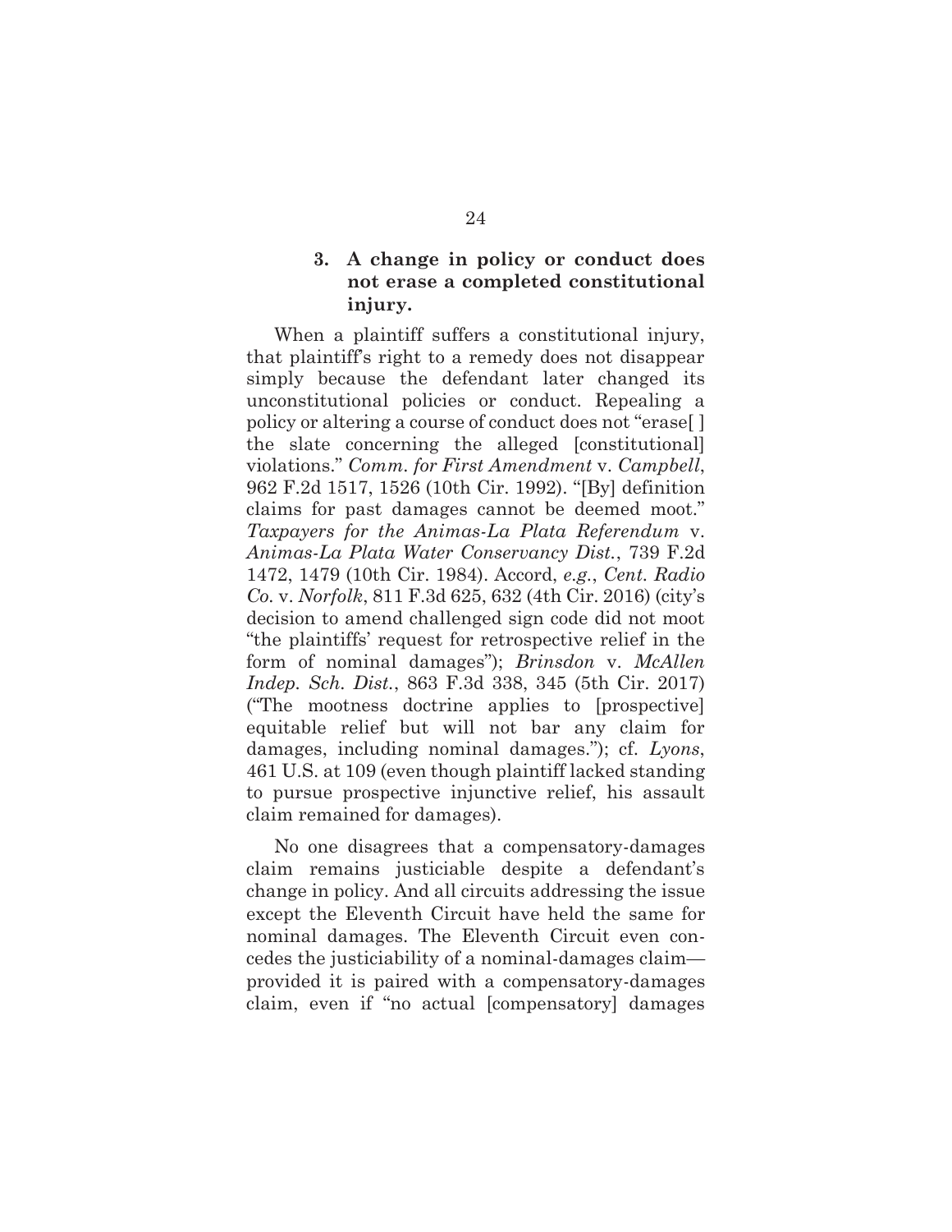### 3. A change in policy or conduct does not erase a completed constitutional injury.

When a plaintiff suffers a constitutional injury, that plaintiff's right to a remedy does not disappear simply because the defendant later changed its unconstitutional policies or conduct. Repealing a policy or altering a course of conduct does not "erase[ ] the slate concerning the alleged [constitutional] violations." *Comm. for First Amendment* v. *Campbell*, 962 F.2d 1517, 1526 (10th Cir. 1992). "[By] definition claims for past damages cannot be deemed moot." *Taxpayers for the Animas-La Plata Referendum* v. *Animas-La Plata Water Conservancy Dist.*, 739 F.2d 1472, 1479 (10th Cir. 1984). Accord, *e.g.*, *Cent. Radio Co.* v. *Norfolk*, 811 F.3d 625, 632 (4th Cir. 2016) (city's decision to amend challenged sign code did not moot "the plaintiffs' request for retrospective relief in the form of nominal damages"); *Brinsdon* v. *McAllen Indep. Sch. Dist.*, 863 F.3d 338, 345 (5th Cir. 2017) ("The mootness doctrine applies to [prospective] equitable relief but will not bar any claim for damages, including nominal damages."); cf. *Lyons*, 461 U.S. at 109 (even though plaintiff lacked standing to pursue prospective injunctive relief, his assault claim remained for damages).

No one disagrees that a compensatory-damages claim remains justiciable despite a defendant's change in policy. And all circuits addressing the issue except the Eleventh Circuit have held the same for nominal damages. The Eleventh Circuit even concedes the justiciability of a nominal-damages claim—provided it is paired with a compensatory-damages claim, even if "no actual [compensatory] damages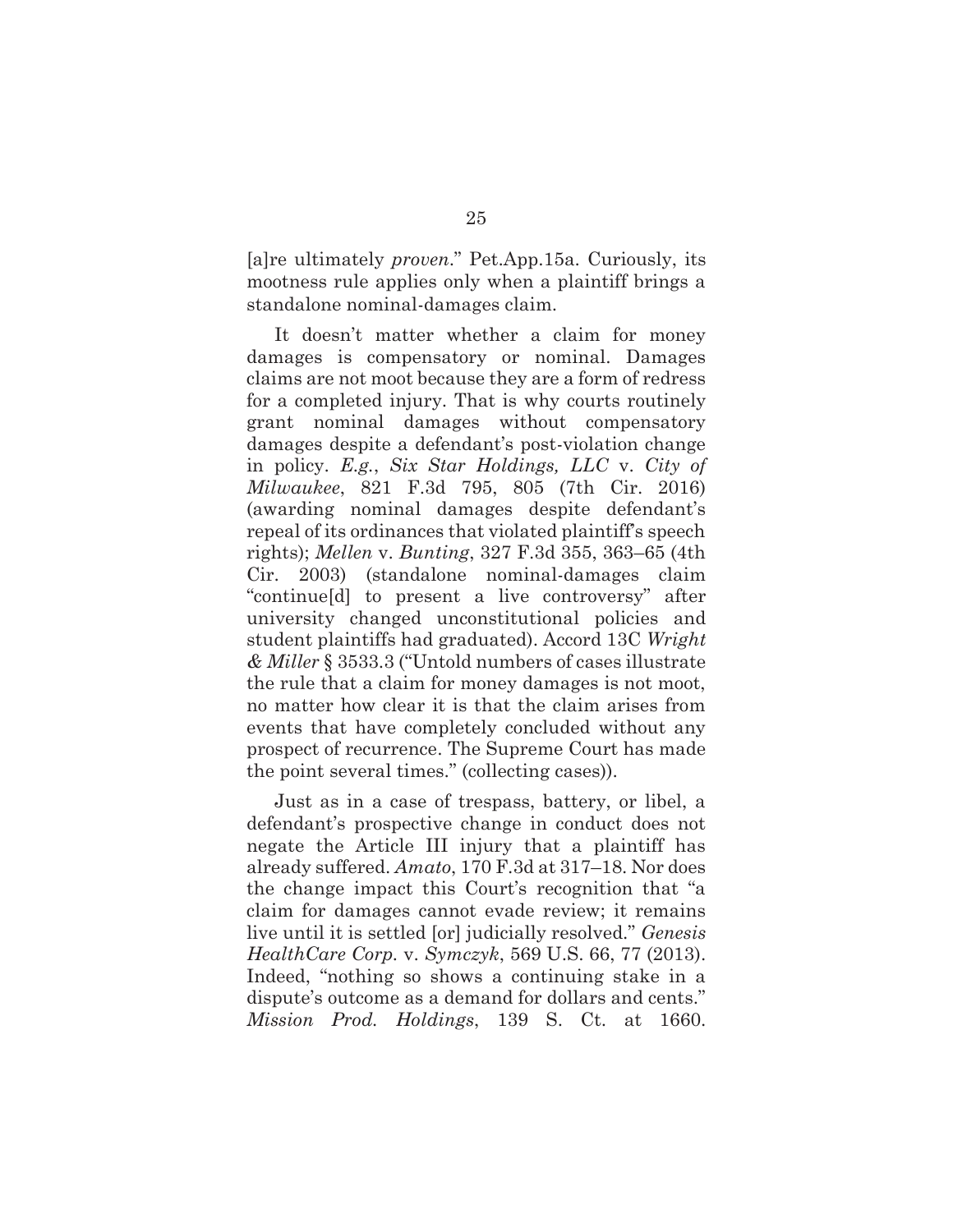[a]re ultimately *proven*." Pet.App.15a. Curiously, its mootness rule applies only when a plaintiff brings a standalone nominal-damages claim.

It doesn't matter whether a claim for money damages is compensatory or nominal. Damages claims are not moot because they are a form of redress for a completed injury. That is why courts routinely grant nominal damages without compensatory damages despite a defendant's post-violation change in policy. *E.g.*, *Six Star Holdings, LLC* v. *City of Milwaukee*, 821 F.3d 795, 805 (7th Cir. 2016) (awarding nominal damages despite defendant's repeal of its ordinances that violated plaintiff's speech rights); *Mellen* v. *Bunting*, 327 F.3d 355, 363–65 (4th Cir. 2003) (standalone nominal-damages claim "continue[d] to present a live controversy" after university changed unconstitutional policies and student plaintiffs had graduated). Accord 13C *Wright & Miller* § 3533.3 ("Untold numbers of cases illustrate the rule that a claim for money damages is not moot, no matter how clear it is that the claim arises from events that have completely concluded without any prospect of recurrence. The Supreme Court has made the point several times." (collecting cases)).

Just as in a case of trespass, battery, or libel, a defendant's prospective change in conduct does not negate the Article III injury that a plaintiff has already suffered. *Amato*, 170 F.3d at 317–18. Nor does the change impact this Court's recognition that "a claim for damages cannot evade review; it remains live until it is settled [or] judicially resolved." *Genesis HealthCare Corp.* v. *Symczyk*, 569 U.S. 66, 77 (2013). Indeed, "nothing so shows a continuing stake in a dispute's outcome as a demand for dollars and cents." *Mission Prod. Holdings*, 139 S. Ct. at 1660.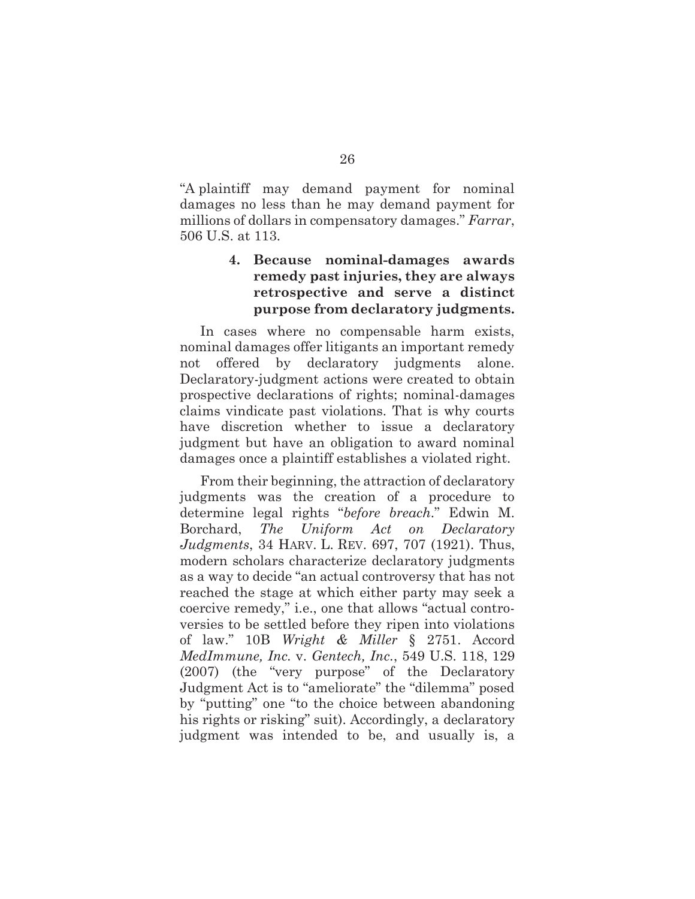"A plaintiff may demand payment for nominal damages no less than he may demand payment for millions of dollars in compensatory damages." *Farrar*, 506 U.S. at 113.

#### 4. Because nominal-damages awards remedy past injuries, they are always retrospective and serve a distinct purpose from declaratory judgments.

In cases where no compensable harm exists, nominal damages offer litigants an important remedy not offered by declaratory judgments alone. Declaratory-judgment actions were created to obtain prospective declarations of rights; nominal-damages claims vindicate past violations. That is why courts have discretion whether to issue a declaratory judgment but have an obligation to award nominal damages once a plaintiff establishes a violated right.

From their beginning, the attraction of declaratory judgments was the creation of a procedure to determine legal rights "*before breach*." Edwin M. Borchard, *The Uniform Act on Declaratory Judgments*, 34 HARV. L. REV. 697, 707 (1921). Thus, modern scholars characterize declaratory judgments as a way to decide "an actual controversy that has not reached the stage at which either party may seek a coercive remedy," i.e., one that allows "actual controversies to be settled before they ripen into violations of law." 10B *Wright & Miller* § 2751. Accord *MedImmune, Inc.* v. *Gentech, Inc.*, 549 U.S. 118, 129 (2007) (the "very purpose" of the Declaratory Judgment Act is to "ameliorate" the "dilemma" posed by "putting" one "to the choice between abandoning his rights or risking" suit). Accordingly, a declaratory judgment was intended to be, and usually is, a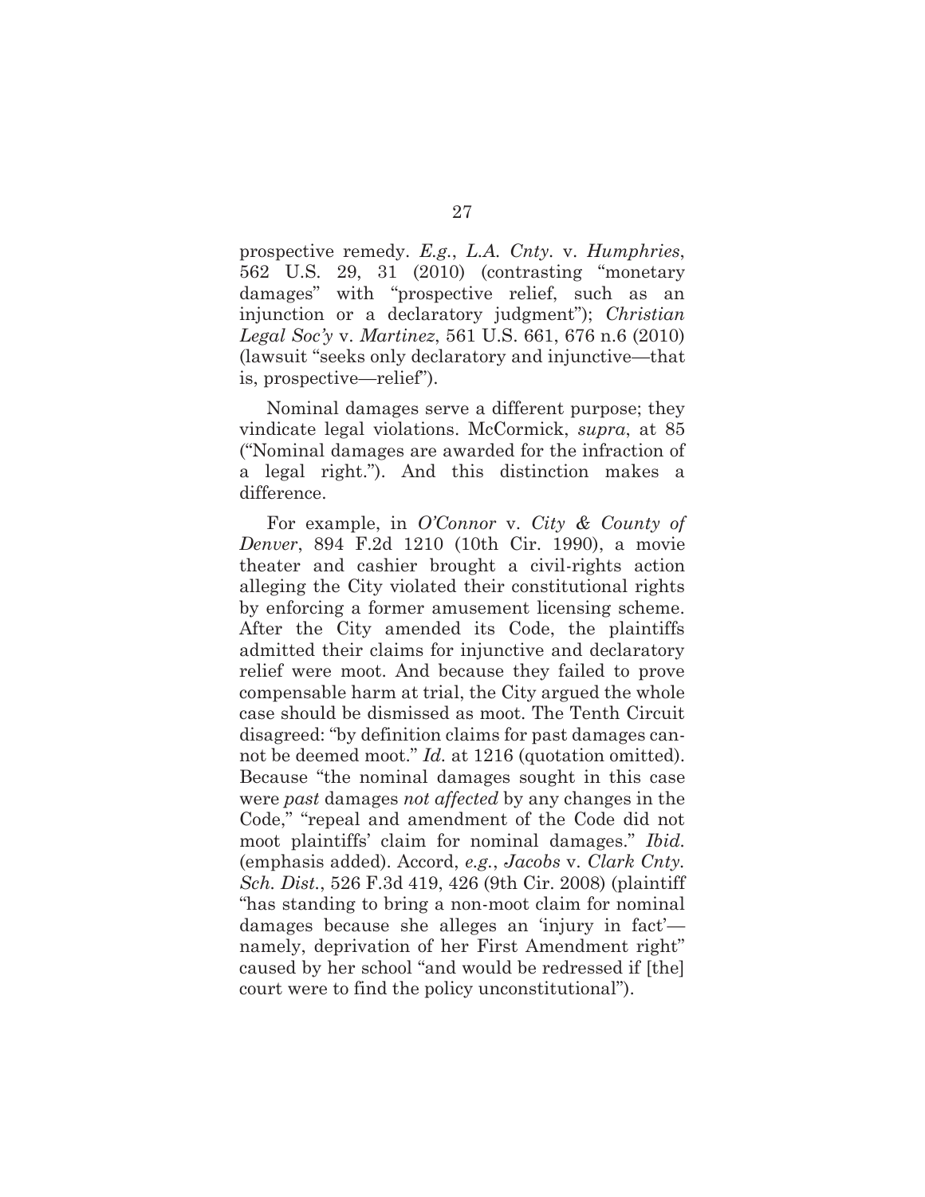prospective remedy. *E.g.*, *L.A. Cnty.* v. *Humphries*, 562 U.S. 29, 31 (2010) (contrasting "monetary damages" with "prospective relief, such as an injunction or a declaratory judgment"); *Christian Legal Soc'y* v. *Martinez*, 561 U.S. 661, 676 n.6 (2010) (lawsuit "seeks only declaratory and injunctive—that is, prospective—relief").

Nominal damages serve a different purpose; they vindicate legal violations. McCormick, *supra*, at 85 ("Nominal damages are awarded for the infraction of a legal right."). And this distinction makes a difference.

For example, in *O'Connor* v. *City & County of Denver*, 894 F.2d 1210 (10th Cir. 1990), a movie theater and cashier brought a civil-rights action alleging the City violated their constitutional rights by enforcing a former amusement licensing scheme. After the City amended its Code, the plaintiffs admitted their claims for injunctive and declaratory relief were moot. And because they failed to prove compensable harm at trial, the City argued the whole case should be dismissed as moot. The Tenth Circuit disagreed: "by definition claims for past damages cannot be deemed moot." *Id.* at 1216 (quotation omitted). Because "the nominal damages sought in this case were *past* damages *not affected* by any changes in the Code," "repeal and amendment of the Code did not moot plaintiffs' claim for nominal damages." *Ibid.* (emphasis added). Accord, *e.g.*, *Jacobs* v. *Clark Cnty. Sch. Dist.*, 526 F.3d 419, 426 (9th Cir. 2008) (plaintiff "has standing to bring a non-moot claim for nominal damages because she alleges an 'injury in fact'—namely, deprivation of her First Amendment right" caused by her school "and would be redressed if [the] court were to find the policy unconstitutional").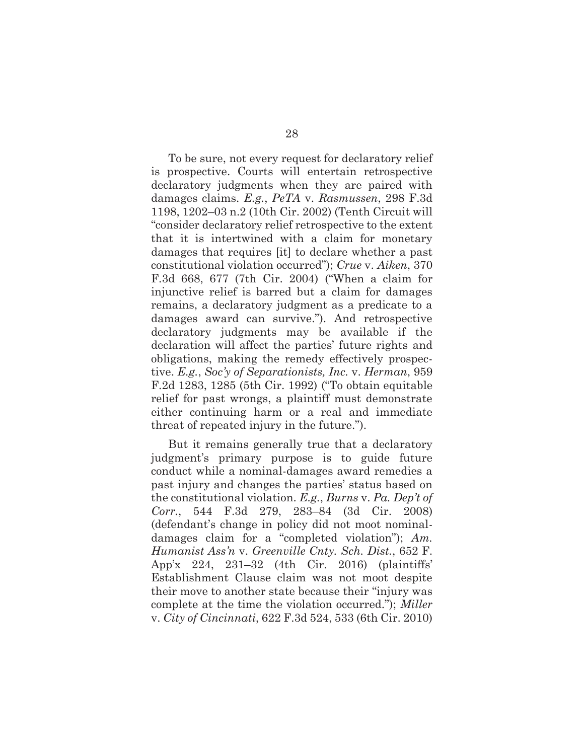To be sure, not every request for declaratory relief is prospective. Courts will entertain retrospective declaratory judgments when they are paired with damages claims. *E.g.*, *PeTA* v. *Rasmussen*, 298 F.3d 1198, 1202–03 n.2 (10th Cir. 2002) (Tenth Circuit will "consider declaratory relief retrospective to the extent that it is intertwined with a claim for monetary damages that requires [it] to declare whether a past constitutional violation occurred"); *Crue* v. *Aiken*, 370 F.3d 668, 677 (7th Cir. 2004) ("When a claim for injunctive relief is barred but a claim for damages remains, a declaratory judgment as a predicate to a damages award can survive."). And retrospective declaratory judgments may be available if the declaration will affect the parties' future rights and obligations, making the remedy effectively prospective. *E.g.*, *Soc'y of Separationists, Inc.* v. *Herman*, 959 F.2d 1283, 1285 (5th Cir. 1992) ("To obtain equitable relief for past wrongs, a plaintiff must demonstrate either continuing harm or a real and immediate threat of repeated injury in the future.").

But it remains generally true that a declaratory judgment's primary purpose is to guide future conduct while a nominal-damages award remedies a past injury and changes the parties' status based on the constitutional violation. *E.g.*, *Burns* v. *Pa. Dep't of Corr.*, 544 F.3d 279, 283–84 (3d Cir. 2008) (defendant's change in policy did not moot nominal-damages claim for a "completed violation"); *Am. Humanist Ass'n* v. *Greenville Cnty. Sch. Dist.*, 652 F. App'x 224, 231–32 (4th Cir. 2016) (plaintiffs' Establishment Clause claim was not moot despite their move to another state because their "injury was complete at the time the violation occurred."); *Miller* v. *City of Cincinnati*, 622 F.3d 524, 533 (6th Cir. 2010)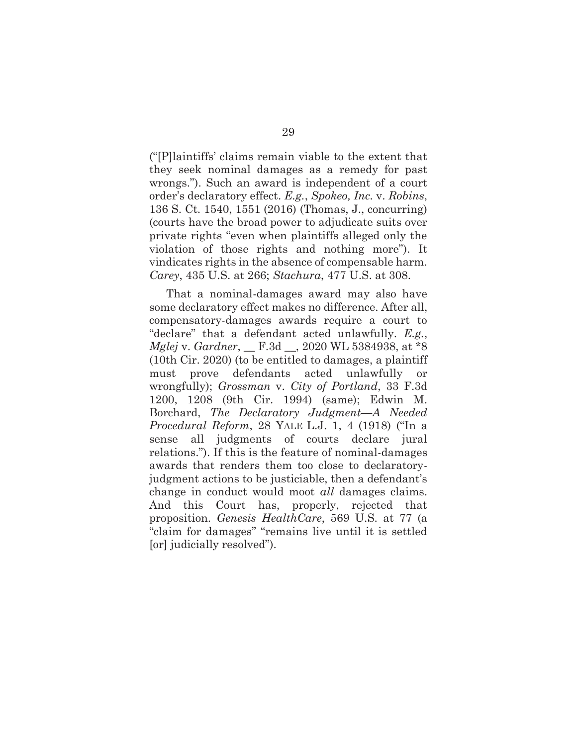("[P]laintiffs' claims remain viable to the extent that they seek nominal damages as a remedy for past wrongs."). Such an award is independent of a court order's declaratory effect. *E.g.*, *Spokeo, Inc.* v. *Robins*, 136 S. Ct. 1540, 1551 (2016) (Thomas, J., concurring) (courts have the broad power to adjudicate suits over private rights "even when plaintiffs alleged only the violation of those rights and nothing more"). It vindicates rights in the absence of compensable harm. *Carey*, 435 U.S. at 266; *Stachura*, 477 U.S. at 308.

That a nominal-damages award may also have some declaratory effect makes no difference. After all, compensatory-damages awards require a court to "declare" that a defendant acted unlawfully. *E.g.*, *Mglej* v. *Gardner*, __ F.3d __, 2020 WL 5384938, at *8 (10th Cir. 2020) (to be entitled to damages, a plaintiff must prove defendants acted unlawfully or wrongfully); *Grossman* v. *City of Portland*, 33 F.3d 1200, 1208 (9th Cir. 1994) (same); Edwin M. Borchard, *The Declaratory Judgment—A Needed Procedural Reform*, 28 YALE L.J. 1, 4 (1918) ("In a sense all judgments of courts declare jural relations."). If this is the feature of nominal-damages awards that renders them too close to declaratory-judgment actions to be justiciable, then a defendant's change in conduct would moot *all* damages claims. And this Court has, properly, rejected that proposition. *Genesis HealthCare*, 569 U.S. at 77 (a "claim for damages" "remains live until it is settled [or] judicially resolved").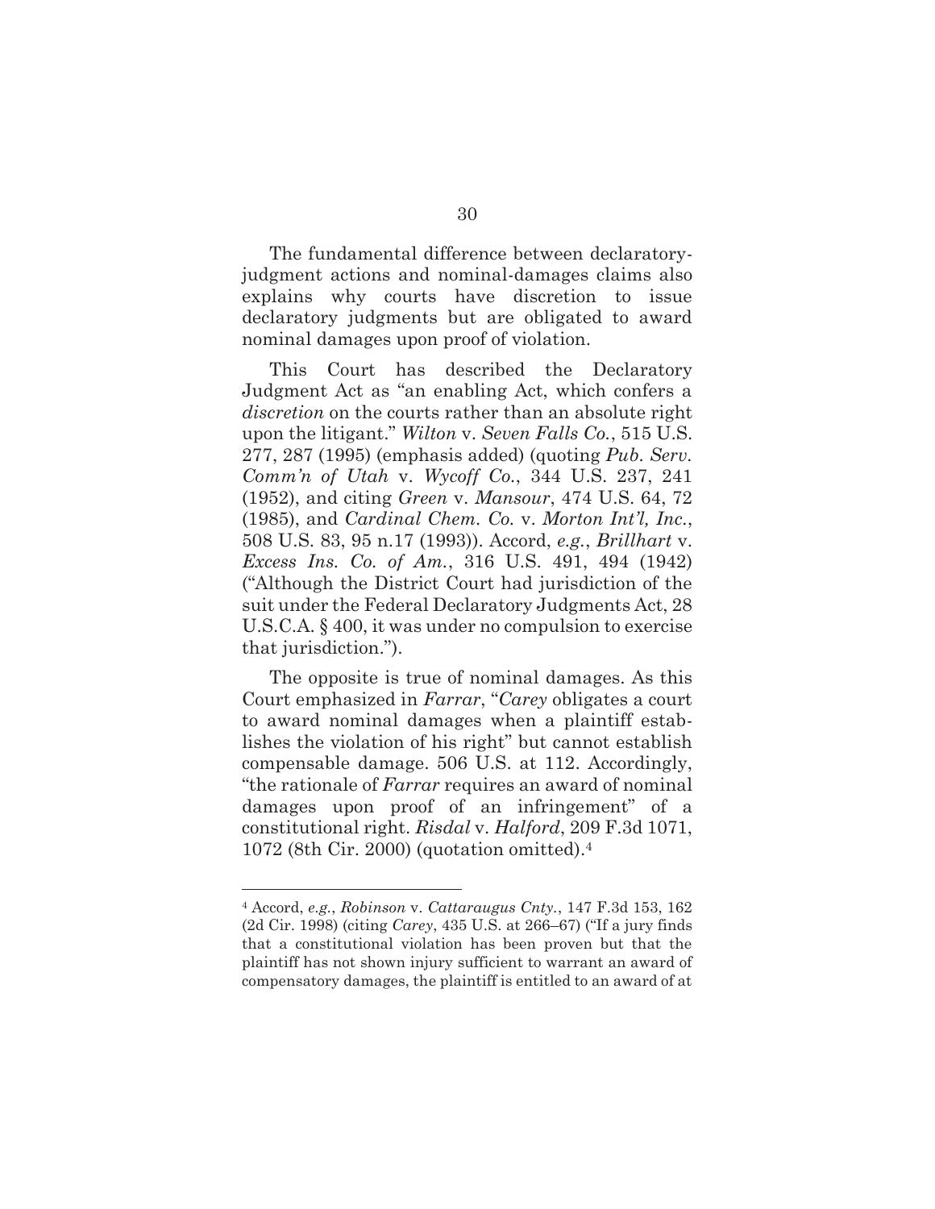The fundamental difference between declaratory-judgment actions and nominal-damages claims also explains why courts have discretion to issue declaratory judgments but are obligated to award nominal damages upon proof of violation.

This Court has described the Declaratory Judgment Act as "an enabling Act, which confers a *discretion* on the courts rather than an absolute right upon the litigant." *Wilton* v. *Seven Falls Co.*, 515 U.S. 277, 287 (1995) (emphasis added) (quoting *Pub. Serv. Comm'n of Utah* v. *Wycoff Co.*, 344 U.S. 237, 241 (1952), and citing *Green* v. *Mansour*, 474 U.S. 64, 72 (1985), and *Cardinal Chem. Co.* v. *Morton Int'l, Inc.*, 508 U.S. 83, 95 n.17 (1993)). Accord, *e.g.*, *Brillhart* v. *Excess Ins. Co. of Am.*, 316 U.S. 491, 494 (1942) ("Although the District Court had jurisdiction of the suit under the Federal Declaratory Judgments Act, 28 U.S.C.A. § 400, it was under no compulsion to exercise that jurisdiction.").

The opposite is true of nominal damages. As this Court emphasized in *Farrar*, "*Carey* obligates a court to award nominal damages when a plaintiff establishes the violation of his right" but cannot establish compensable damage. 506 U.S. at 112. Accordingly, "the rationale of *Farrar* requires an award of nominal damages upon proof of an infringement" of a constitutional right. *Risdal* v. *Halford*, 209 F.3d 1071, 1072 (8th Cir. 2000) (quotation omitted).[4]

---

[4] Accord, *e.g.*, *Robinson* v. *Cattaraugus Cnty.*, 147 F.3d 153, 162 (2d Cir. 1998) (citing *Carey*, 435 U.S. at 266–67) ("If a jury finds that a constitutional violation has been proven but that the plaintiff has not shown injury sufficient to warrant an award of compensatory damages, the plaintiff is entitled to an award of at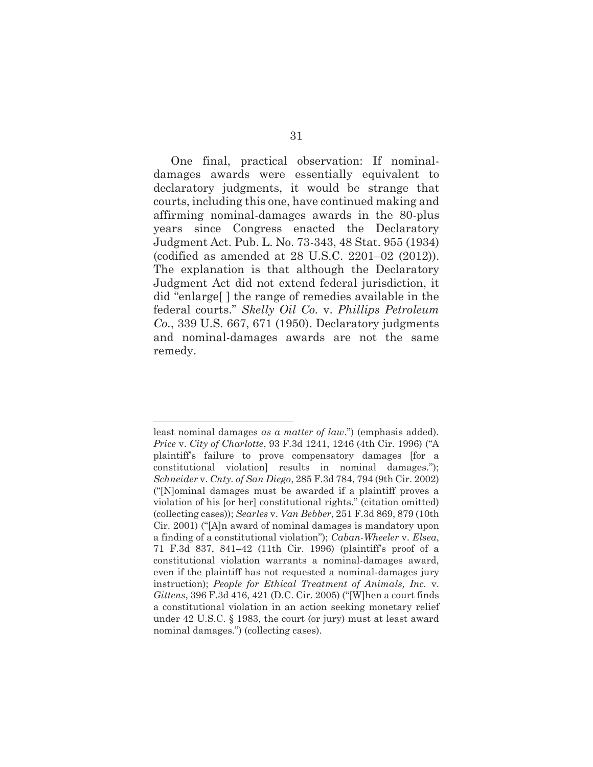One final, practical observation: If nominal-damages awards were essentially equivalent to declaratory judgments, it would be strange that courts, including this one, have continued making and affirming nominal-damages awards in the 80-plus years since Congress enacted the Declaratory Judgment Act. Pub. L. No. 73-343, 48 Stat. 955 (1934) (codified as amended at 28 U.S.C. 2201–02 (2012)). The explanation is that although the Declaratory Judgment Act did not extend federal jurisdiction, it did "enlarge[ ] the range of remedies available in the federal courts." *Skelly Oil Co.* v. *Phillips Petroleum Co.*, 339 U.S. 667, 671 (1950). Declaratory judgments and nominal-damages awards are not the same remedy.

---

least nominal damages *as a matter of law*.") (emphasis added). *Price* v. *City of Charlotte*, 93 F.3d 1241, 1246 (4th Cir. 1996) ("A plaintiff's failure to prove compensatory damages [for a constitutional violation] results in nominal damages."); *Schneider* v. *Cnty. of San Diego*, 285 F.3d 784, 794 (9th Cir. 2002) ("[N]ominal damages must be awarded if a plaintiff proves a violation of his [or her] constitutional rights." (citation omitted) (collecting cases)); *Searles* v. *Van Bebber*, 251 F.3d 869, 879 (10th Cir. 2001) ("[A]n award of nominal damages is mandatory upon a finding of a constitutional violation"); *Caban-Wheeler* v. *Elsea*, 71 F.3d 837, 841–42 (11th Cir. 1996) (plaintiff's proof of a constitutional violation warrants a nominal-damages award, even if the plaintiff has not requested a nominal-damages jury instruction); *People for Ethical Treatment of Animals, Inc.* v. *Gittens*, 396 F.3d 416, 421 (D.C. Cir. 2005) ("[W]hen a court finds a constitutional violation in an action seeking monetary relief under 42 U.S.C. § 1983, the court (or jury) must at least award nominal damages.") (collecting cases).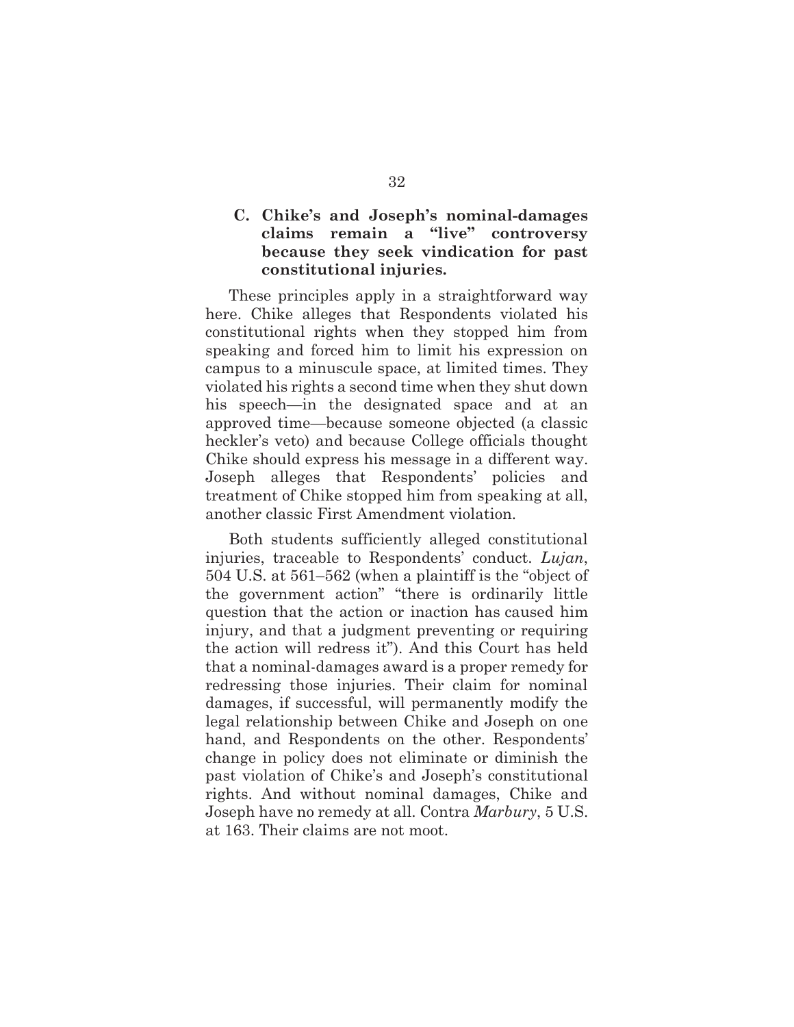### C. Chike's and Joseph's nominal-damages claims remain a "live" controversy because they seek vindication for past constitutional injuries.

These principles apply in a straightforward way here. Chike alleges that Respondents violated his constitutional rights when they stopped him from speaking and forced him to limit his expression on campus to a minuscule space, at limited times. They violated his rights a second time when they shut down his speech—in the designated space and at an approved time—because someone objected (a classic heckler's veto) and because College officials thought Chike should express his message in a different way. Joseph alleges that Respondents' policies and treatment of Chike stopped him from speaking at all, another classic First Amendment violation.

Both students sufficiently alleged constitutional injuries, traceable to Respondents' conduct. *Lujan*, 504 U.S. at 561–562 (when a plaintiff is the "object of the government action" "there is ordinarily little question that the action or inaction has caused him injury, and that a judgment preventing or requiring the action will redress it"). And this Court has held that a nominal-damages award is a proper remedy for redressing those injuries. Their claim for nominal damages, if successful, will permanently modify the legal relationship between Chike and Joseph on one hand, and Respondents on the other. Respondents' change in policy does not eliminate or diminish the past violation of Chike's and Joseph's constitutional rights. And without nominal damages, Chike and Joseph have no remedy at all. Contra *Marbury*, 5 U.S. at 163. Their claims are not moot.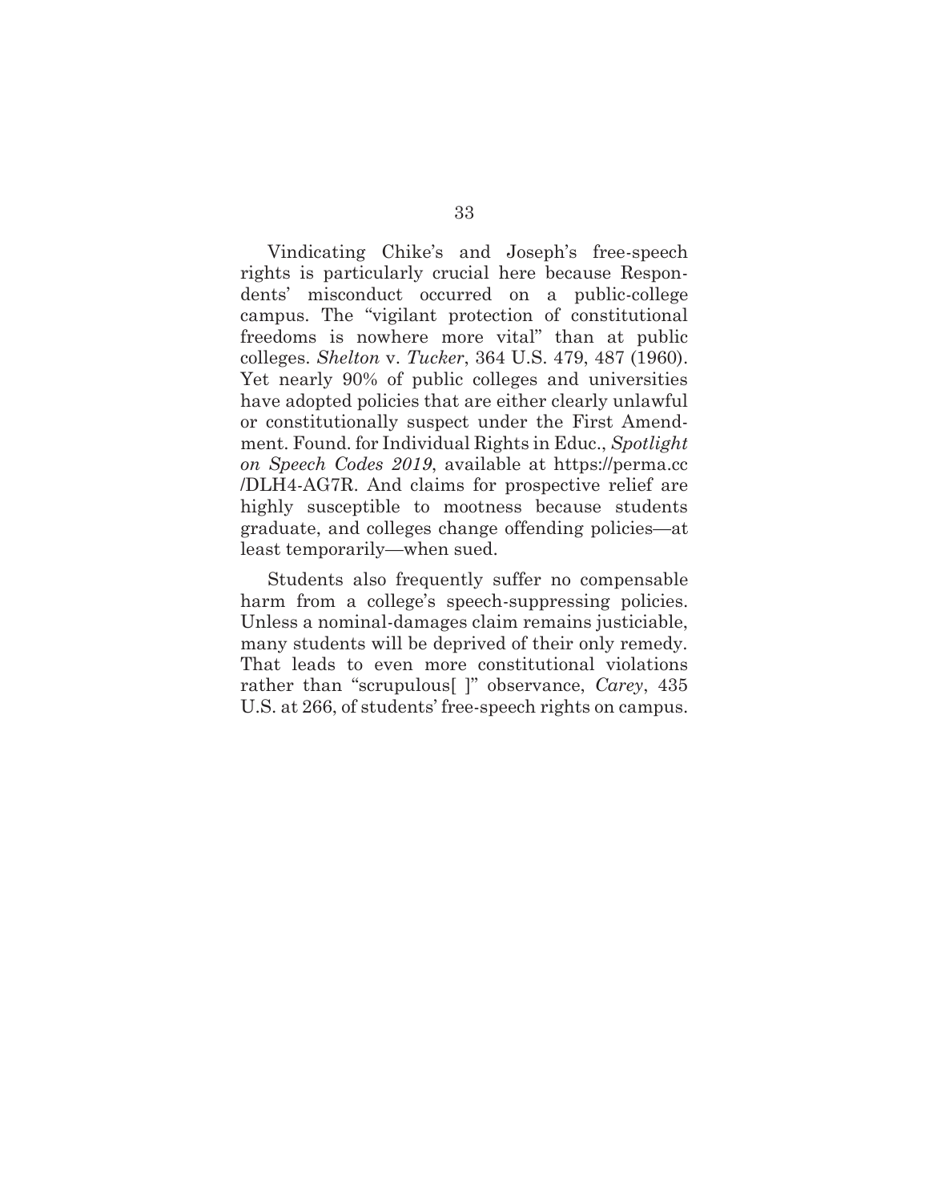Vindicating Chike's and Joseph's free-speech rights is particularly crucial here because Respondents' misconduct occurred on a public-college campus. The "vigilant protection of constitutional freedoms is nowhere more vital" than at public colleges. *Shelton* v. *Tucker*, 364 U.S. 479, 487 (1960). Yet nearly 90% of public colleges and universities have adopted policies that are either clearly unlawful or constitutionally suspect under the First Amendment. Found. for Individual Rights in Educ., *Spotlight on Speech Codes 2019*, available at https://perma.cc/DLH4-AG7R. And claims for prospective relief are highly susceptible to mootness because students graduate, and colleges change offending policies—at least temporarily—when sued.

Students also frequently suffer no compensable harm from a college's speech-suppressing policies. Unless a nominal-damages claim remains justiciable, many students will be deprived of their only remedy. That leads to even more constitutional violations rather than "scrupulous[ ]" observance, *Carey*, 435 U.S. at 266, of students' free-speech rights on campus.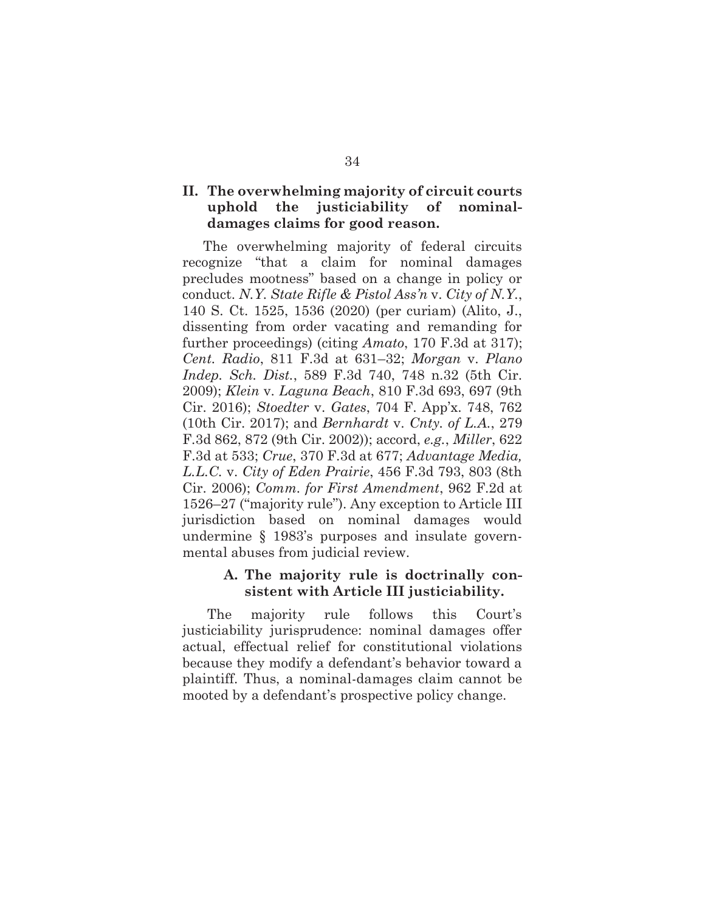## II. The overwhelming majority of circuit courts uphold the justiciability of nominal-damages claims for good reason.

The overwhelming majority of federal circuits recognize "that a claim for nominal damages precludes mootness" based on a change in policy or conduct. *N.Y. State Rifle & Pistol Ass'n* v. *City of N.Y.*, 140 S. Ct. 1525, 1536 (2020) (per curiam) (Alito, J., dissenting from order vacating and remanding for further proceedings) (citing *Amato*, 170 F.3d at 317); *Cent. Radio*, 811 F.3d at 631–32; *Morgan* v. *Plano Indep. Sch. Dist.*, 589 F.3d 740, 748 n.32 (5th Cir. 2009); *Klein* v. *Laguna Beach*, 810 F.3d 693, 697 (9th Cir. 2016); *Stoedter* v. *Gates*, 704 F. App'x. 748, 762 (10th Cir. 2017); and *Bernhardt* v. *Cnty. of L.A.*, 279 F.3d 862, 872 (9th Cir. 2002)); accord, *e.g.*, *Miller*, 622 F.3d at 533; *Crue*, 370 F.3d at 677; *Advantage Media, L.L.C.* v. *City of Eden Prairie*, 456 F.3d 793, 803 (8th Cir. 2006); *Comm. for First Amendment*, 962 F.2d at 1526–27 ("majority rule"). Any exception to Article III jurisdiction based on nominal damages would undermine § 1983's purposes and insulate governmental abuses from judicial review.

### A. The majority rule is doctrinally consistent with Article III justiciability.

The majority rule follows this Court's justiciability jurisprudence: nominal damages offer actual, effectual relief for constitutional violations because they modify a defendant's behavior toward a plaintiff. Thus, a nominal-damages claim cannot be mooted by a defendant's prospective policy change.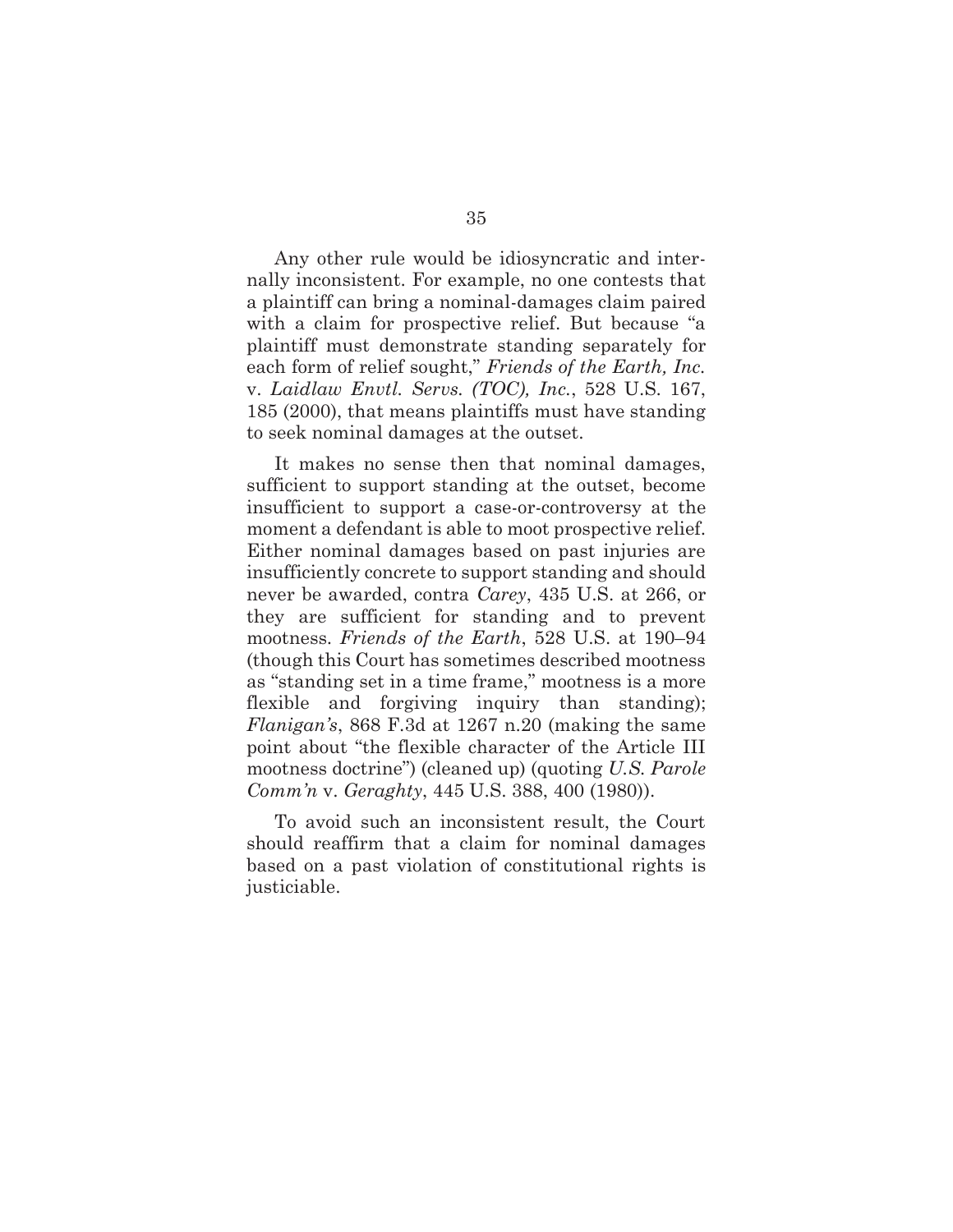Any other rule would be idiosyncratic and internally inconsistent. For example, no one contests that a plaintiff can bring a nominal-damages claim paired with a claim for prospective relief. But because "a plaintiff must demonstrate standing separately for each form of relief sought," *Friends of the Earth, Inc.* v. *Laidlaw Envtl. Servs. (TOC), Inc.*, 528 U.S. 167, 185 (2000), that means plaintiffs must have standing to seek nominal damages at the outset.

It makes no sense then that nominal damages, sufficient to support standing at the outset, become insufficient to support a case-or-controversy at the moment a defendant is able to moot prospective relief. Either nominal damages based on past injuries are insufficiently concrete to support standing and should never be awarded, contra *Carey*, 435 U.S. at 266, or they are sufficient for standing and to prevent mootness. *Friends of the Earth*, 528 U.S. at 190–94 (though this Court has sometimes described mootness as "standing set in a time frame," mootness is a more flexible and forgiving inquiry than standing); *Flanigan's*, 868 F.3d at 1267 n.20 (making the same point about "the flexible character of the Article III mootness doctrine") (cleaned up) (quoting *U.S. Parole Comm'n* v. *Geraghty*, 445 U.S. 388, 400 (1980)).

To avoid such an inconsistent result, the Court should reaffirm that a claim for nominal damages based on a past violation of constitutional rights is justiciable.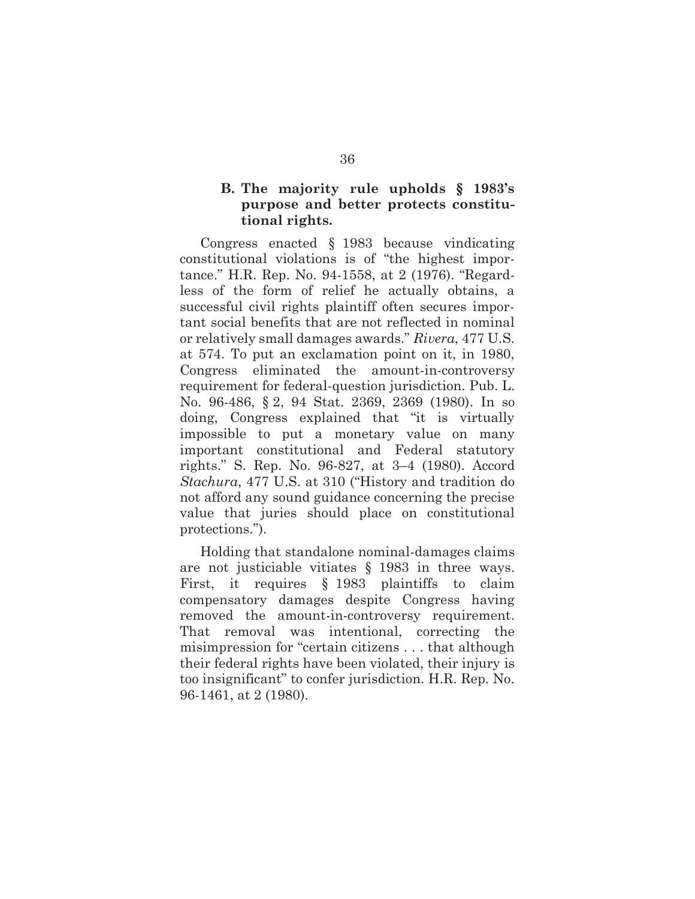### B. The majority rule upholds § 1983's purpose and better protects constitutional rights.

Congress enacted § 1983 because vindicating constitutional violations is of "the highest importance." H.R. Rep. No. 94-1558, at 2 (1976). "Regardless of the form of relief he actually obtains, a successful civil rights plaintiff often secures important social benefits that are not reflected in nominal or relatively small damages awards." *Rivera*, 477 U.S. at 574. To put an exclamation point on it, in 1980, Congress eliminated the amount-in-controversy requirement for federal-question jurisdiction. Pub. L. No. 96-486, § 2, 94 Stat. 2369, 2369 (1980). In so doing, Congress explained that "it is virtually impossible to put a monetary value on many important constitutional and Federal statutory rights." S. Rep. No. 96-827, at 3–4 (1980). Accord *Stachura*, 477 U.S. at 310 ("History and tradition do not afford any sound guidance concerning the precise value that juries should place on constitutional protections.").

Holding that standalone nominal-damages claims are not justiciable vitiates § 1983 in three ways. First, it requires § 1983 plaintiffs to claim compensatory damages despite Congress having removed the amount-in-controversy requirement. That removal was intentional, correcting the misimpression for "certain citizens . . . that although their federal rights have been violated, their injury is too insignificant" to confer jurisdiction. H.R. Rep. No. 96-1461, at 2 (1980).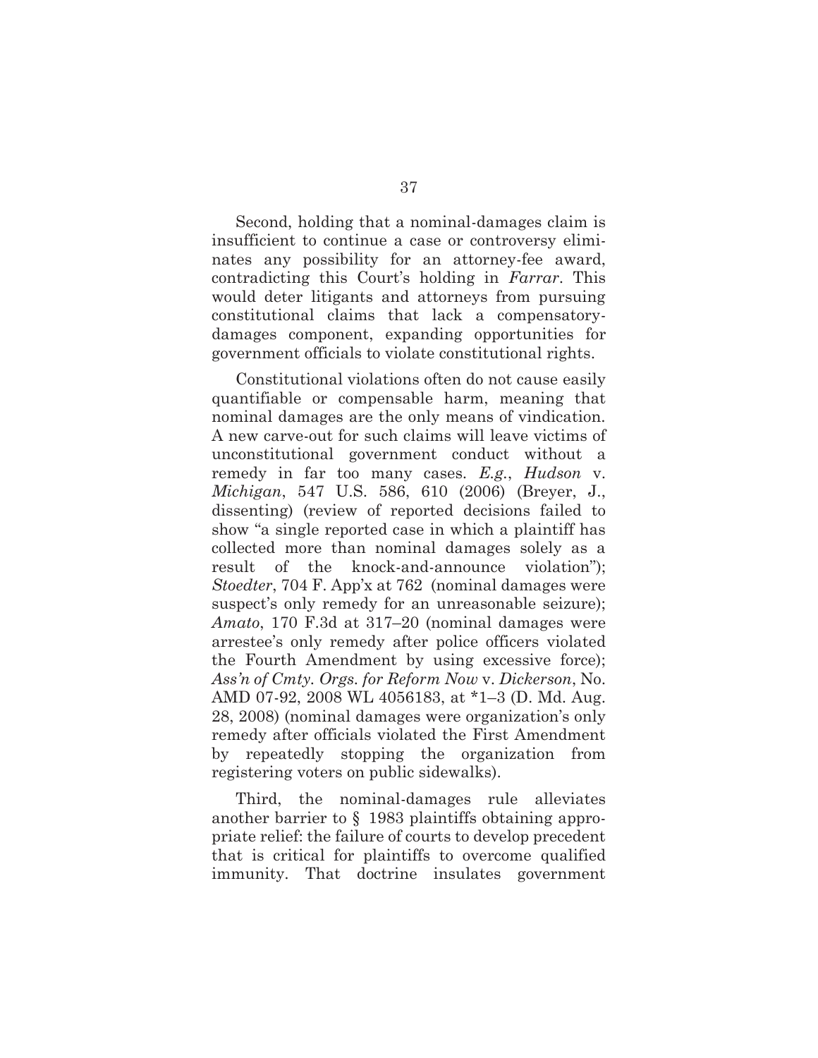Second, holding that a nominal-damages claim is insufficient to continue a case or controversy eliminates any possibility for an attorney-fee award, contradicting this Court's holding in *Farrar*. This would deter litigants and attorneys from pursuing constitutional claims that lack a compensatory-damages component, expanding opportunities for government officials to violate constitutional rights.

Constitutional violations often do not cause easily quantifiable or compensable harm, meaning that nominal damages are the only means of vindication. A new carve-out for such claims will leave victims of unconstitutional government conduct without a remedy in far too many cases. *E.g.*, *Hudson* v. *Michigan*, 547 U.S. 586, 610 (2006) (Breyer, J., dissenting) (review of reported decisions failed to show "a single reported case in which a plaintiff has collected more than nominal damages solely as a result of the knock-and-announce violation"); *Stoedter*, 704 F. App'x at 762 (nominal damages were suspect's only remedy for an unreasonable seizure); *Amato*, 170 F.3d at 317–20 (nominal damages were arrestee's only remedy after police officers violated the Fourth Amendment by using excessive force); *Ass'n of Cmty. Orgs. for Reform Now* v. *Dickerson*, No. AMD 07-92, 2008 WL 4056183, at *1–3 (D. Md. Aug. 28, 2008) (nominal damages were organization's only remedy after officials violated the First Amendment by repeatedly stopping the organization from registering voters on public sidewalks).

Third, the nominal-damages rule alleviates another barrier to § 1983 plaintiffs obtaining appropriate relief: the failure of courts to develop precedent that is critical for plaintiffs to overcome qualified immunity. That doctrine insulates government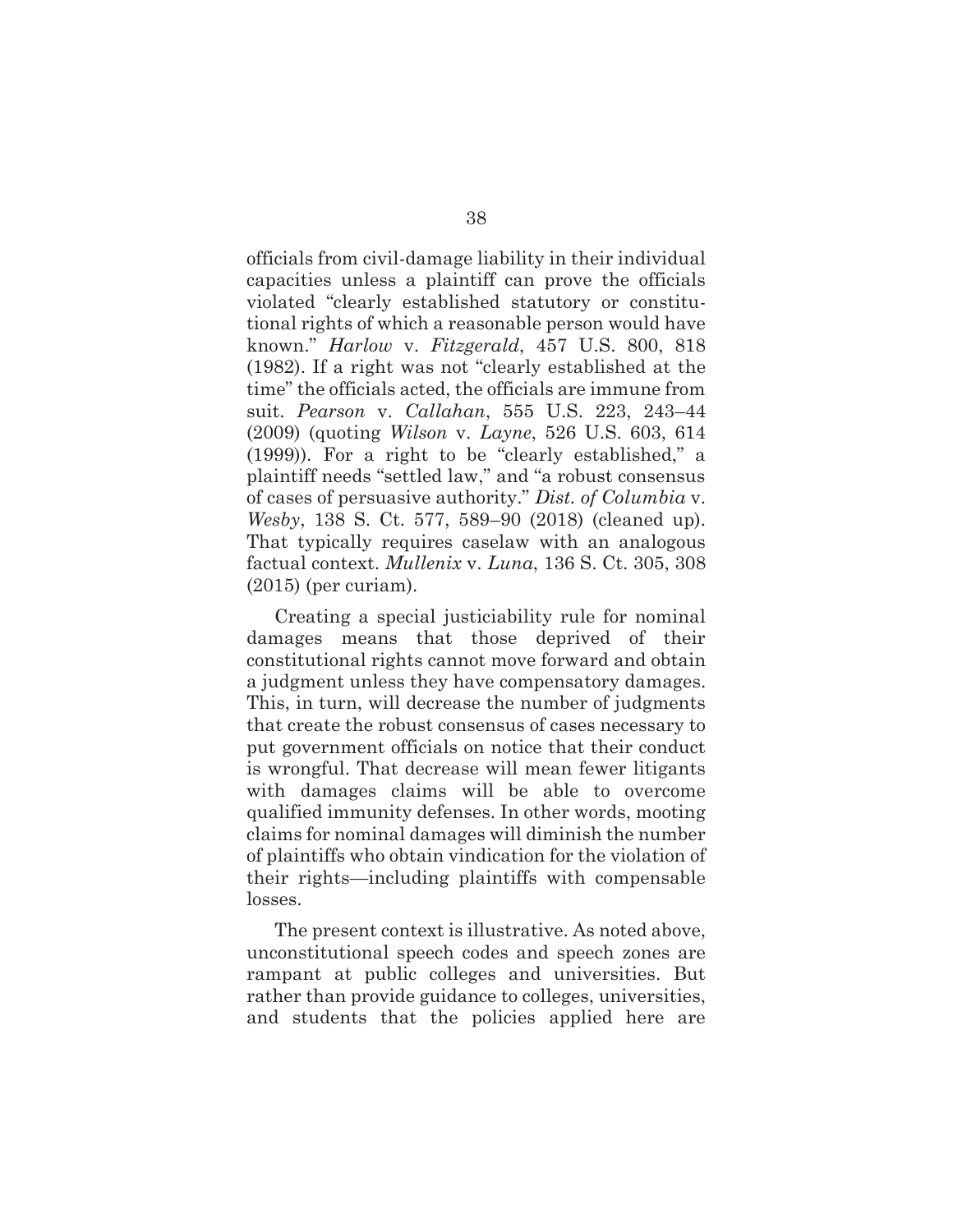officials from civil-damage liability in their individual capacities unless a plaintiff can prove the officials violated "clearly established statutory or constitutional rights of which a reasonable person would have known." *Harlow* v. *Fitzgerald*, 457 U.S. 800, 818 (1982). If a right was not "clearly established at the time" the officials acted, the officials are immune from suit. *Pearson* v. *Callahan*, 555 U.S. 223, 243–44 (2009) (quoting *Wilson* v. *Layne*, 526 U.S. 603, 614 (1999)). For a right to be "clearly established," a plaintiff needs "settled law," and "a robust consensus of cases of persuasive authority." *Dist. of Columbia* v. *Wesby*, 138 S. Ct. 577, 589–90 (2018) (cleaned up). That typically requires caselaw with an analogous factual context. *Mullenix* v. *Luna*, 136 S. Ct. 305, 308 (2015) (per curiam).

Creating a special justiciability rule for nominal damages means that those deprived of their constitutional rights cannot move forward and obtain a judgment unless they have compensatory damages. This, in turn, will decrease the number of judgments that create the robust consensus of cases necessary to put government officials on notice that their conduct is wrongful. That decrease will mean fewer litigants with damages claims will be able to overcome qualified immunity defenses. In other words, mooting claims for nominal damages will diminish the number of plaintiffs who obtain vindication for the violation of their rights—including plaintiffs with compensable losses.

The present context is illustrative. As noted above, unconstitutional speech codes and speech zones are rampant at public colleges and universities. But rather than provide guidance to colleges, universities, and students that the policies applied here are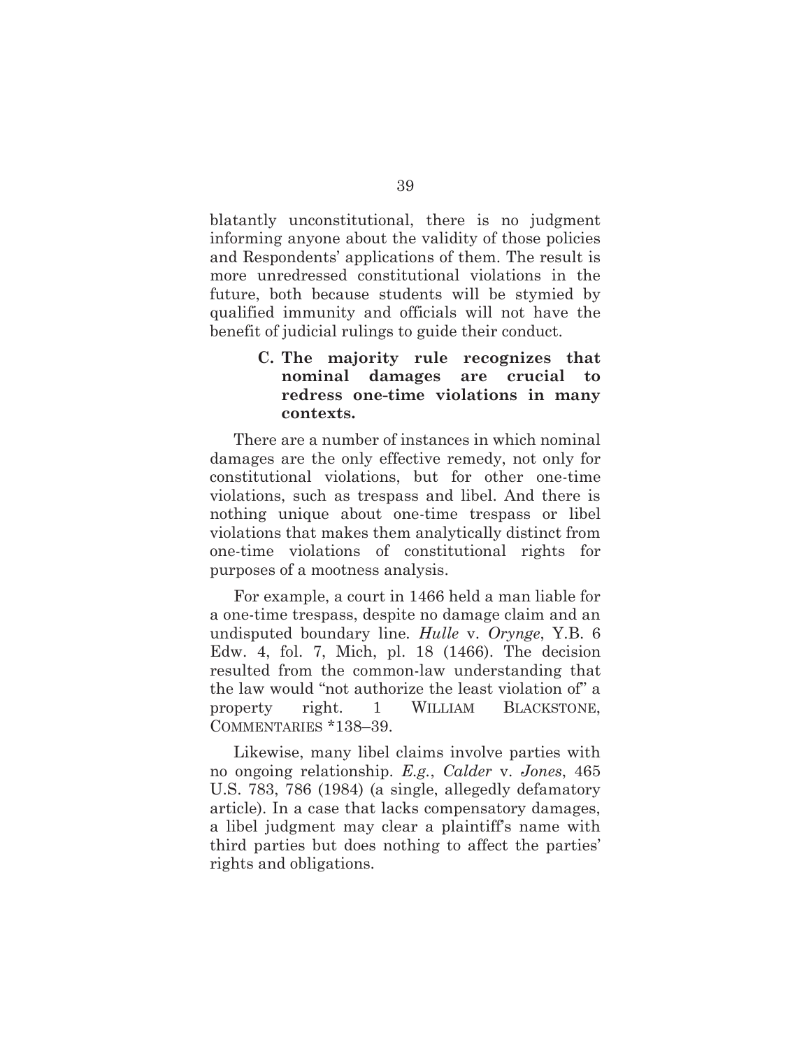blatantly unconstitutional, there is no judgment informing anyone about the validity of those policies and Respondents' applications of them. The result is more unredressed constitutional violations in the future, both because students will be stymied by qualified immunity and officials will not have the benefit of judicial rulings to guide their conduct.

### C. The majority rule recognizes that nominal damages are crucial to redress one-time violations in many contexts.

There are a number of instances in which nominal damages are the only effective remedy, not only for constitutional violations, but for other one-time violations, such as trespass and libel. And there is nothing unique about one-time trespass or libel violations that makes them analytically distinct from one-time violations of constitutional rights for purposes of a mootness analysis.

For example, a court in 1466 held a man liable for a one-time trespass, despite no damage claim and an undisputed boundary line. *Hulle* v. *Orynge*, Y.B. 6 Edw. 4, fol. 7, Mich, pl. 18 (1466). The decision resulted from the common-law understanding that the law would "not authorize the least violation of" a property right. 1 WILLIAM BLACKSTONE, COMMENTARIES *138–39.

Likewise, many libel claims involve parties with no ongoing relationship. *E.g.*, *Calder* v. *Jones*, 465 U.S. 783, 786 (1984) (a single, allegedly defamatory article). In a case that lacks compensatory damages, a libel judgment may clear a plaintiff's name with third parties but does nothing to affect the parties' rights and obligations.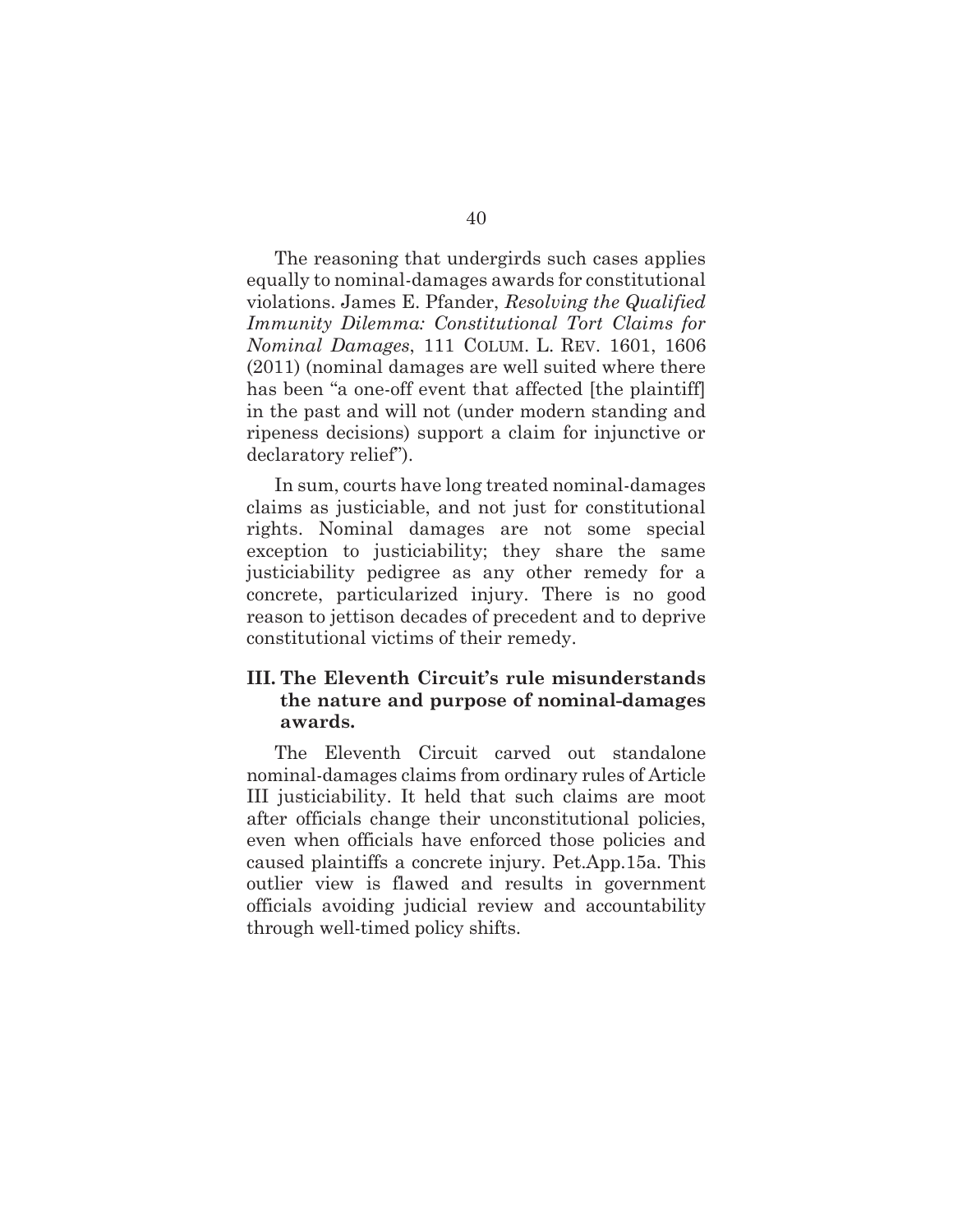The reasoning that undergirds such cases applies equally to nominal-damages awards for constitutional violations. James E. Pfander, *Resolving the Qualified Immunity Dilemma: Constitutional Tort Claims for Nominal Damages*, 111 COLUM. L. REV. 1601, 1606 (2011) (nominal damages are well suited where there has been "a one-off event that affected [the plaintiff] in the past and will not (under modern standing and ripeness decisions) support a claim for injunctive or declaratory relief").

In sum, courts have long treated nominal-damages claims as justiciable, and not just for constitutional rights. Nominal damages are not some special exception to justiciability; they share the same justiciability pedigree as any other remedy for a concrete, particularized injury. There is no good reason to jettison decades of precedent and to deprive constitutional victims of their remedy.

## III. The Eleventh Circuit's rule misunderstands the nature and purpose of nominal-damages awards.

The Eleventh Circuit carved out standalone nominal-damages claims from ordinary rules of Article III justiciability. It held that such claims are moot after officials change their unconstitutional policies, even when officials have enforced those policies and caused plaintiffs a concrete injury. Pet.App.15a. This outlier view is flawed and results in government officials avoiding judicial review and accountability through well-timed policy shifts.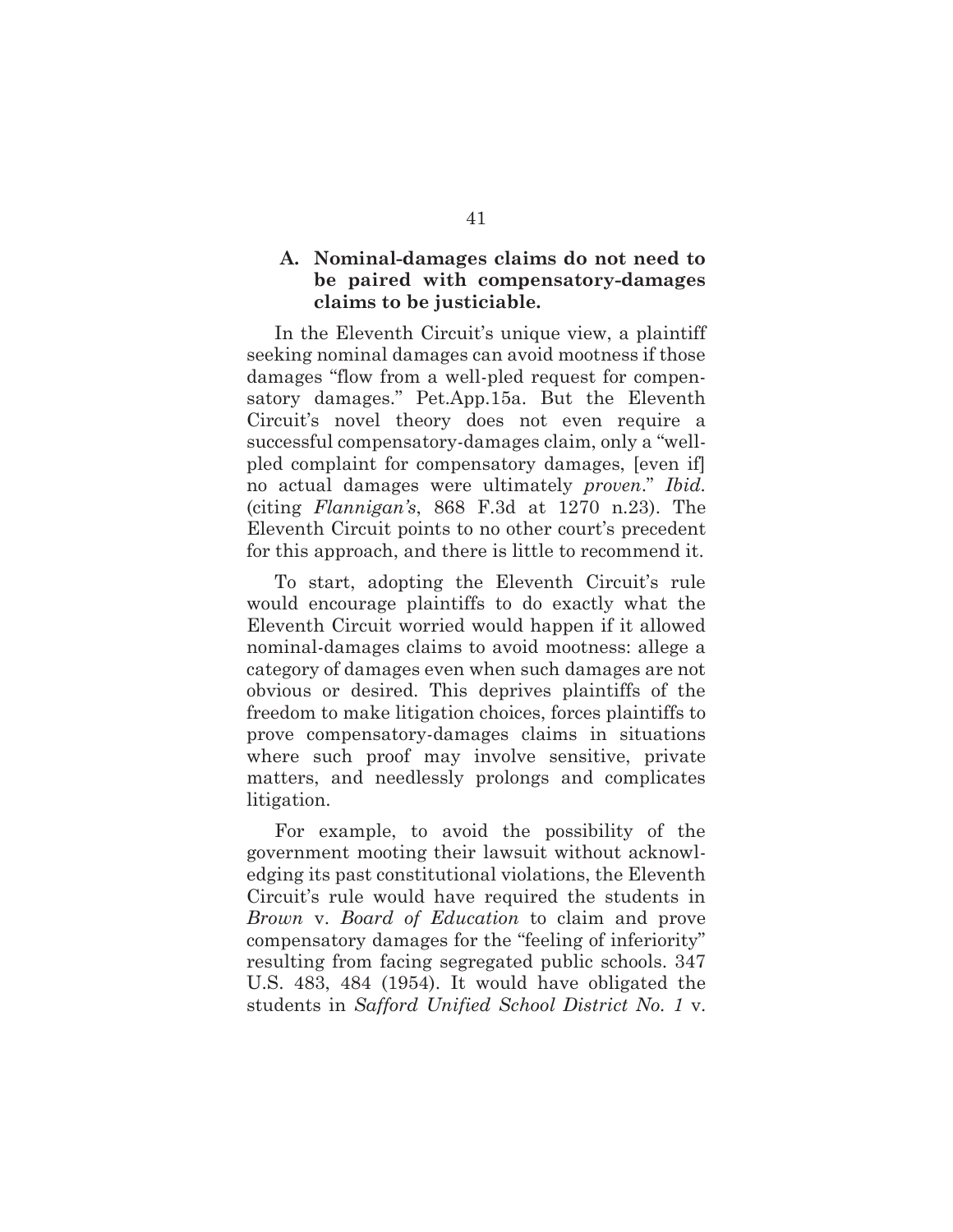### A. Nominal-damages claims do not need to be paired with compensatory-damages claims to be justiciable.

In the Eleventh Circuit's unique view, a plaintiff seeking nominal damages can avoid mootness if those damages "flow from a well-pled request for compensatory damages." Pet.App.15a. But the Eleventh Circuit's novel theory does not even require a successful compensatory-damages claim, only a "well-pled complaint for compensatory damages, [even if] no actual damages were ultimately *proven*." *Ibid.* (citing *Flannigan's*, 868 F.3d at 1270 n.23). The Eleventh Circuit points to no other court's precedent for this approach, and there is little to recommend it.

To start, adopting the Eleventh Circuit's rule would encourage plaintiffs to do exactly what the Eleventh Circuit worried would happen if it allowed nominal-damages claims to avoid mootness: allege a category of damages even when such damages are not obvious or desired. This deprives plaintiffs of the freedom to make litigation choices, forces plaintiffs to prove compensatory-damages claims in situations where such proof may involve sensitive, private matters, and needlessly prolongs and complicates litigation.

For example, to avoid the possibility of the government mooting their lawsuit without acknowledging its past constitutional violations, the Eleventh Circuit's rule would have required the students in *Brown* v. *Board of Education* to claim and prove compensatory damages for the "feeling of inferiority" resulting from facing segregated public schools. 347 U.S. 483, 484 (1954). It would have obligated the students in *Safford Unified School District No. 1* v.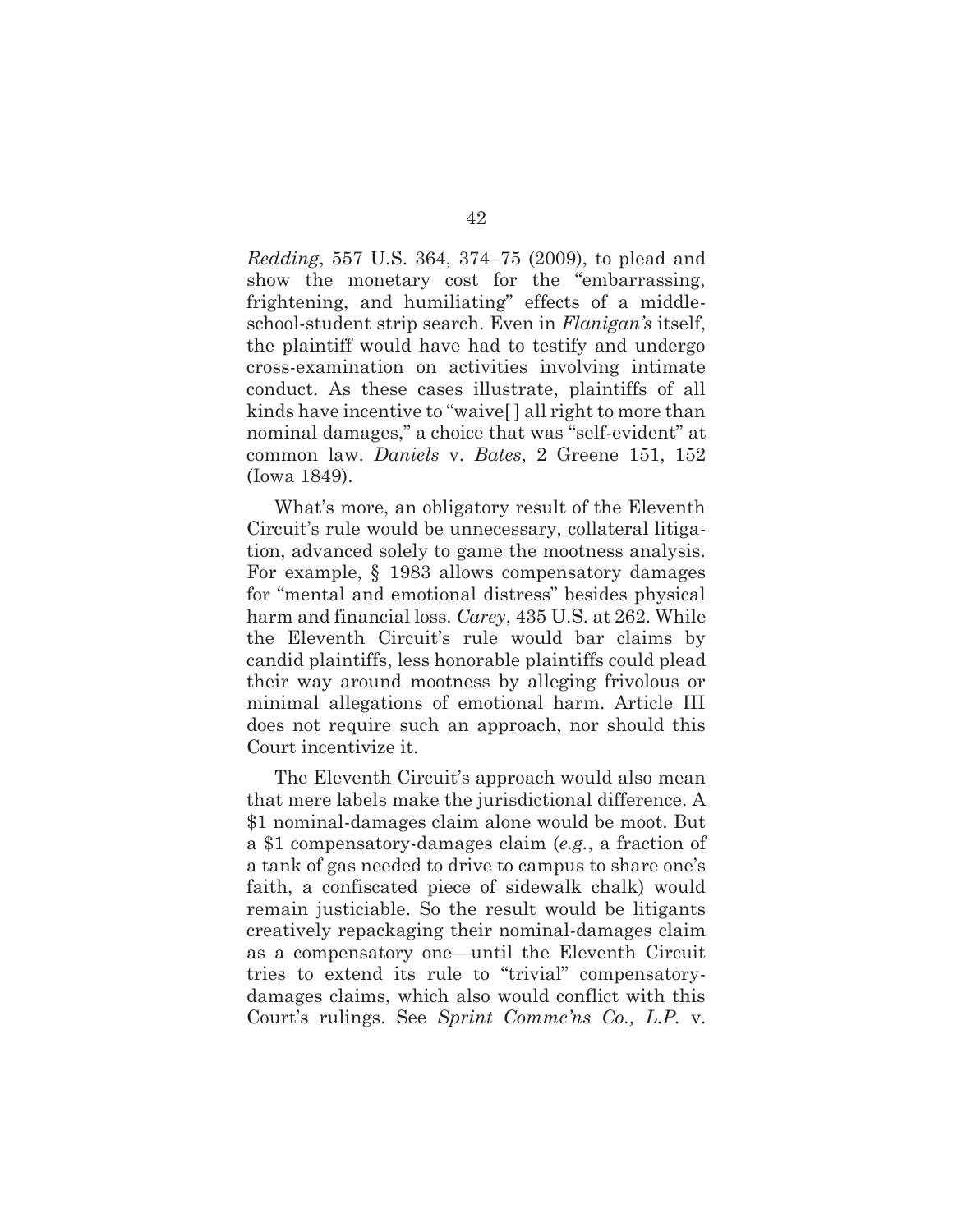*Redding*, 557 U.S. 364, 374–75 (2009), to plead and show the monetary cost for the "embarrassing, frightening, and humiliating" effects of a middle-school-student strip search. Even in *Flanigan's* itself, the plaintiff would have had to testify and undergo cross-examination on activities involving intimate conduct. As these cases illustrate, plaintiffs of all kinds have incentive to "waive[ ] all right to more than nominal damages," a choice that was "self-evident" at common law. *Daniels* v. *Bates*, 2 Greene 151, 152 (Iowa 1849).

What's more, an obligatory result of the Eleventh Circuit's rule would be unnecessary, collateral litigation, advanced solely to game the mootness analysis. For example, § 1983 allows compensatory damages for "mental and emotional distress" besides physical harm and financial loss. *Carey*, 435 U.S. at 262. While the Eleventh Circuit's rule would bar claims by candid plaintiffs, less honorable plaintiffs could plead their way around mootness by alleging frivolous or minimal allegations of emotional harm. Article III does not require such an approach, nor should this Court incentivize it.

The Eleventh Circuit's approach would also mean that mere labels make the jurisdictional difference. A $1 nominal-damages claim alone would be moot. But a $1 compensatory-damages claim (*e.g.*, a fraction of a tank of gas needed to drive to campus to share one's faith, a confiscated piece of sidewalk chalk) would remain justiciable. So the result would be litigants creatively repackaging their nominal-damages claim as a compensatory one—until the Eleventh Circuit tries to extend its rule to "trivial" compensatory-damages claims, which also would conflict with this Court's rulings. See *Sprint Commc'ns Co., L.P.* v.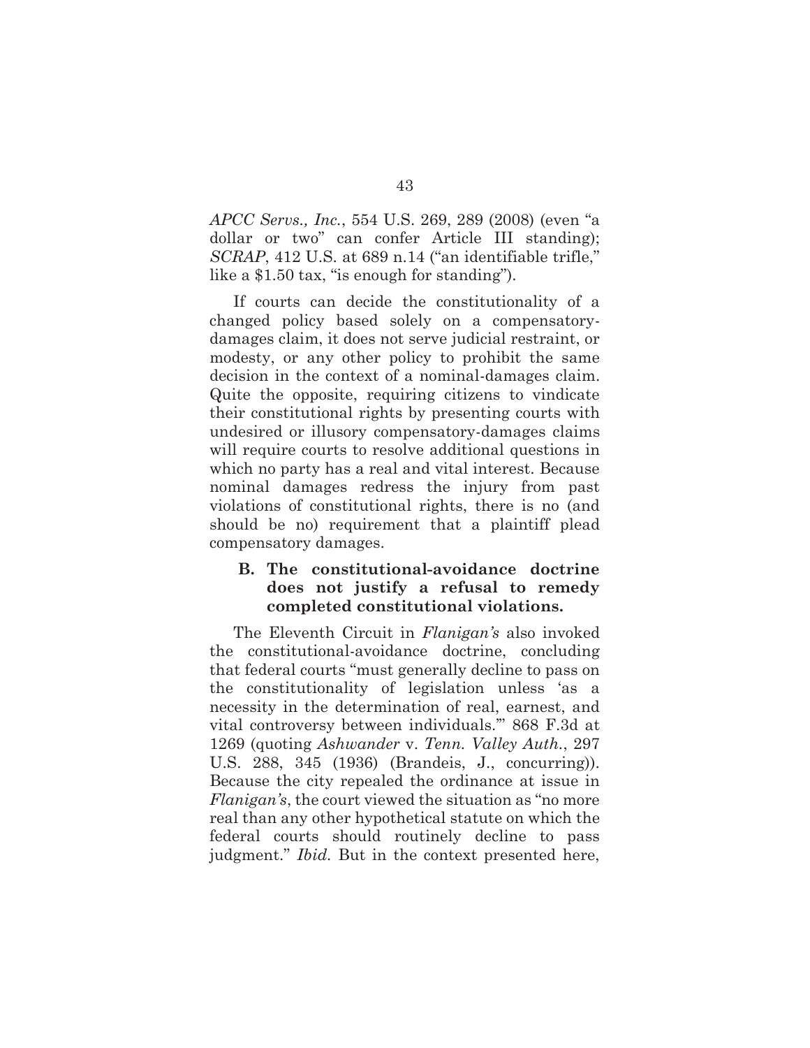*APCC Servs., Inc.*, 554 U.S. 269, 289 (2008) (even "a dollar or two" can confer Article III standing); *SCRAP*, 412 U.S. at 689 n.14 ("an identifiable trifle," like a $1.50 tax, "is enough for standing").

If courts can decide the constitutionality of a changed policy based solely on a compensatory-damages claim, it does not serve judicial restraint, or modesty, or any other policy to prohibit the same decision in the context of a nominal-damages claim. Quite the opposite, requiring citizens to vindicate their constitutional rights by presenting courts with undesired or illusory compensatory-damages claims will require courts to resolve additional questions in which no party has a real and vital interest. Because nominal damages redress the injury from past violations of constitutional rights, there is no (and should be no) requirement that a plaintiff plead compensatory damages.

### B. The constitutional-avoidance doctrine does not justify a refusal to remedy completed constitutional violations.

The Eleventh Circuit in *Flanigan's* also invoked the constitutional-avoidance doctrine, concluding that federal courts "must generally decline to pass on the constitutionality of legislation unless 'as a necessity in the determination of real, earnest, and vital controversy between individuals.'" 868 F.3d at 1269 (quoting *Ashwander* v. *Tenn. Valley Auth.*, 297 U.S. 288, 345 (1936) (Brandeis, J., concurring)). Because the city repealed the ordinance at issue in *Flanigan's*, the court viewed the situation as "no more real than any other hypothetical statute on which the federal courts should routinely decline to pass judgment." *Ibid.* But in the context presented here,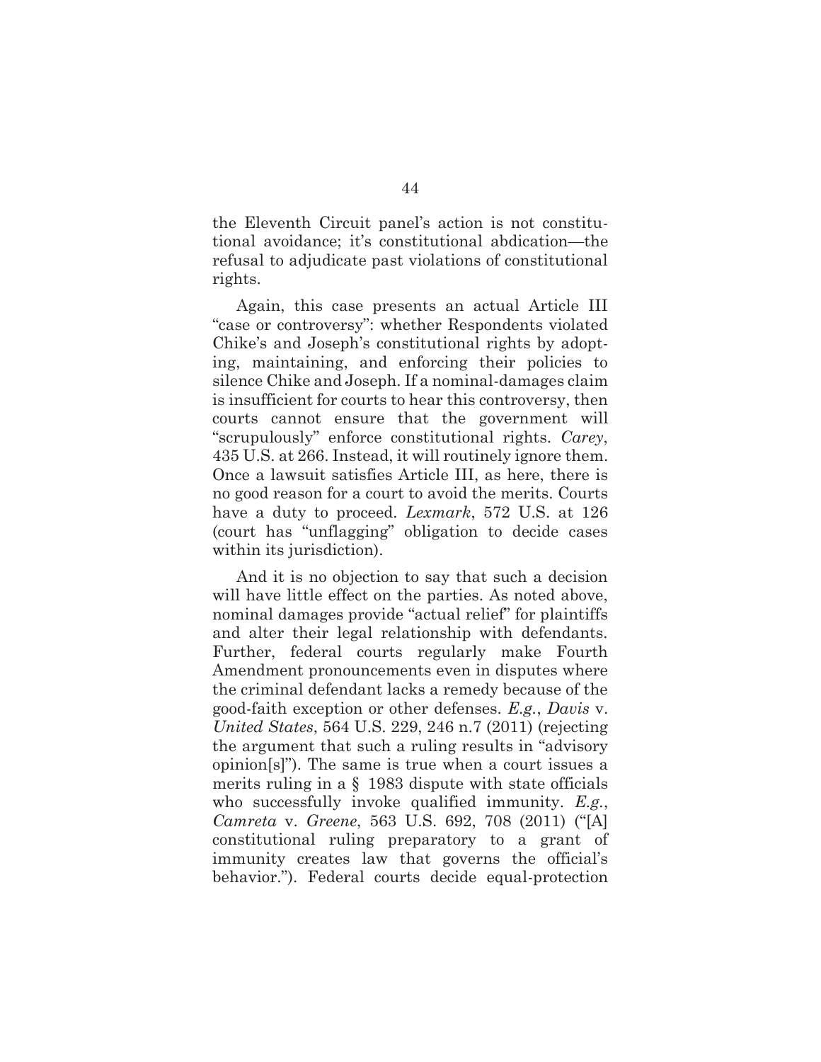the Eleventh Circuit panel's action is not constitutional avoidance; it's constitutional abdication—the refusal to adjudicate past violations of constitutional rights.

Again, this case presents an actual Article III "case or controversy": whether Respondents violated Chike's and Joseph's constitutional rights by adopting, maintaining, and enforcing their policies to silence Chike and Joseph. If a nominal-damages claim is insufficient for courts to hear this controversy, then courts cannot ensure that the government will "scrupulously" enforce constitutional rights. *Carey*, 435 U.S. at 266. Instead, it will routinely ignore them. Once a lawsuit satisfies Article III, as here, there is no good reason for a court to avoid the merits. Courts have a duty to proceed. *Lexmark*, 572 U.S. at 126 (court has "unflagging" obligation to decide cases within its jurisdiction).

And it is no objection to say that such a decision will have little effect on the parties. As noted above, nominal damages provide "actual relief" for plaintiffs and alter their legal relationship with defendants. Further, federal courts regularly make Fourth Amendment pronouncements even in disputes where the criminal defendant lacks a remedy because of the good-faith exception or other defenses. *E.g.*, *Davis* v. *United States*, 564 U.S. 229, 246 n.7 (2011) (rejecting the argument that such a ruling results in "advisory opinion[s]"). The same is true when a court issues a merits ruling in a § 1983 dispute with state officials who successfully invoke qualified immunity. *E.g.*, *Camreta* v. *Greene*, 563 U.S. 692, 708 (2011) ("[A] constitutional ruling preparatory to a grant of immunity creates law that governs the official's behavior."). Federal courts decide equal-protection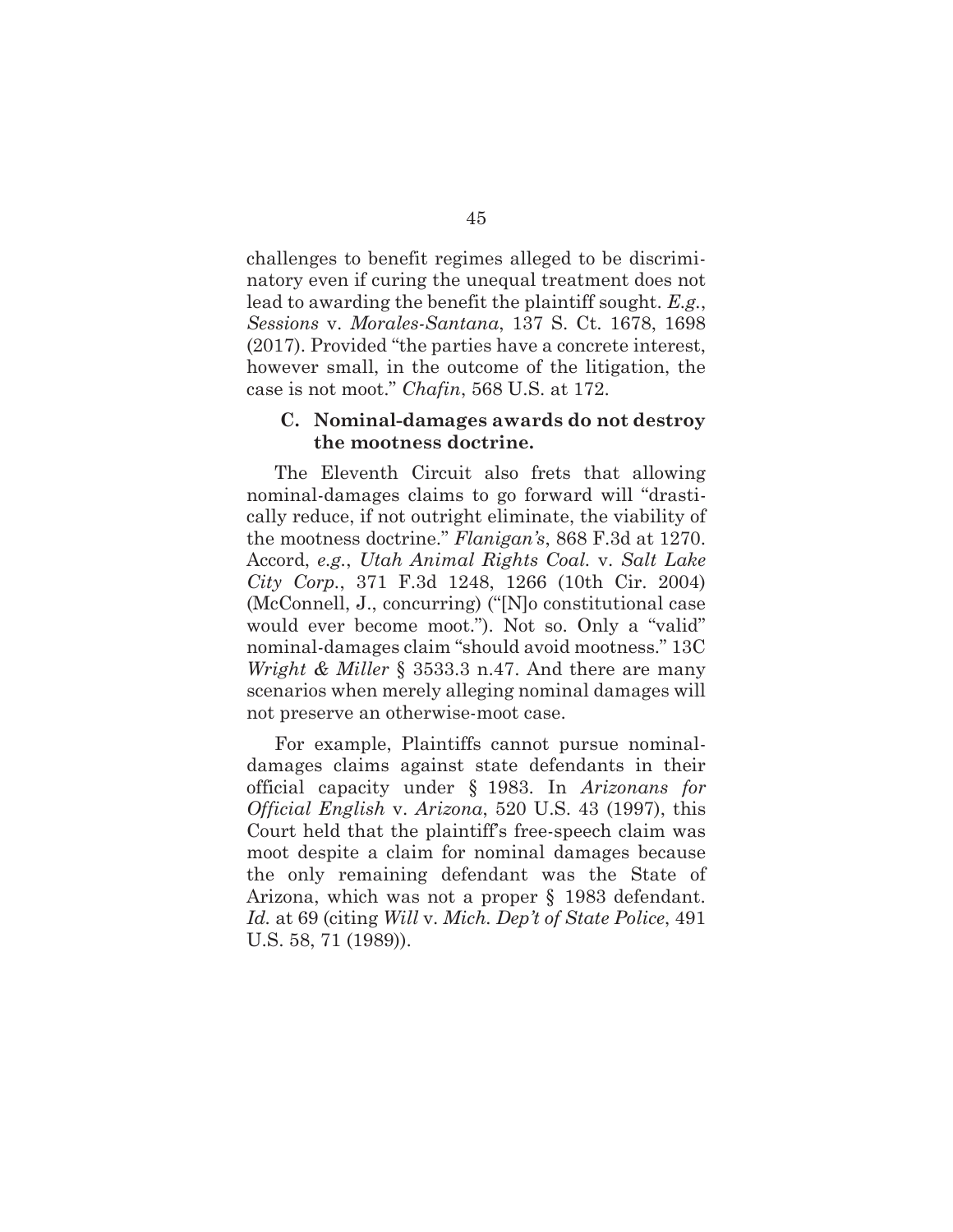challenges to benefit regimes alleged to be discriminatory even if curing the unequal treatment does not lead to awarding the benefit the plaintiff sought. *E.g.*, *Sessions* v. *Morales-Santana*, 137 S. Ct. 1678, 1698 (2017). Provided "the parties have a concrete interest, however small, in the outcome of the litigation, the case is not moot." *Chafin*, 568 U.S. at 172.

### C. Nominal-damages awards do not destroy the mootness doctrine.

The Eleventh Circuit also frets that allowing nominal-damages claims to go forward will "drastically reduce, if not outright eliminate, the viability of the mootness doctrine." *Flanigan's*, 868 F.3d at 1270. Accord, *e.g.*, *Utah Animal Rights Coal.* v. *Salt Lake City Corp.*, 371 F.3d 1248, 1266 (10th Cir. 2004) (McConnell, J., concurring) ("[N]o constitutional case would ever become moot."). Not so. Only a "valid" nominal-damages claim "should avoid mootness." 13C *Wright & Miller* § 3533.3 n.47. And there are many scenarios when merely alleging nominal damages will not preserve an otherwise-moot case.

For example, Plaintiffs cannot pursue nominal-damages claims against state defendants in their official capacity under § 1983. In *Arizonans for Official English* v. *Arizona*, 520 U.S. 43 (1997), this Court held that the plaintiff's free-speech claim was moot despite a claim for nominal damages because the only remaining defendant was the State of Arizona, which was not a proper § 1983 defendant. *Id.* at 69 (citing *Will* v. *Mich. Dep't of State Police*, 491 U.S. 58, 71 (1989)).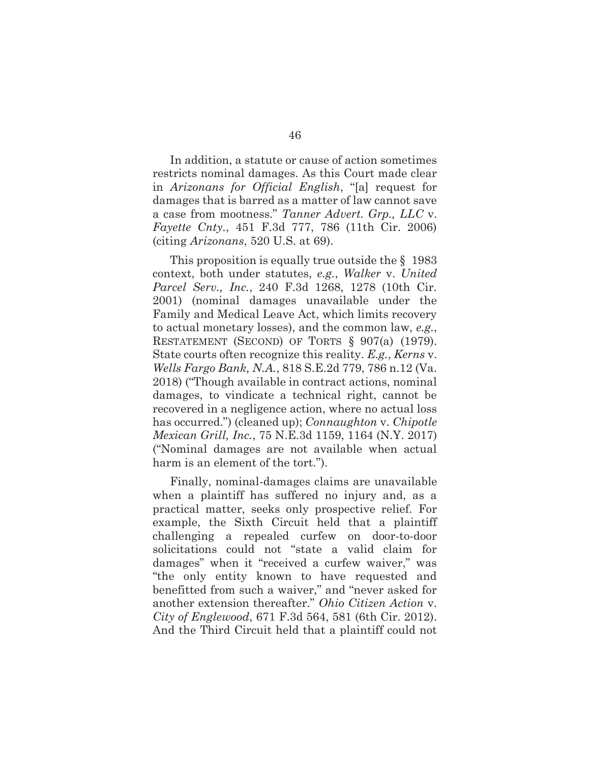In addition, a statute or cause of action sometimes restricts nominal damages. As this Court made clear in *Arizonans for Official English*, "[a] request for damages that is barred as a matter of law cannot save a case from mootness." *Tanner Advert. Grp., LLC* v. *Fayette Cnty.*, 451 F.3d 777, 786 (11th Cir. 2006) (citing *Arizonans*, 520 U.S. at 69).

This proposition is equally true outside the § 1983 context, both under statutes, *e.g.*, *Walker* v. *United Parcel Serv., Inc.*, 240 F.3d 1268, 1278 (10th Cir. 2001) (nominal damages unavailable under the Family and Medical Leave Act, which limits recovery to actual monetary losses), and the common law, *e.g.*, RESTATEMENT (SECOND) OF TORTS § 907(a) (1979). State courts often recognize this reality. *E.g.*, *Kerns* v. *Wells Fargo Bank, N.A.*, 818 S.E.2d 779, 786 n.12 (Va. 2018) ("Though available in contract actions, nominal damages, to vindicate a technical right, cannot be recovered in a negligence action, where no actual loss has occurred.") (cleaned up); *Connaughton* v. *Chipotle Mexican Grill, Inc.*, 75 N.E.3d 1159, 1164 (N.Y. 2017) ("Nominal damages are not available when actual harm is an element of the tort.").

Finally, nominal-damages claims are unavailable when a plaintiff has suffered no injury and, as a practical matter, seeks only prospective relief. For example, the Sixth Circuit held that a plaintiff challenging a repealed curfew on door-to-door solicitations could not "state a valid claim for damages" when it "received a curfew waiver," was "the only entity known to have requested and benefitted from such a waiver," and "never asked for another extension thereafter." *Ohio Citizen Action* v. *City of Englewood*, 671 F.3d 564, 581 (6th Cir. 2012). And the Third Circuit held that a plaintiff could not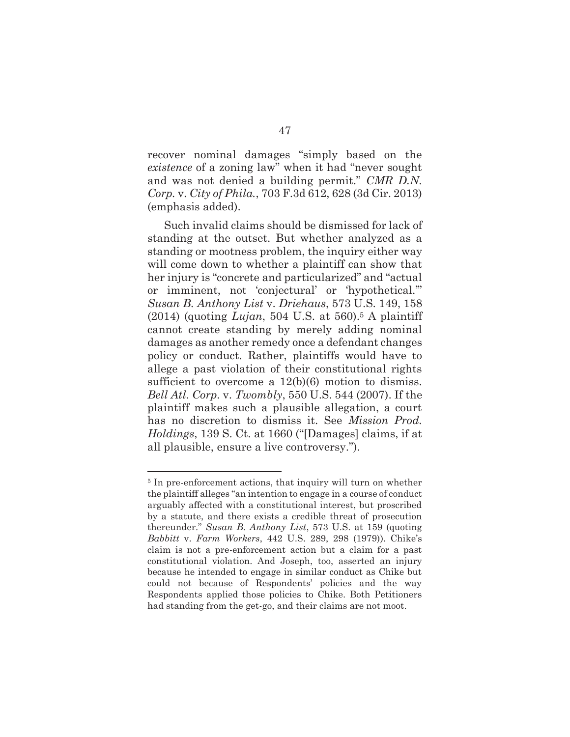recover nominal damages "simply based on the *existence* of a zoning law" when it had "never sought and was not denied a building permit." *CMR D.N. Corp.* v. *City of Phila.*, 703 F.3d 612, 628 (3d Cir. 2013) (emphasis added).

Such invalid claims should be dismissed for lack of standing at the outset. But whether analyzed as a standing or mootness problem, the inquiry either way will come down to whether a plaintiff can show that her injury is "concrete and particularized" and "actual or imminent, not 'conjectural' or 'hypothetical.'" *Susan B. Anthony List* v. *Driehaus*, 573 U.S. 149, 158 (2014) (quoting *Lujan*, 504 U.S. at 560).[5] A plaintiff cannot create standing by merely adding nominal damages as another remedy once a defendant changes policy or conduct. Rather, plaintiffs would have to allege a past violation of their constitutional rights sufficient to overcome a 12(b)(6) motion to dismiss. *Bell Atl. Corp.* v. *Twombly*, 550 U.S. 544 (2007). If the plaintiff makes such a plausible allegation, a court has no discretion to dismiss it. See *Mission Prod. Holdings*, 139 S. Ct. at 1660 ("[Damages] claims, if at all plausible, ensure a live controversy.").

---

[5] In pre-enforcement actions, that inquiry will turn on whether the plaintiff alleges "an intention to engage in a course of conduct arguably affected with a constitutional interest, but proscribed by a statute, and there exists a credible threat of prosecution thereunder." *Susan B. Anthony List*, 573 U.S. at 159 (quoting *Babbitt* v. *Farm Workers*, 442 U.S. 289, 298 (1979)). Chike's claim is not a pre-enforcement action but a claim for a past constitutional violation. And Joseph, too, asserted an injury because he intended to engage in similar conduct as Chike but could not because of Respondents' policies and the way Respondents applied those policies to Chike. Both Petitioners had standing from the get-go, and their claims are not moot.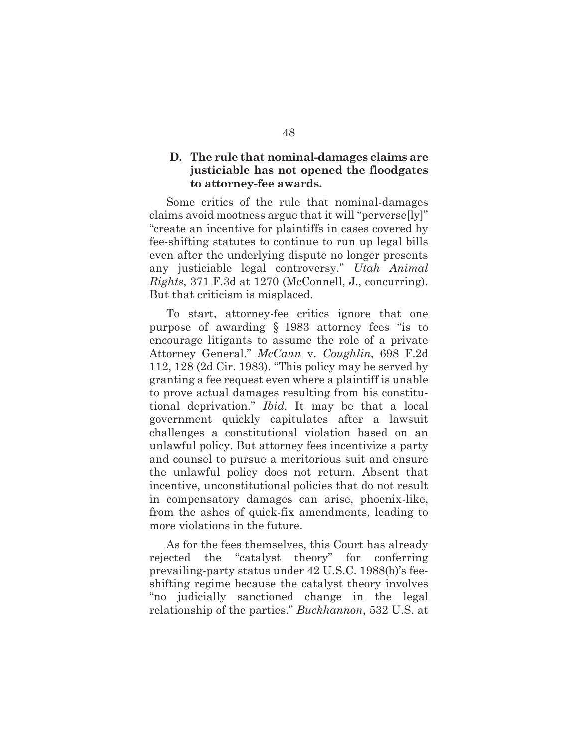### D. The rule that nominal-damages claims are justiciable has not opened the floodgates to attorney-fee awards.

Some critics of the rule that nominal-damages claims avoid mootness argue that it will "perverse[ly]" "create an incentive for plaintiffs in cases covered by fee-shifting statutes to continue to run up legal bills even after the underlying dispute no longer presents any justiciable legal controversy." *Utah Animal Rights*, 371 F.3d at 1270 (McConnell, J., concurring). But that criticism is misplaced.

To start, attorney-fee critics ignore that one purpose of awarding § 1983 attorney fees "is to encourage litigants to assume the role of a private Attorney General." *McCann* v. *Coughlin*, 698 F.2d 112, 128 (2d Cir. 1983). "This policy may be served by granting a fee request even where a plaintiff is unable to prove actual damages resulting from his constitutional deprivation." *Ibid.* It may be that a local government quickly capitulates after a lawsuit challenges a constitutional violation based on an unlawful policy. But attorney fees incentivize a party and counsel to pursue a meritorious suit and ensure the unlawful policy does not return. Absent that incentive, unconstitutional policies that do not result in compensatory damages can arise, phoenix-like, from the ashes of quick-fix amendments, leading to more violations in the future.

As for the fees themselves, this Court has already rejected the "catalyst theory" for conferring prevailing-party status under 42 U.S.C. 1988(b)'s fee-shifting regime because the catalyst theory involves "no judicially sanctioned change in the legal relationship of the parties." *Buckhannon*, 532 U.S. at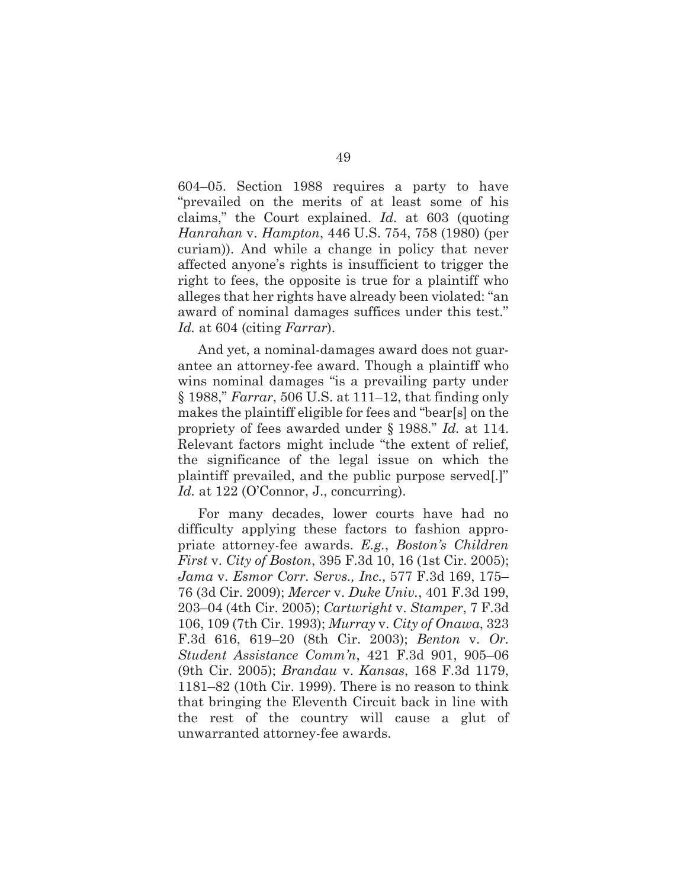604–05. Section 1988 requires a party to have "prevailed on the merits of at least some of his claims," the Court explained. *Id.* at 603 (quoting *Hanrahan* v. *Hampton*, 446 U.S. 754, 758 (1980) (per curiam)). And while a change in policy that never affected anyone's rights is insufficient to trigger the right to fees, the opposite is true for a plaintiff who alleges that her rights have already been violated: "an award of nominal damages suffices under this test." *Id.* at 604 (citing *Farrar*).

And yet, a nominal-damages award does not guarantee an attorney-fee award. Though a plaintiff who wins nominal damages "is a prevailing party under § 1988," *Farrar*, 506 U.S. at 111–12, that finding only makes the plaintiff eligible for fees and "bear[s] on the propriety of fees awarded under § 1988." *Id.* at 114. Relevant factors might include "the extent of relief, the significance of the legal issue on which the plaintiff prevailed, and the public purpose served[.]" *Id.* at 122 (O'Connor, J., concurring).

For many decades, lower courts have had no difficulty applying these factors to fashion appropriate attorney-fee awards. *E.g.*, *Boston's Children First* v. *City of Boston*, 395 F.3d 10, 16 (1st Cir. 2005); *Jama* v. *Esmor Corr. Servs., Inc.,* 577 F.3d 169, 175–76 (3d Cir. 2009); *Mercer* v. *Duke Univ.*, 401 F.3d 199, 203–04 (4th Cir. 2005); *Cartwright* v. *Stamper*, 7 F.3d 106, 109 (7th Cir. 1993); *Murray* v. *City of Onawa*, 323 F.3d 616, 619–20 (8th Cir. 2003); *Benton* v. *Or. Student Assistance Comm'n*, 421 F.3d 901, 905–06 (9th Cir. 2005); *Brandau* v. *Kansas*, 168 F.3d 1179, 1181–82 (10th Cir. 1999). There is no reason to think that bringing the Eleventh Circuit back in line with the rest of the country will cause a glut of unwarranted attorney-fee awards.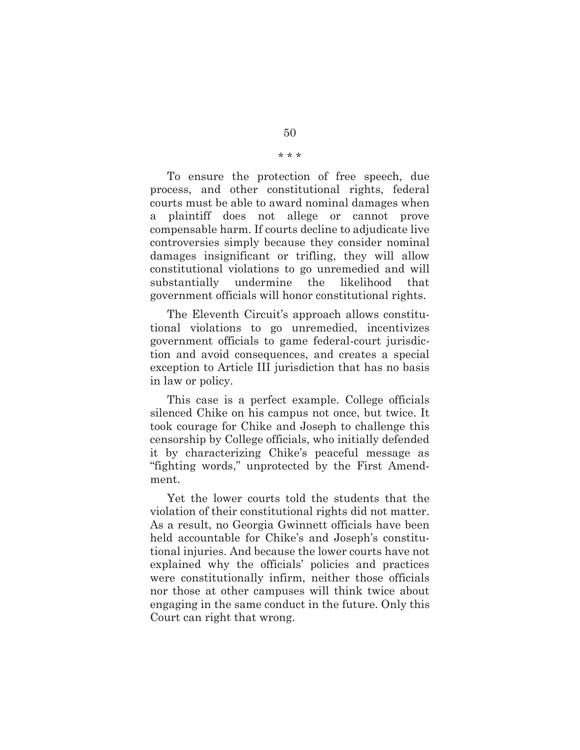\* \* \*

To ensure the protection of free speech, due process, and other constitutional rights, federal courts must be able to award nominal damages when a plaintiff does not allege or cannot prove compensable harm. If courts decline to adjudicate live controversies simply because they consider nominal damages insignificant or trifling, they will allow constitutional violations to go unremedied and will substantially undermine the likelihood that government officials will honor constitutional rights.

The Eleventh Circuit's approach allows constitutional violations to go unremedied, incentivizes government officials to game federal-court jurisdiction and avoid consequences, and creates a special exception to Article III jurisdiction that has no basis in law or policy.

This case is a perfect example. College officials silenced Chike on his campus not once, but twice. It took courage for Chike and Joseph to challenge this censorship by College officials, who initially defended it by characterizing Chike's peaceful message as "fighting words," unprotected by the First Amendment.

Yet the lower courts told the students that the violation of their constitutional rights did not matter. As a result, no Georgia Gwinnett officials have been held accountable for Chike's and Joseph's constitutional injuries. And because the lower courts have not explained why the officials' policies and practices were constitutionally infirm, neither those officials nor those at other campuses will think twice about engaging in the same conduct in the future. Only this Court can right that wrong.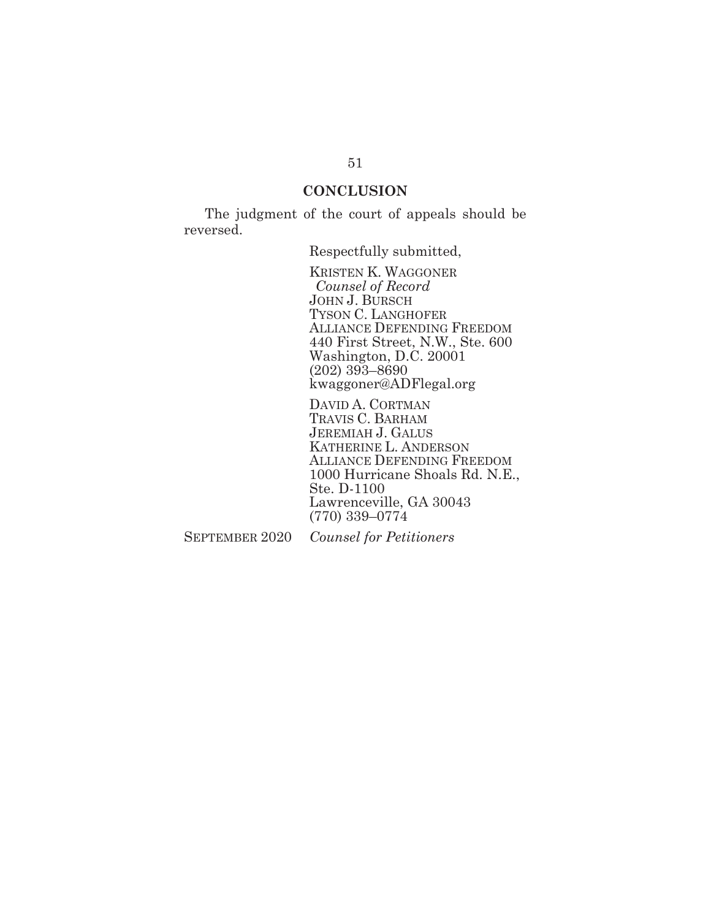## CONCLUSION

The judgment of the court of appeals should be reversed.

Respectfully submitted,

KRISTEN K. WAGGONER
*Counsel of Record*
JOHN J. BURSCH
TYSON C. LANGHOFER
ALLIANCE DEFENDING FREEDOM
440 First Street, N.W., Ste. 600
Washington, D.C. 20001
(202) 393–8690
kwaggoner@ADFlegal.org

DAVID A. CORTMAN
TRAVIS C. BARHAM
JEREMIAH J. GALUS
KATHERINE L. ANDERSON
ALLIANCE DEFENDING FREEDOM
1000 Hurricane Shoals Rd. N.E., Ste. D-1100
Lawrenceville, GA 30043
(770) 339–0774

SEPTEMBER 2020 *Counsel for Petitioners*